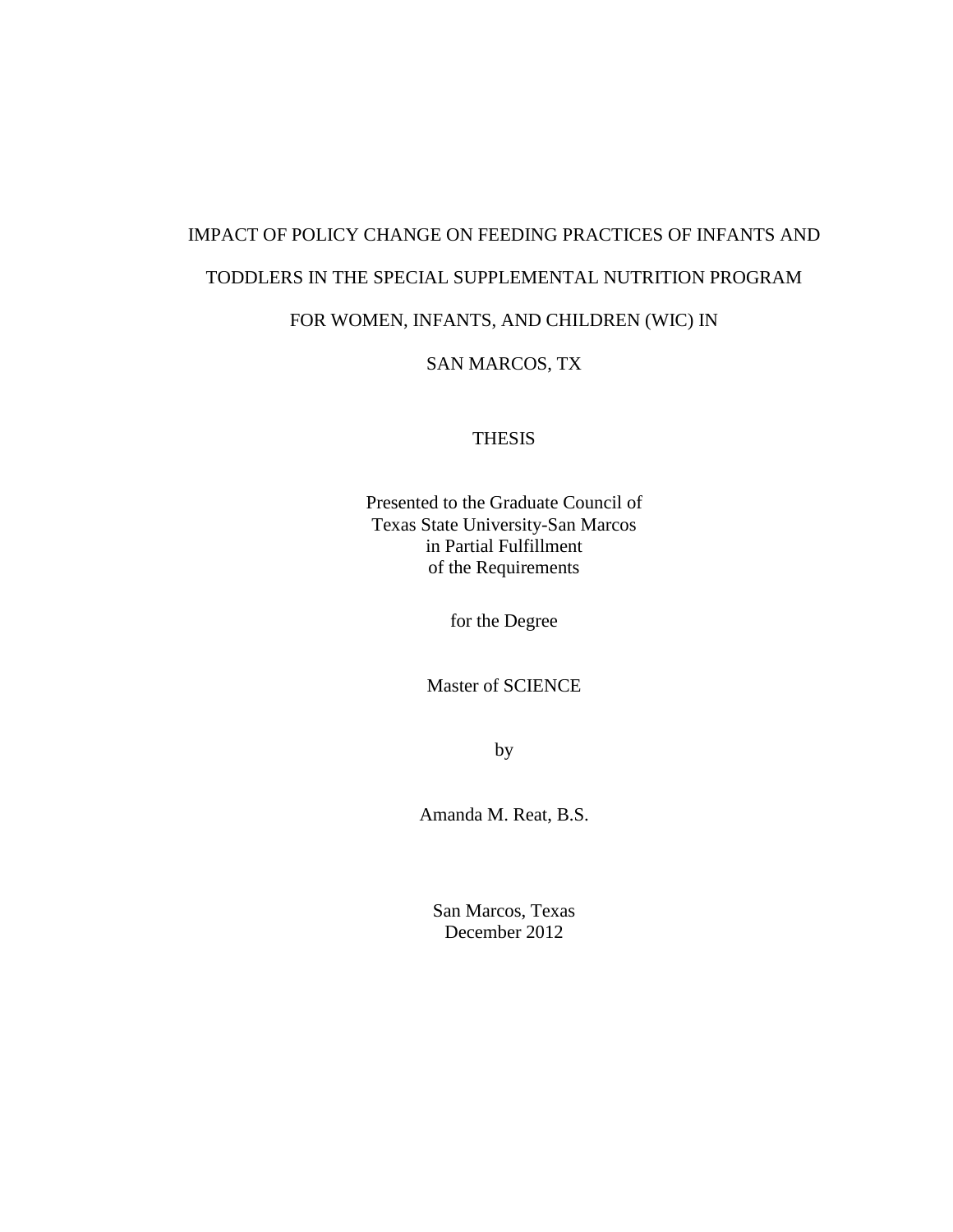# IMPACT OF POLICY CHANGE ON FEEDING PRACTICES OF INFANTS AND TODDLERS IN THE SPECIAL SUPPLEMENTAL NUTRITION PROGRAM FOR WOMEN, INFANTS, AND CHILDREN (WIC) IN SAN MARCOS, TX

THESIS

Presented to the Graduate Council of
Texas State University-San Marcos
in Partial Fulfillment
of the Requirements

for the Degree

Master of SCIENCE

by

Amanda M. Reat, B.S.

San Marcos, Texas
December 2012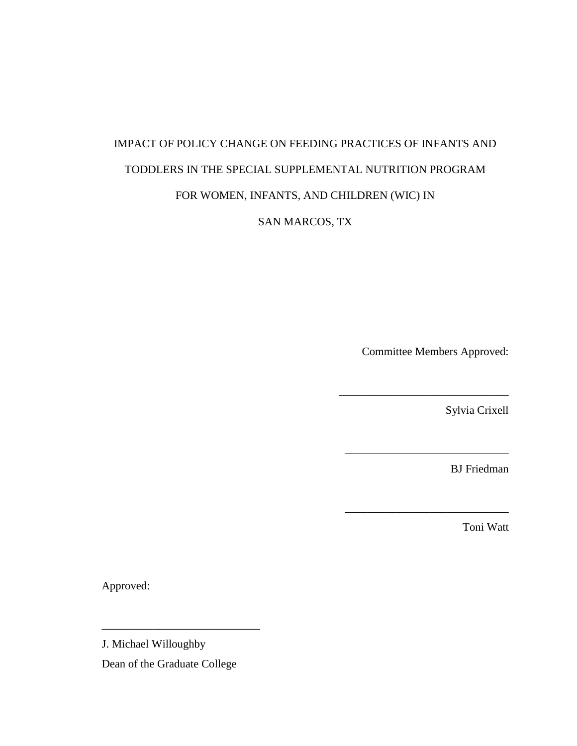IMPACT OF POLICY CHANGE ON FEEDING PRACTICES OF INFANTS AND TODDLERS IN THE SPECIAL SUPPLEMENTAL NUTRITION PROGRAM FOR WOMEN, INFANTS, AND CHILDREN (WIC) IN SAN MARCOS, TX

Committee Members Approved:

\_\_\_\_\_\_\_\_\_\_\_\_\_\_\_\_\_\_\_\_\_\_\_\_\_\_\_\_\_\_

Sylvia Crixell

\_\_\_\_\_\_\_\_\_\_\_\_\_\_\_\_\_\_\_\_\_\_\_\_\_\_\_\_\_\_

BJ Friedman

\_\_\_\_\_\_\_\_\_\_\_\_\_\_\_\_\_\_\_\_\_\_\_\_\_\_\_\_\_\_

Toni Watt

Approved:

\_\_\_\_\_\_\_\_\_\_\_\_\_\_\_\_\_\_\_\_\_\_\_\_\_\_\_\_\_\_

J. Michael Willoughby

Dean of the Graduate College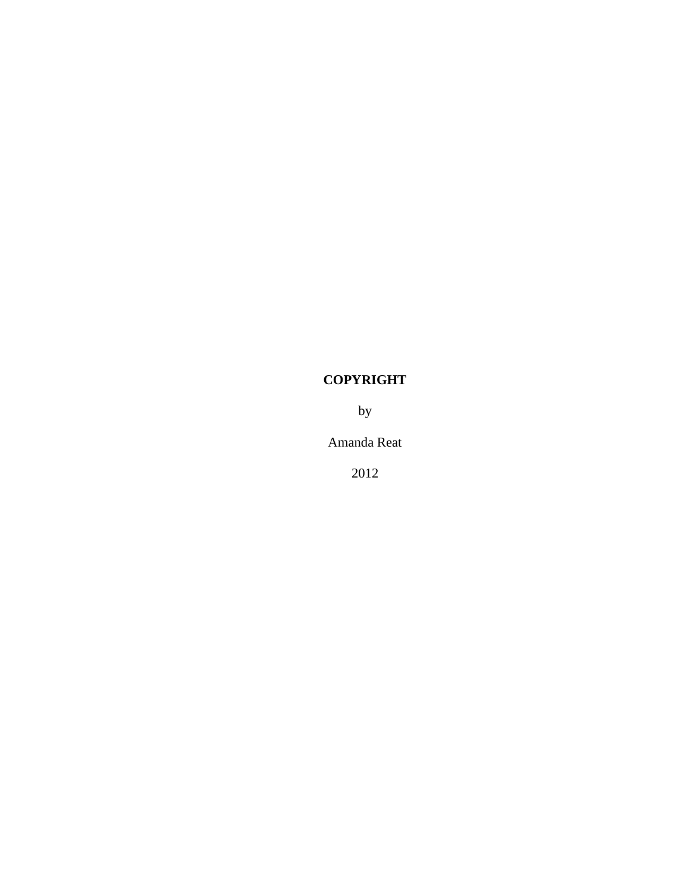**COPYRIGHT**

by

Amanda Reat

2012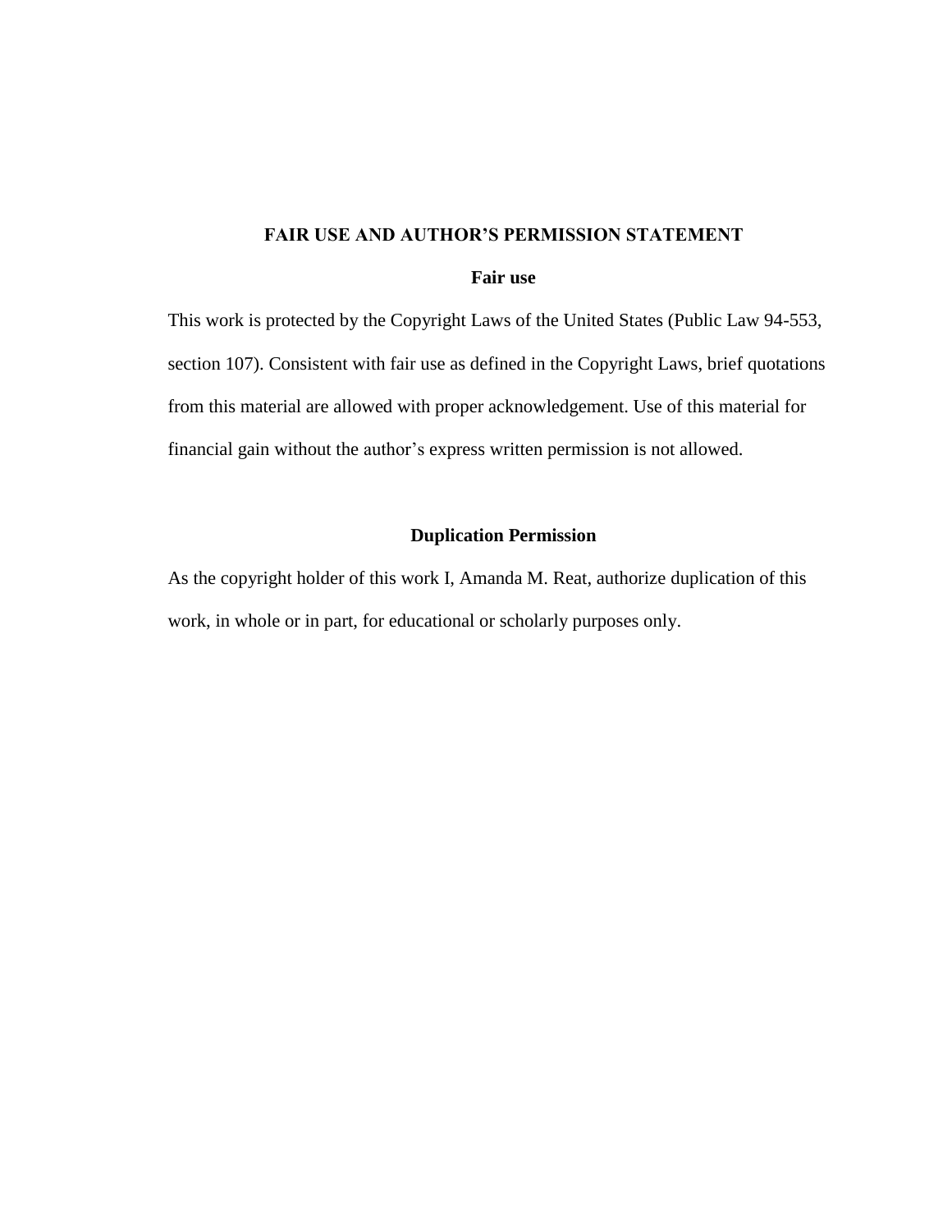## FAIR USE AND AUTHOR'S PERMISSION STATEMENT

### Fair use

This work is protected by the Copyright Laws of the United States (Public Law 94-553, section 107). Consistent with fair use as defined in the Copyright Laws, brief quotations from this material are allowed with proper acknowledgement. Use of this material for financial gain without the author's express written permission is not allowed.

### Duplication Permission

As the copyright holder of this work I, Amanda M. Reat, authorize duplication of this work, in whole or in part, for educational or scholarly purposes only.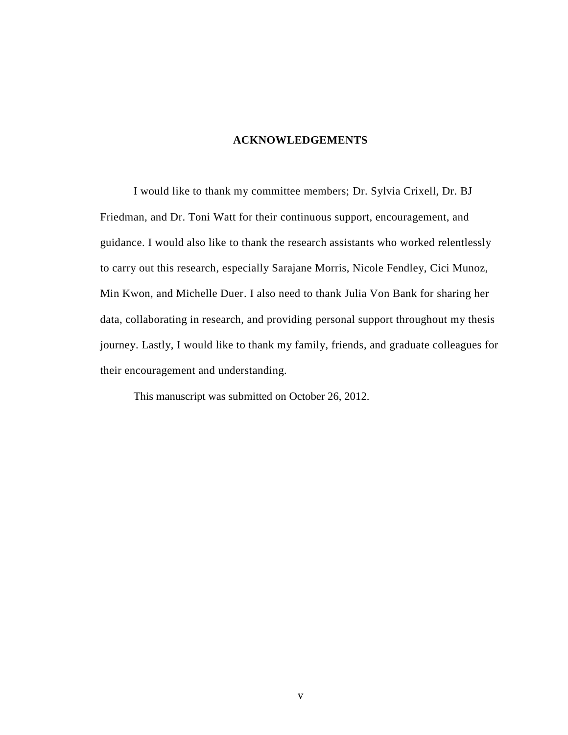## ACKNOWLEDGEMENTS

I would like to thank my committee members; Dr. Sylvia Crixell, Dr. BJ Friedman, and Dr. Toni Watt for their continuous support, encouragement, and guidance. I would also like to thank the research assistants who worked relentlessly to carry out this research, especially Sarajane Morris, Nicole Fendley, Cici Munoz, Min Kwon, and Michelle Duer. I also need to thank Julia Von Bank for sharing her data, collaborating in research, and providing personal support throughout my thesis journey. Lastly, I would like to thank my family, friends, and graduate colleagues for their encouragement and understanding.

This manuscript was submitted on October 26, 2012.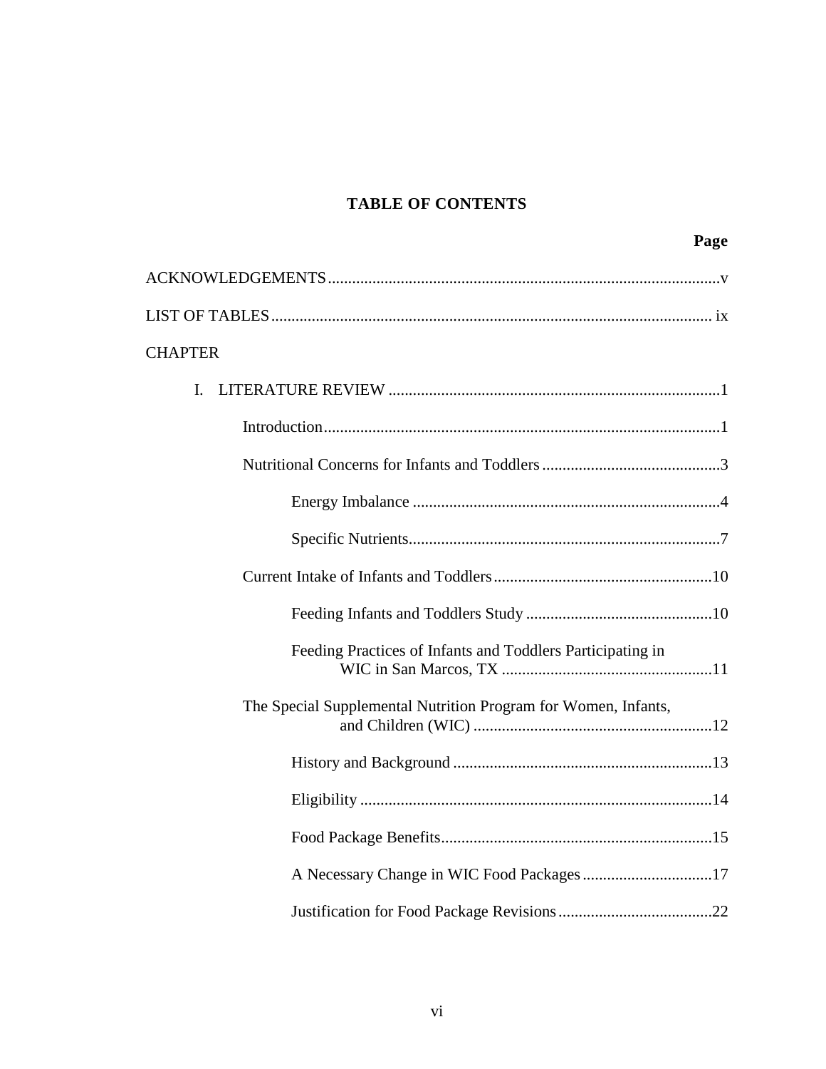# TABLE OF CONTENTS

**Page**

ACKNOWLEDGEMENTS ........ v

LIST OF TABLES ........ ix

CHAPTER

I. LITERATURE REVIEW ........ 1

- Introduction ........ 1
- Nutritional Concerns for Infants and Toddlers ........ 3
  - Energy Imbalance ........ 4
  - Specific Nutrients ........ 7
- Current Intake of Infants and Toddlers ........ 10
  - Feeding Infants and Toddlers Study ........ 10
  - Feeding Practices of Infants and Toddlers Participating in WIC in San Marcos, TX ........ 11
- The Special Supplemental Nutrition Program for Women, Infants, and Children (WIC) ........ 12
  - History and Background ........ 13
  - Eligibility ........ 14
  - Food Package Benefits ........ 15
  - A Necessary Change in WIC Food Packages ........ 17
  - Justification for Food Package Revisions ........ 22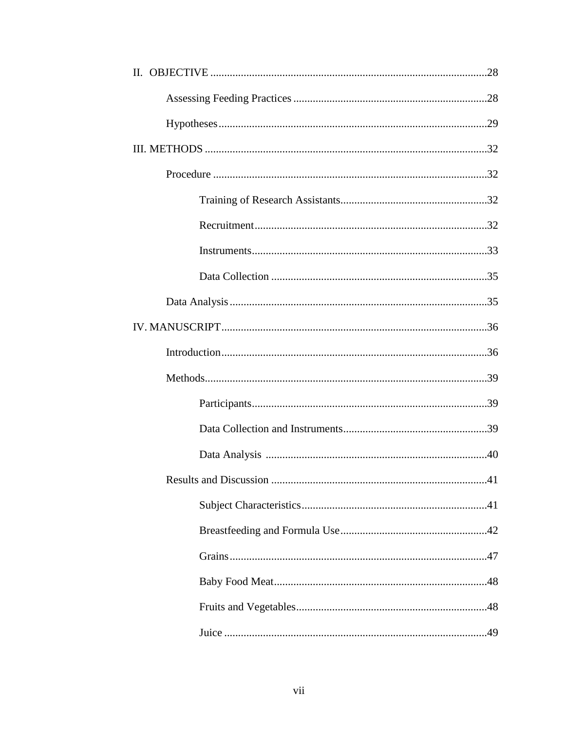II. OBJECTIVE ....................................................................................................28

Assessing Feeding Practices ......................................................................28

Hypotheses.................................................................................................29

III. METHODS ......................................................................................................32

Procedure ...................................................................................................32

Training of Research Assistants.....................................................32

Recruitment....................................................................................32

Instruments.....................................................................................33

Data Collection ..............................................................................35

Data Analysis .............................................................................................35

IV. MANUSCRIPT...............................................................................................36

Introduction................................................................................................36

Methods......................................................................................................39

Participants.....................................................................................39

Data Collection and Instruments....................................................39

Data Analysis ................................................................................40

Results and Discussion ..............................................................................41

Subject Characteristics..................................................................41

Breastfeeding and Formula Use.....................................................42

Grains.............................................................................................47

Baby Food Meat.............................................................................48

Fruits and Vegetables.....................................................................48

Juice ...............................................................................................49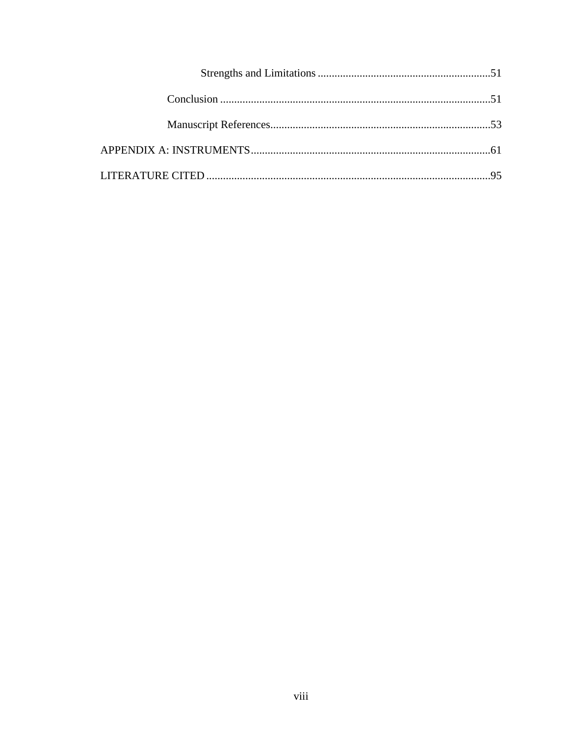Strengths and Limitations ..............................................................51

Conclusion ..................................................................................51

Manuscript References...............................................................53

APPENDIX A: INSTRUMENTS......................................................................61

LITERATURE CITED ......................................................................................95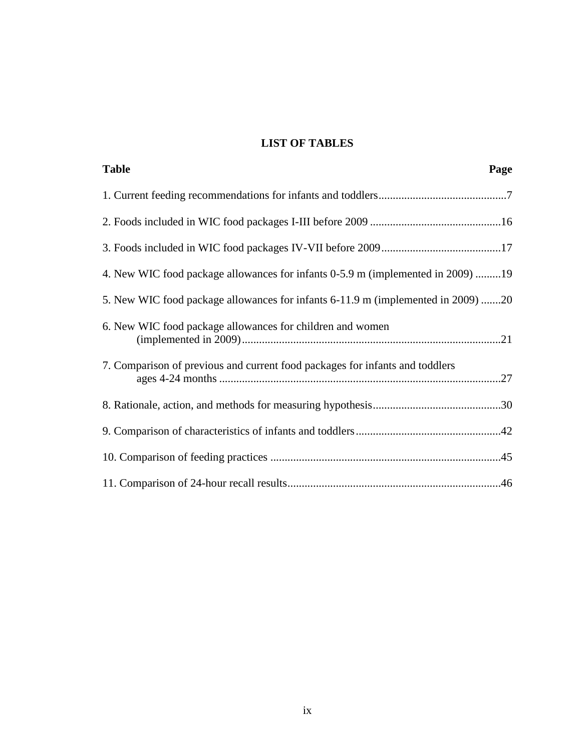# LIST OF TABLES

| Table | Page |
|---|---|
| 1. Current feeding recommendations for infants and toddlers | 7 |
| 2. Foods included in WIC food packages I-III before 2009 | 16 |
| 3. Foods included in WIC food packages IV-VII before 2009 | 17 |
| 4. New WIC food package allowances for infants 0-5.9 m (implemented in 2009) | 19 |
| 5. New WIC food package allowances for infants 6-11.9 m (implemented in 2009) | 20 |
| 6. New WIC food package allowances for children and women (implemented in 2009) | 21 |
| 7. Comparison of previous and current food packages for infants and toddlers ages 4-24 months | 27 |
| 8. Rationale, action, and methods for measuring hypothesis | 30 |
| 9. Comparison of characteristics of infants and toddlers | 42 |
| 10. Comparison of feeding practices | 45 |
| 11. Comparison of 24-hour recall results | 46 |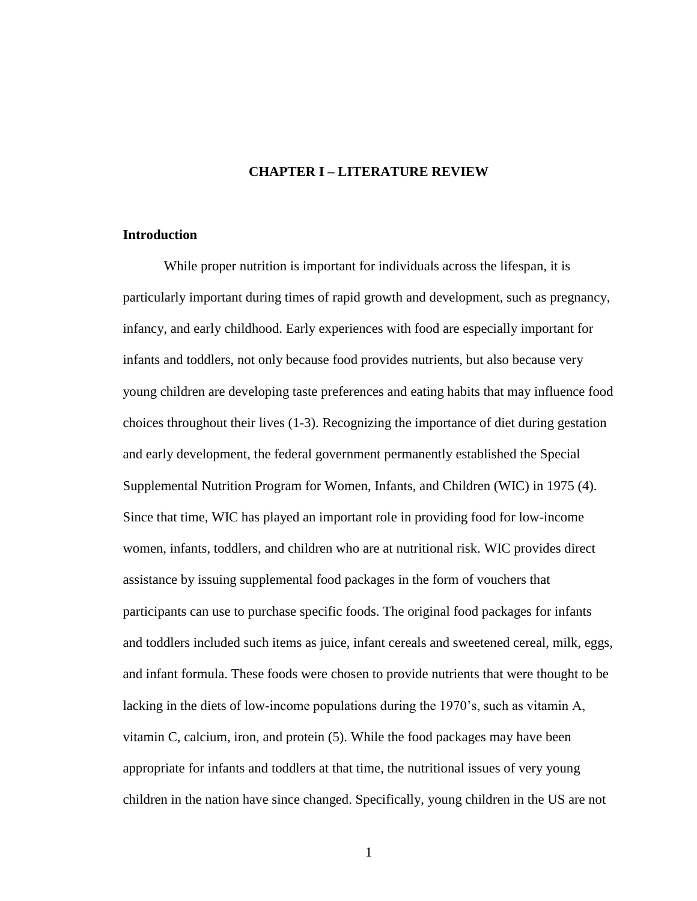# CHAPTER I – LITERATURE REVIEW

## Introduction

While proper nutrition is important for individuals across the lifespan, it is particularly important during times of rapid growth and development, such as pregnancy, infancy, and early childhood. Early experiences with food are especially important for infants and toddlers, not only because food provides nutrients, but also because very young children are developing taste preferences and eating habits that may influence food choices throughout their lives (1-3). Recognizing the importance of diet during gestation and early development, the federal government permanently established the Special Supplemental Nutrition Program for Women, Infants, and Children (WIC) in 1975 (4). Since that time, WIC has played an important role in providing food for low-income women, infants, toddlers, and children who are at nutritional risk. WIC provides direct assistance by issuing supplemental food packages in the form of vouchers that participants can use to purchase specific foods. The original food packages for infants and toddlers included such items as juice, infant cereals and sweetened cereal, milk, eggs, and infant formula. These foods were chosen to provide nutrients that were thought to be lacking in the diets of low-income populations during the 1970's, such as vitamin A, vitamin C, calcium, iron, and protein (5). While the food packages may have been appropriate for infants and toddlers at that time, the nutritional issues of very young children in the nation have since changed. Specifically, young children in the US are not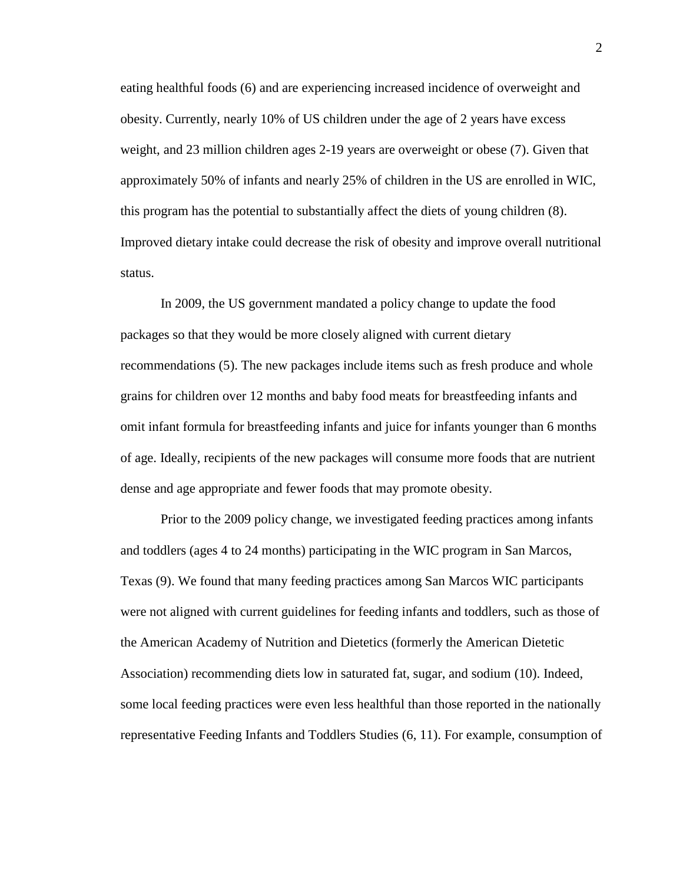eating healthful foods (6) and are experiencing increased incidence of overweight and obesity. Currently, nearly 10% of US children under the age of 2 years have excess weight, and 23 million children ages 2-19 years are overweight or obese (7). Given that approximately 50% of infants and nearly 25% of children in the US are enrolled in WIC, this program has the potential to substantially affect the diets of young children (8). Improved dietary intake could decrease the risk of obesity and improve overall nutritional status.

In 2009, the US government mandated a policy change to update the food packages so that they would be more closely aligned with current dietary recommendations (5). The new packages include items such as fresh produce and whole grains for children over 12 months and baby food meats for breastfeeding infants and omit infant formula for breastfeeding infants and juice for infants younger than 6 months of age. Ideally, recipients of the new packages will consume more foods that are nutrient dense and age appropriate and fewer foods that may promote obesity.

Prior to the 2009 policy change, we investigated feeding practices among infants and toddlers (ages 4 to 24 months) participating in the WIC program in San Marcos, Texas (9). We found that many feeding practices among San Marcos WIC participants were not aligned with current guidelines for feeding infants and toddlers, such as those of the American Academy of Nutrition and Dietetics (formerly the American Dietetic Association) recommending diets low in saturated fat, sugar, and sodium (10). Indeed, some local feeding practices were even less healthful than those reported in the nationally representative Feeding Infants and Toddlers Studies (6, 11). For example, consumption of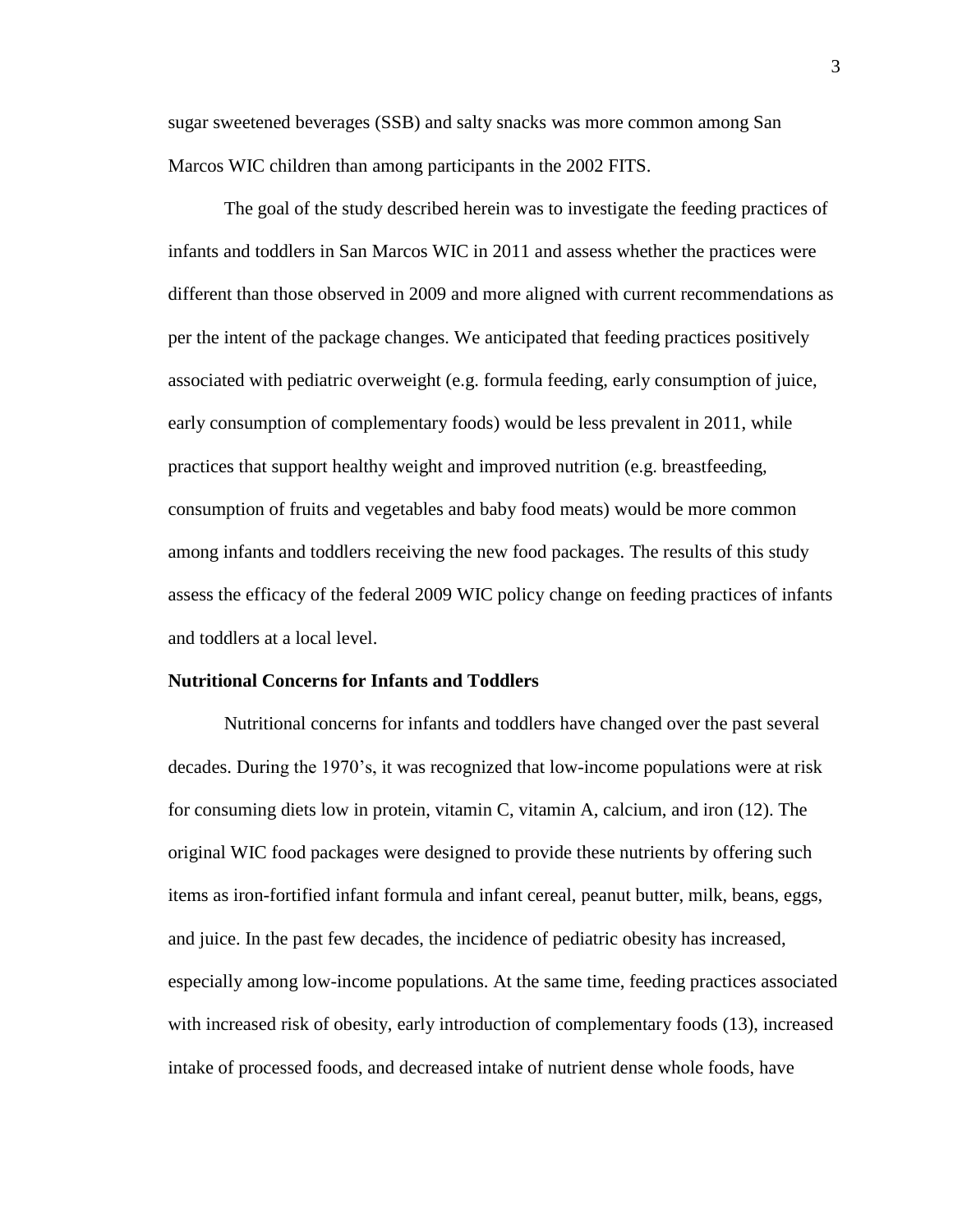sugar sweetened beverages (SSB) and salty snacks was more common among San Marcos WIC children than among participants in the 2002 FITS.

The goal of the study described herein was to investigate the feeding practices of infants and toddlers in San Marcos WIC in 2011 and assess whether the practices were different than those observed in 2009 and more aligned with current recommendations as per the intent of the package changes. We anticipated that feeding practices positively associated with pediatric overweight (e.g. formula feeding, early consumption of juice, early consumption of complementary foods) would be less prevalent in 2011, while practices that support healthy weight and improved nutrition (e.g. breastfeeding, consumption of fruits and vegetables and baby food meats) would be more common among infants and toddlers receiving the new food packages. The results of this study assess the efficacy of the federal 2009 WIC policy change on feeding practices of infants and toddlers at a local level.

**Nutritional Concerns for Infants and Toddlers**

Nutritional concerns for infants and toddlers have changed over the past several decades. During the 1970's, it was recognized that low-income populations were at risk for consuming diets low in protein, vitamin C, vitamin A, calcium, and iron (12). The original WIC food packages were designed to provide these nutrients by offering such items as iron-fortified infant formula and infant cereal, peanut butter, milk, beans, eggs, and juice. In the past few decades, the incidence of pediatric obesity has increased, especially among low-income populations. At the same time, feeding practices associated with increased risk of obesity, early introduction of complementary foods (13), increased intake of processed foods, and decreased intake of nutrient dense whole foods, have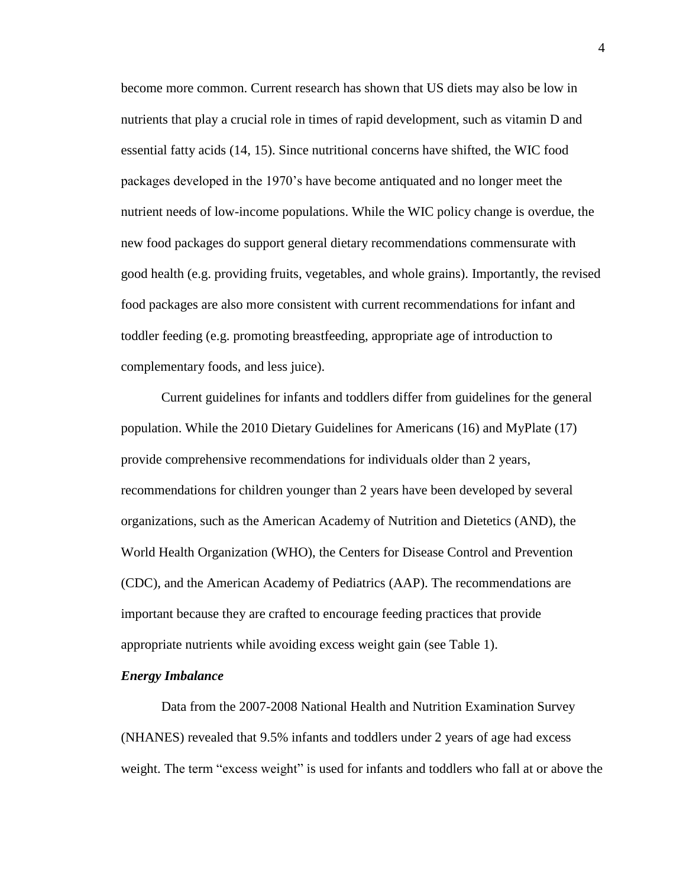become more common. Current research has shown that US diets may also be low in nutrients that play a crucial role in times of rapid development, such as vitamin D and essential fatty acids (14, 15). Since nutritional concerns have shifted, the WIC food packages developed in the 1970's have become antiquated and no longer meet the nutrient needs of low-income populations. While the WIC policy change is overdue, the new food packages do support general dietary recommendations commensurate with good health (e.g. providing fruits, vegetables, and whole grains). Importantly, the revised food packages are also more consistent with current recommendations for infant and toddler feeding (e.g. promoting breastfeeding, appropriate age of introduction to complementary foods, and less juice).

Current guidelines for infants and toddlers differ from guidelines for the general population. While the 2010 Dietary Guidelines for Americans (16) and MyPlate (17) provide comprehensive recommendations for individuals older than 2 years, recommendations for children younger than 2 years have been developed by several organizations, such as the American Academy of Nutrition and Dietetics (AND), the World Health Organization (WHO), the Centers for Disease Control and Prevention (CDC), and the American Academy of Pediatrics (AAP). The recommendations are important because they are crafted to encourage feeding practices that provide appropriate nutrients while avoiding excess weight gain (see Table 1).

### *Energy Imbalance*

Data from the 2007-2008 National Health and Nutrition Examination Survey (NHANES) revealed that 9.5% infants and toddlers under 2 years of age had excess weight. The term "excess weight" is used for infants and toddlers who fall at or above the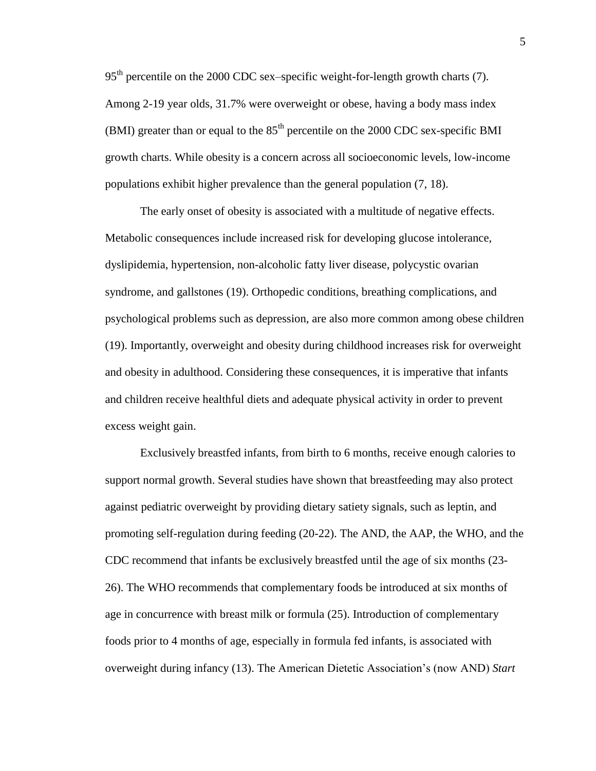95$^{th}$ percentile on the 2000 CDC sex–specific weight-for-length growth charts (7). Among 2-19 year olds, 31.7% were overweight or obese, having a body mass index (BMI) greater than or equal to the 85$^{th}$ percentile on the 2000 CDC sex-specific BMI growth charts. While obesity is a concern across all socioeconomic levels, low-income populations exhibit higher prevalence than the general population (7, 18).

The early onset of obesity is associated with a multitude of negative effects. Metabolic consequences include increased risk for developing glucose intolerance, dyslipidemia, hypertension, non-alcoholic fatty liver disease, polycystic ovarian syndrome, and gallstones (19). Orthopedic conditions, breathing complications, and psychological problems such as depression, are also more common among obese children (19). Importantly, overweight and obesity during childhood increases risk for overweight and obesity in adulthood. Considering these consequences, it is imperative that infants and children receive healthful diets and adequate physical activity in order to prevent excess weight gain.

Exclusively breastfed infants, from birth to 6 months, receive enough calories to support normal growth. Several studies have shown that breastfeeding may also protect against pediatric overweight by providing dietary satiety signals, such as leptin, and promoting self-regulation during feeding (20-22). The AND, the AAP, the WHO, and the CDC recommend that infants be exclusively breastfed until the age of six months (23-26). The WHO recommends that complementary foods be introduced at six months of age in concurrence with breast milk or formula (25). Introduction of complementary foods prior to 4 months of age, especially in formula fed infants, is associated with overweight during infancy (13). The American Dietetic Association's (now AND) *Start*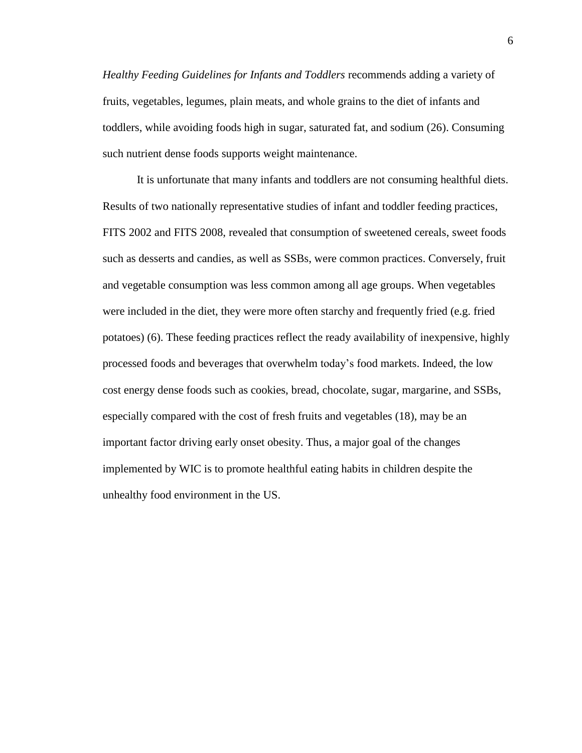*Healthy Feeding Guidelines for Infants and Toddlers* recommends adding a variety of fruits, vegetables, legumes, plain meats, and whole grains to the diet of infants and toddlers, while avoiding foods high in sugar, saturated fat, and sodium (26). Consuming such nutrient dense foods supports weight maintenance.

It is unfortunate that many infants and toddlers are not consuming healthful diets. Results of two nationally representative studies of infant and toddler feeding practices, FITS 2002 and FITS 2008, revealed that consumption of sweetened cereals, sweet foods such as desserts and candies, as well as SSBs, were common practices. Conversely, fruit and vegetable consumption was less common among all age groups. When vegetables were included in the diet, they were more often starchy and frequently fried (e.g. fried potatoes) (6). These feeding practices reflect the ready availability of inexpensive, highly processed foods and beverages that overwhelm today's food markets. Indeed, the low cost energy dense foods such as cookies, bread, chocolate, sugar, margarine, and SSBs, especially compared with the cost of fresh fruits and vegetables (18), may be an important factor driving early onset obesity. Thus, a major goal of the changes implemented by WIC is to promote healthful eating habits in children despite the unhealthy food environment in the US.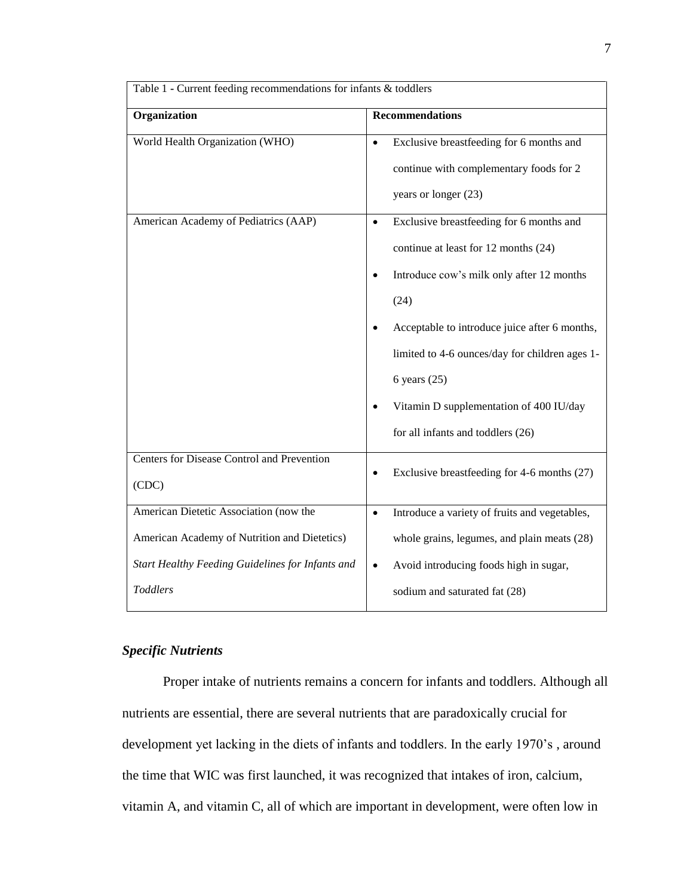Table 1 - Current feeding recommendations for infants & toddlers

| Organization | Recommendations |
|---|---|
| World Health Organization (WHO) | • Exclusive breastfeeding for 6 months and continue with complementary foods for 2 years or longer (23) |
| American Academy of Pediatrics (AAP) | • Exclusive breastfeeding for 6 months and continue at least for 12 months (24)<br>• Introduce cow's milk only after 12 months (24)<br>• Acceptable to introduce juice after 6 months, limited to 4-6 ounces/day for children ages 1-6 years (25)<br>• Vitamin D supplementation of 400 IU/day for all infants and toddlers (26) |
| Centers for Disease Control and Prevention (CDC) | • Exclusive breastfeeding for 4-6 months (27) |
| American Dietetic Association (now the American Academy of Nutrition and Dietetics) *Start Healthy Feeding Guidelines for Infants and Toddlers* | • Introduce a variety of fruits and vegetables, whole grains, legumes, and plain meats (28)<br>• Avoid introducing foods high in sugar, sodium and saturated fat (28) |

### *Specific Nutrients*

Proper intake of nutrients remains a concern for infants and toddlers. Although all nutrients are essential, there are several nutrients that are paradoxically crucial for development yet lacking in the diets of infants and toddlers. In the early 1970's , around the time that WIC was first launched, it was recognized that intakes of iron, calcium, vitamin A, and vitamin C, all of which are important in development, were often low in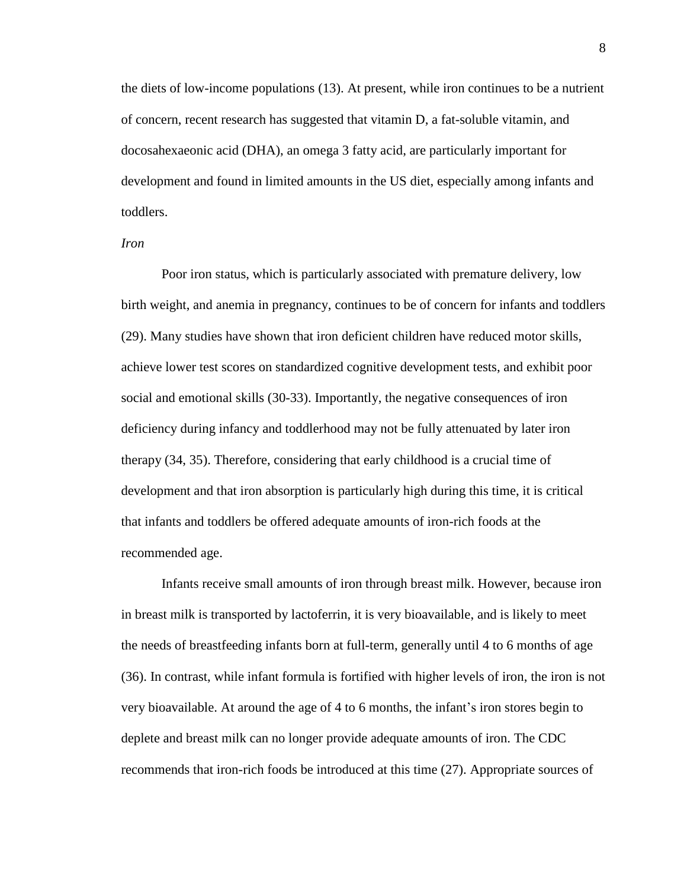the diets of low-income populations (13). At present, while iron continues to be a nutrient of concern, recent research has suggested that vitamin D, a fat-soluble vitamin, and docosahexaeonic acid (DHA), an omega 3 fatty acid, are particularly important for development and found in limited amounts in the US diet, especially among infants and toddlers.

*Iron*

Poor iron status, which is particularly associated with premature delivery, low birth weight, and anemia in pregnancy, continues to be of concern for infants and toddlers (29). Many studies have shown that iron deficient children have reduced motor skills, achieve lower test scores on standardized cognitive development tests, and exhibit poor social and emotional skills (30-33). Importantly, the negative consequences of iron deficiency during infancy and toddlerhood may not be fully attenuated by later iron therapy (34, 35). Therefore, considering that early childhood is a crucial time of development and that iron absorption is particularly high during this time, it is critical that infants and toddlers be offered adequate amounts of iron-rich foods at the recommended age.

Infants receive small amounts of iron through breast milk. However, because iron in breast milk is transported by lactoferrin, it is very bioavailable, and is likely to meet the needs of breastfeeding infants born at full-term, generally until 4 to 6 months of age (36). In contrast, while infant formula is fortified with higher levels of iron, the iron is not very bioavailable. At around the age of 4 to 6 months, the infant's iron stores begin to deplete and breast milk can no longer provide adequate amounts of iron. The CDC recommends that iron-rich foods be introduced at this time (27). Appropriate sources of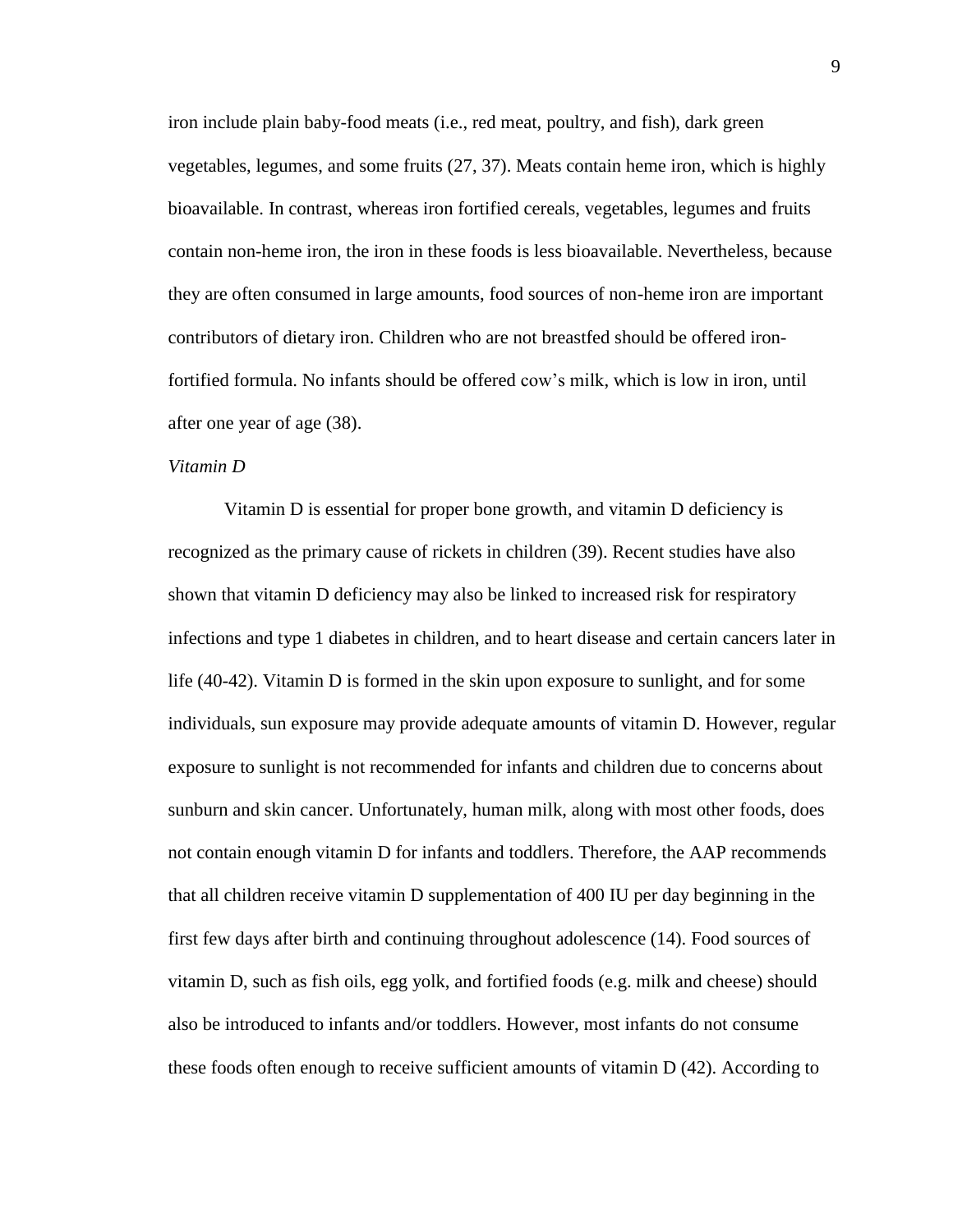iron include plain baby-food meats (i.e., red meat, poultry, and fish), dark green vegetables, legumes, and some fruits (27, 37). Meats contain heme iron, which is highly bioavailable. In contrast, whereas iron fortified cereals, vegetables, legumes and fruits contain non-heme iron, the iron in these foods is less bioavailable. Nevertheless, because they are often consumed in large amounts, food sources of non-heme iron are important contributors of dietary iron. Children who are not breastfed should be offered iron-fortified formula. No infants should be offered cow's milk, which is low in iron, until after one year of age (38).

*Vitamin D*

Vitamin D is essential for proper bone growth, and vitamin D deficiency is recognized as the primary cause of rickets in children (39). Recent studies have also shown that vitamin D deficiency may also be linked to increased risk for respiratory infections and type 1 diabetes in children, and to heart disease and certain cancers later in life (40-42). Vitamin D is formed in the skin upon exposure to sunlight, and for some individuals, sun exposure may provide adequate amounts of vitamin D. However, regular exposure to sunlight is not recommended for infants and children due to concerns about sunburn and skin cancer. Unfortunately, human milk, along with most other foods, does not contain enough vitamin D for infants and toddlers. Therefore, the AAP recommends that all children receive vitamin D supplementation of 400 IU per day beginning in the first few days after birth and continuing throughout adolescence (14). Food sources of vitamin D, such as fish oils, egg yolk, and fortified foods (e.g. milk and cheese) should also be introduced to infants and/or toddlers. However, most infants do not consume these foods often enough to receive sufficient amounts of vitamin D (42). According to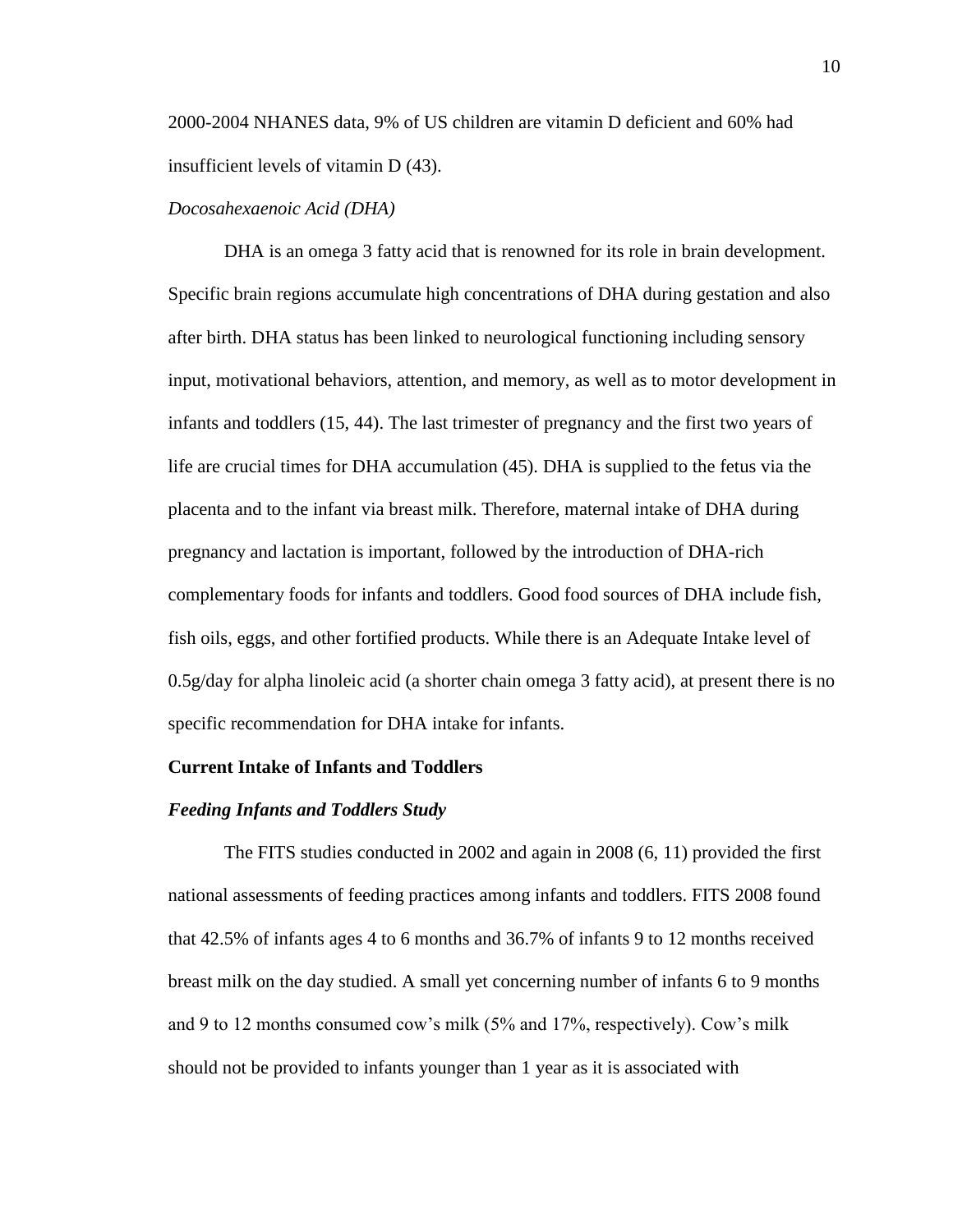2000-2004 NHANES data, 9% of US children are vitamin D deficient and 60% had insufficient levels of vitamin D (43).

*Docosahexaenoic Acid (DHA)*

DHA is an omega 3 fatty acid that is renowned for its role in brain development. Specific brain regions accumulate high concentrations of DHA during gestation and also after birth. DHA status has been linked to neurological functioning including sensory input, motivational behaviors, attention, and memory, as well as to motor development in infants and toddlers (15, 44). The last trimester of pregnancy and the first two years of life are crucial times for DHA accumulation (45). DHA is supplied to the fetus via the placenta and to the infant via breast milk. Therefore, maternal intake of DHA during pregnancy and lactation is important, followed by the introduction of DHA-rich complementary foods for infants and toddlers. Good food sources of DHA include fish, fish oils, eggs, and other fortified products. While there is an Adequate Intake level of 0.5g/day for alpha linoleic acid (a shorter chain omega 3 fatty acid), at present there is no specific recommendation for DHA intake for infants.

**Current Intake of Infants and Toddlers**

***Feeding Infants and Toddlers Study***

The FITS studies conducted in 2002 and again in 2008 (6, 11) provided the first national assessments of feeding practices among infants and toddlers. FITS 2008 found that 42.5% of infants ages 4 to 6 months and 36.7% of infants 9 to 12 months received breast milk on the day studied. A small yet concerning number of infants 6 to 9 months and 9 to 12 months consumed cow's milk (5% and 17%, respectively). Cow's milk should not be provided to infants younger than 1 year as it is associated with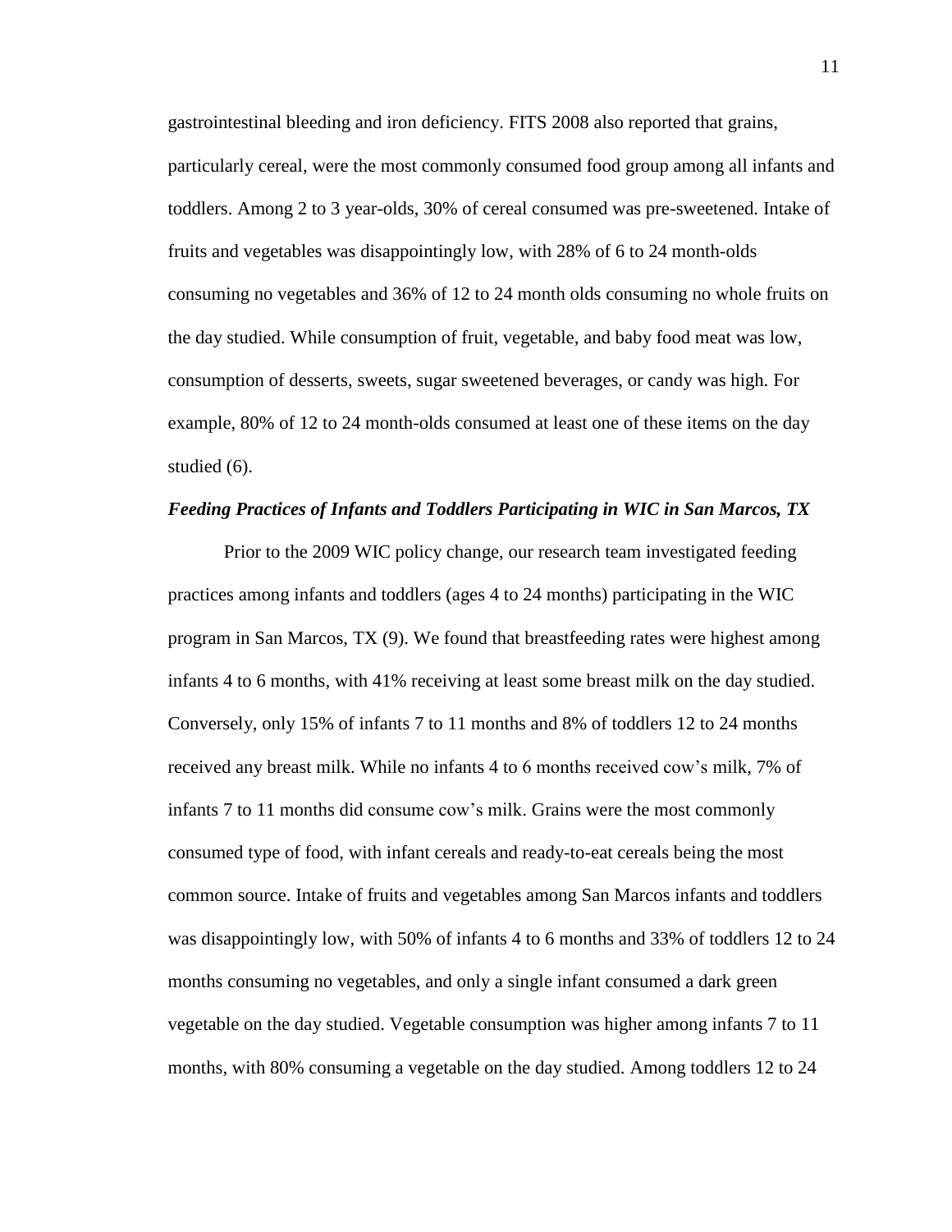gastrointestinal bleeding and iron deficiency. FITS 2008 also reported that grains, particularly cereal, were the most commonly consumed food group among all infants and toddlers. Among 2 to 3 year-olds, 30% of cereal consumed was pre-sweetened. Intake of fruits and vegetables was disappointingly low, with 28% of 6 to 24 month-olds consuming no vegetables and 36% of 12 to 24 month olds consuming no whole fruits on the day studied. While consumption of fruit, vegetable, and baby food meat was low, consumption of desserts, sweets, sugar sweetened beverages, or candy was high. For example, 80% of 12 to 24 month-olds consumed at least one of these items on the day studied (6).

### *Feeding Practices of Infants and Toddlers Participating in WIC in San Marcos, TX*

Prior to the 2009 WIC policy change, our research team investigated feeding practices among infants and toddlers (ages 4 to 24 months) participating in the WIC program in San Marcos, TX (9). We found that breastfeeding rates were highest among infants 4 to 6 months, with 41% receiving at least some breast milk on the day studied. Conversely, only 15% of infants 7 to 11 months and 8% of toddlers 12 to 24 months received any breast milk. While no infants 4 to 6 months received cow's milk, 7% of infants 7 to 11 months did consume cow's milk. Grains were the most commonly consumed type of food, with infant cereals and ready-to-eat cereals being the most common source. Intake of fruits and vegetables among San Marcos infants and toddlers was disappointingly low, with 50% of infants 4 to 6 months and 33% of toddlers 12 to 24 months consuming no vegetables, and only a single infant consumed a dark green vegetable on the day studied. Vegetable consumption was higher among infants 7 to 11 months, with 80% consuming a vegetable on the day studied. Among toddlers 12 to 24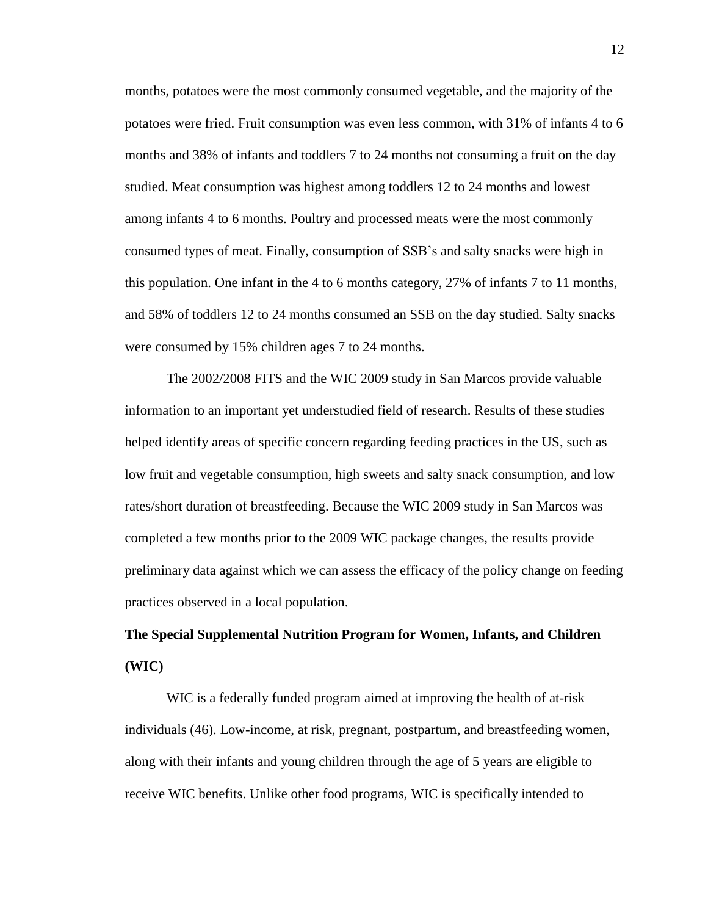months, potatoes were the most commonly consumed vegetable, and the majority of the potatoes were fried. Fruit consumption was even less common, with 31% of infants 4 to 6 months and 38% of infants and toddlers 7 to 24 months not consuming a fruit on the day studied. Meat consumption was highest among toddlers 12 to 24 months and lowest among infants 4 to 6 months. Poultry and processed meats were the most commonly consumed types of meat. Finally, consumption of SSB's and salty snacks were high in this population. One infant in the 4 to 6 months category, 27% of infants 7 to 11 months, and 58% of toddlers 12 to 24 months consumed an SSB on the day studied. Salty snacks were consumed by 15% children ages 7 to 24 months.

The 2002/2008 FITS and the WIC 2009 study in San Marcos provide valuable information to an important yet understudied field of research. Results of these studies helped identify areas of specific concern regarding feeding practices in the US, such as low fruit and vegetable consumption, high sweets and salty snack consumption, and low rates/short duration of breastfeeding. Because the WIC 2009 study in San Marcos was completed a few months prior to the 2009 WIC package changes, the results provide preliminary data against which we can assess the efficacy of the policy change on feeding practices observed in a local population.

**The Special Supplemental Nutrition Program for Women, Infants, and Children (WIC)**

WIC is a federally funded program aimed at improving the health of at-risk individuals (46). Low-income, at risk, pregnant, postpartum, and breastfeeding women, along with their infants and young children through the age of 5 years are eligible to receive WIC benefits. Unlike other food programs, WIC is specifically intended to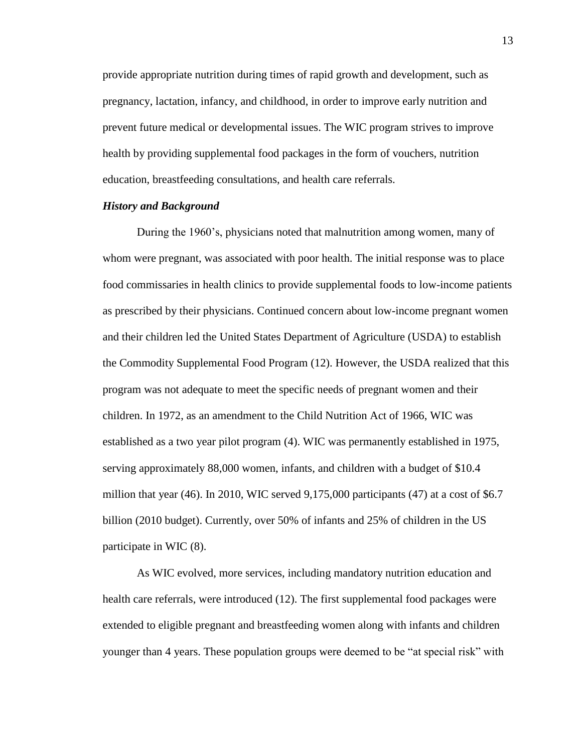provide appropriate nutrition during times of rapid growth and development, such as pregnancy, lactation, infancy, and childhood, in order to improve early nutrition and prevent future medical or developmental issues. The WIC program strives to improve health by providing supplemental food packages in the form of vouchers, nutrition education, breastfeeding consultations, and health care referrals.

### *History and Background*

During the 1960's, physicians noted that malnutrition among women, many of whom were pregnant, was associated with poor health. The initial response was to place food commissaries in health clinics to provide supplemental foods to low-income patients as prescribed by their physicians. Continued concern about low-income pregnant women and their children led the United States Department of Agriculture (USDA) to establish the Commodity Supplemental Food Program (12). However, the USDA realized that this program was not adequate to meet the specific needs of pregnant women and their children. In 1972, as an amendment to the Child Nutrition Act of 1966, WIC was established as a two year pilot program (4). WIC was permanently established in 1975, serving approximately 88,000 women, infants, and children with a budget of $10.4 million that year (46). In 2010, WIC served 9,175,000 participants (47) at a cost of $6.7 billion (2010 budget). Currently, over 50% of infants and 25% of children in the US participate in WIC (8).

As WIC evolved, more services, including mandatory nutrition education and health care referrals, were introduced (12). The first supplemental food packages were extended to eligible pregnant and breastfeeding women along with infants and children younger than 4 years. These population groups were deemed to be "at special risk" with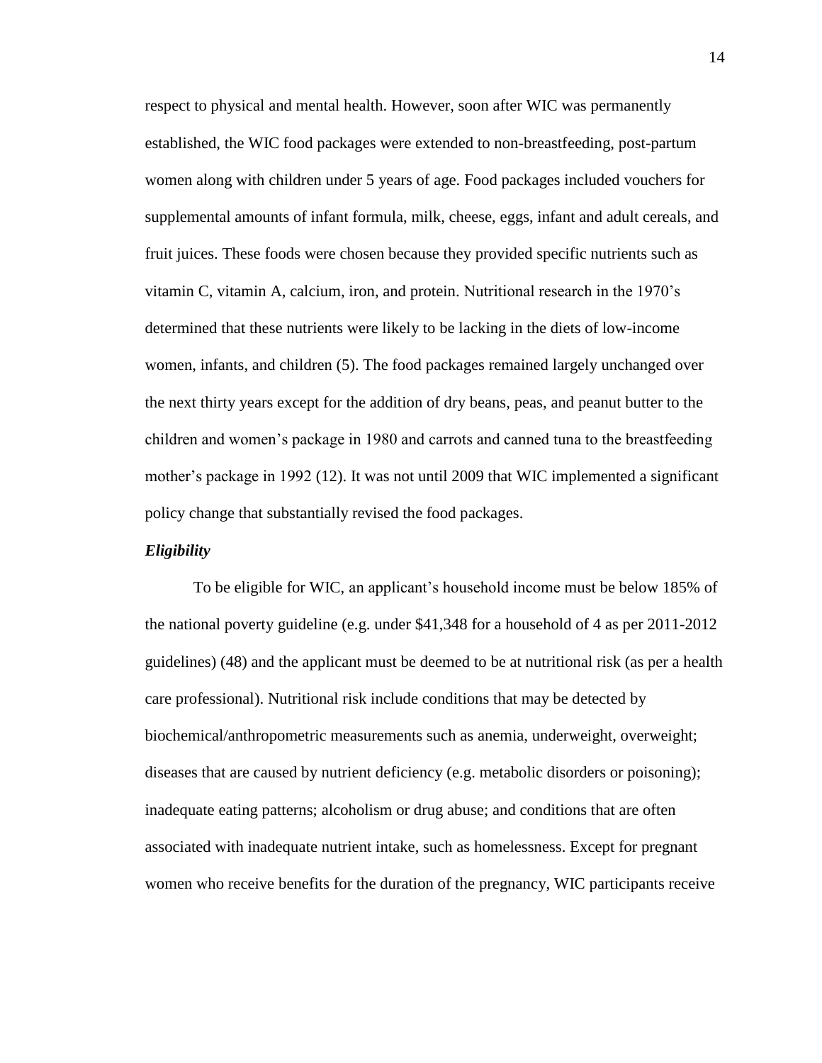respect to physical and mental health. However, soon after WIC was permanently established, the WIC food packages were extended to non-breastfeeding, post-partum women along with children under 5 years of age. Food packages included vouchers for supplemental amounts of infant formula, milk, cheese, eggs, infant and adult cereals, and fruit juices. These foods were chosen because they provided specific nutrients such as vitamin C, vitamin A, calcium, iron, and protein. Nutritional research in the 1970's determined that these nutrients were likely to be lacking in the diets of low-income women, infants, and children (5). The food packages remained largely unchanged over the next thirty years except for the addition of dry beans, peas, and peanut butter to the children and women's package in 1980 and carrots and canned tuna to the breastfeeding mother's package in 1992 (12). It was not until 2009 that WIC implemented a significant policy change that substantially revised the food packages.

***Eligibility***

To be eligible for WIC, an applicant's household income must be below 185% of the national poverty guideline (e.g. under $41,348 for a household of 4 as per 2011-2012 guidelines) (48) and the applicant must be deemed to be at nutritional risk (as per a health care professional). Nutritional risk include conditions that may be detected by biochemical/anthropometric measurements such as anemia, underweight, overweight; diseases that are caused by nutrient deficiency (e.g. metabolic disorders or poisoning); inadequate eating patterns; alcoholism or drug abuse; and conditions that are often associated with inadequate nutrient intake, such as homelessness. Except for pregnant women who receive benefits for the duration of the pregnancy, WIC participants receive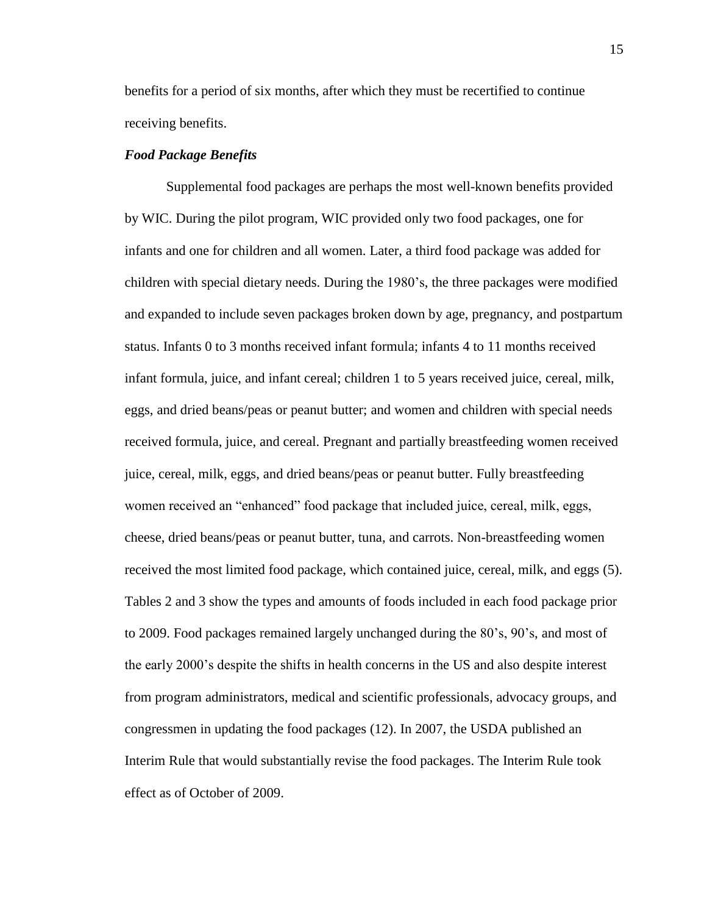benefits for a period of six months, after which they must be recertified to continue receiving benefits.

***Food Package Benefits***

Supplemental food packages are perhaps the most well-known benefits provided by WIC. During the pilot program, WIC provided only two food packages, one for infants and one for children and all women. Later, a third food package was added for children with special dietary needs. During the 1980's, the three packages were modified and expanded to include seven packages broken down by age, pregnancy, and postpartum status. Infants 0 to 3 months received infant formula; infants 4 to 11 months received infant formula, juice, and infant cereal; children 1 to 5 years received juice, cereal, milk, eggs, and dried beans/peas or peanut butter; and women and children with special needs received formula, juice, and cereal. Pregnant and partially breastfeeding women received juice, cereal, milk, eggs, and dried beans/peas or peanut butter. Fully breastfeeding women received an "enhanced" food package that included juice, cereal, milk, eggs, cheese, dried beans/peas or peanut butter, tuna, and carrots. Non-breastfeeding women received the most limited food package, which contained juice, cereal, milk, and eggs (5). Tables 2 and 3 show the types and amounts of foods included in each food package prior to 2009. Food packages remained largely unchanged during the 80's, 90's, and most of the early 2000's despite the shifts in health concerns in the US and also despite interest from program administrators, medical and scientific professionals, advocacy groups, and congressmen in updating the food packages (12). In 2007, the USDA published an Interim Rule that would substantially revise the food packages. The Interim Rule took effect as of October of 2009.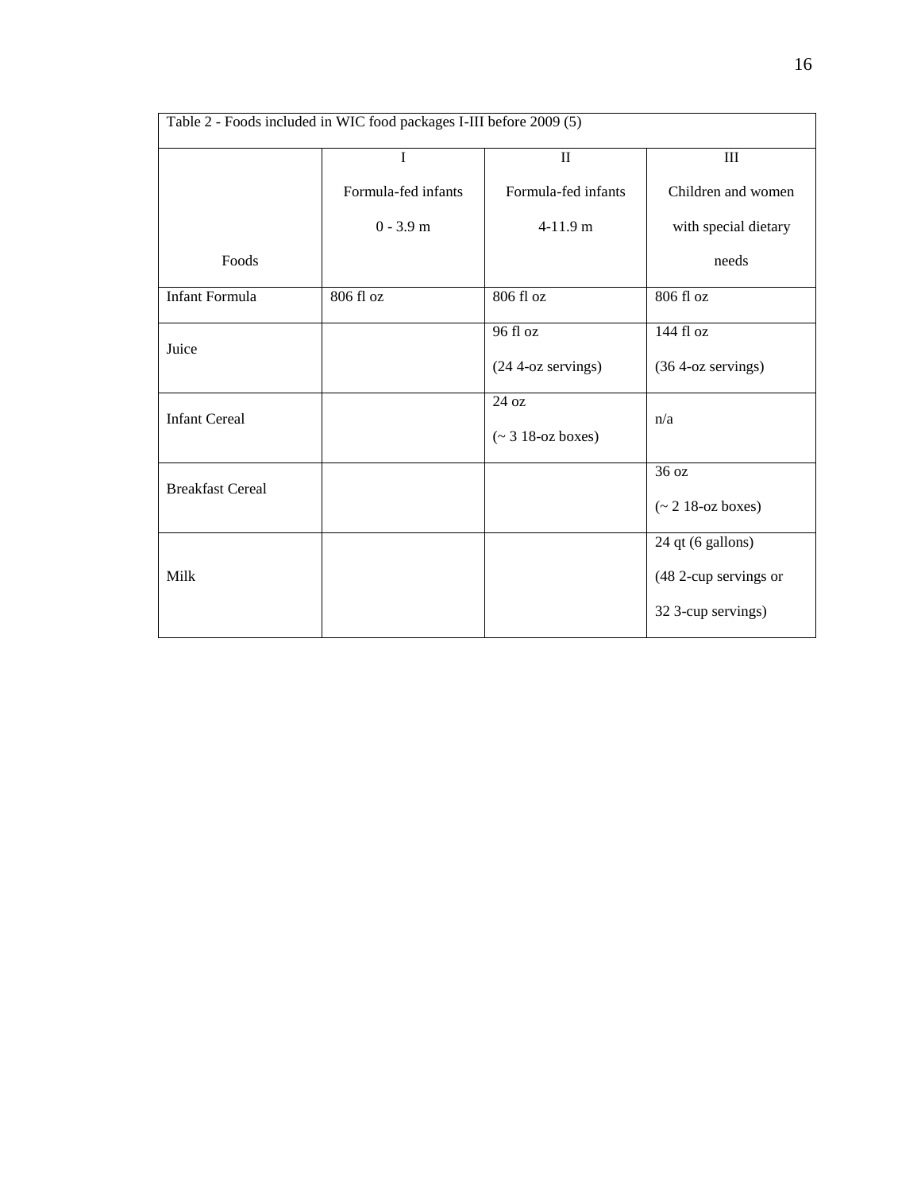Table 2 - Foods included in WIC food packages I-III before 2009 (5)

| Foods | I<br>Formula-fed infants<br>0 - 3.9 m | II<br>Formula-fed infants<br>4-11.9 m | III<br>Children and women with special dietary needs |
|---|---|---|---|
| Infant Formula | 806 fl oz | 806 fl oz | 806 fl oz |
| Juice | | 96 fl oz<br>(24 4-oz servings) | 144 fl oz<br>(36 4-oz servings) |
| Infant Cereal | | 24 oz<br>(~ 3 18-oz boxes) | n/a |
| Breakfast Cereal | | | 36 oz<br>(~ 2 18-oz boxes) |
| Milk | | | 24 qt (6 gallons)<br>(48 2-cup servings or 32 3-cup servings) |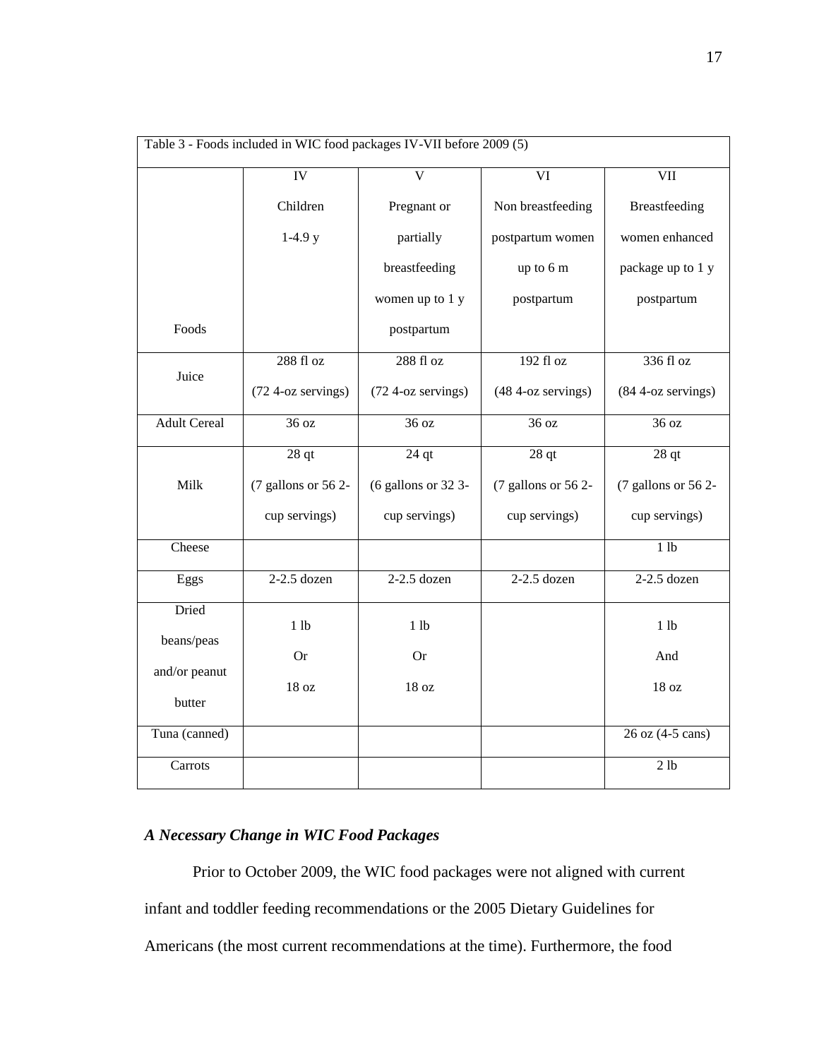Table 3 - Foods included in WIC food packages IV-VII before 2009 (5)

| Foods | IV Children 1-4.9 y | V Pregnant or partially breastfeeding women up to 1 y postpartum | VI Non breastfeeding postpartum women up to 6 m postpartum | VII Breastfeeding women enhanced package up to 1 y postpartum |
|---|---|---|---|---|
| Juice | 288 fl oz (72 4-oz servings) | 288 fl oz (72 4-oz servings) | 192 fl oz (48 4-oz servings) | 336 fl oz (84 4-oz servings) |
| Adult Cereal | 36 oz | 36 oz | 36 oz | 36 oz |
| Milk | 28 qt (7 gallons or 56 2-cup servings) | 24 qt (6 gallons or 32 3-cup servings) | 28 qt (7 gallons or 56 2-cup servings) | 28 qt (7 gallons or 56 2-cup servings) |
| Cheese | | | | 1 lb |
| Eggs | 2-2.5 dozen | 2-2.5 dozen | 2-2.5 dozen | 2-2.5 dozen |
| Dried beans/peas and/or peanut butter | 1 lb Or 18 oz | 1 lb Or 18 oz | | 1 lb And 18 oz |
| Tuna (canned) | | | | 26 oz (4-5 cans) |
| Carrots | | | | 2 lb |

### *A Necessary Change in WIC Food Packages*

Prior to October 2009, the WIC food packages were not aligned with current infant and toddler feeding recommendations or the 2005 Dietary Guidelines for Americans (the most current recommendations at the time). Furthermore, the food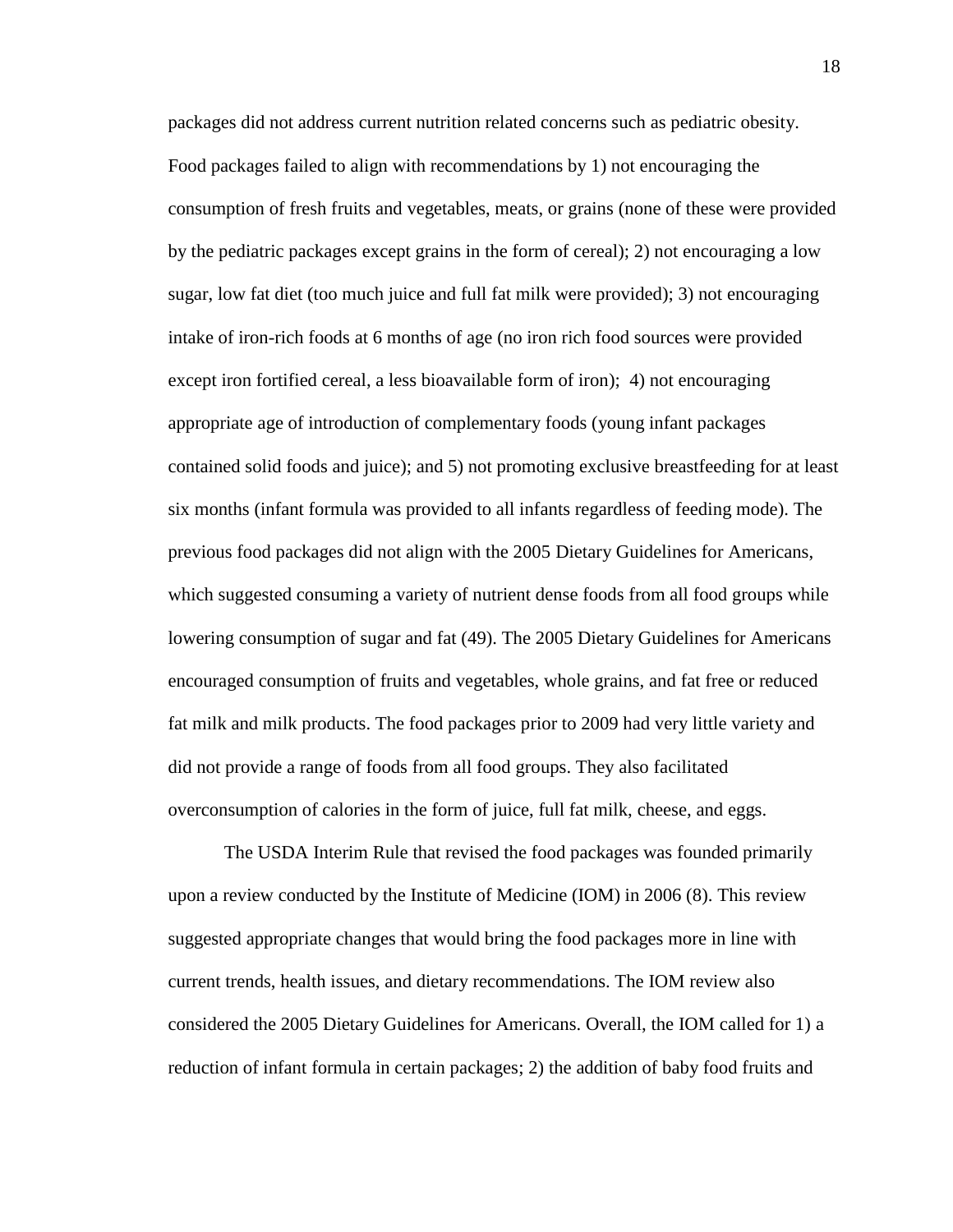packages did not address current nutrition related concerns such as pediatric obesity. Food packages failed to align with recommendations by 1) not encouraging the consumption of fresh fruits and vegetables, meats, or grains (none of these were provided by the pediatric packages except grains in the form of cereal); 2) not encouraging a low sugar, low fat diet (too much juice and full fat milk were provided); 3) not encouraging intake of iron-rich foods at 6 months of age (no iron rich food sources were provided except iron fortified cereal, a less bioavailable form of iron); 4) not encouraging appropriate age of introduction of complementary foods (young infant packages contained solid foods and juice); and 5) not promoting exclusive breastfeeding for at least six months (infant formula was provided to all infants regardless of feeding mode). The previous food packages did not align with the 2005 Dietary Guidelines for Americans, which suggested consuming a variety of nutrient dense foods from all food groups while lowering consumption of sugar and fat (49). The 2005 Dietary Guidelines for Americans encouraged consumption of fruits and vegetables, whole grains, and fat free or reduced fat milk and milk products. The food packages prior to 2009 had very little variety and did not provide a range of foods from all food groups. They also facilitated overconsumption of calories in the form of juice, full fat milk, cheese, and eggs.

The USDA Interim Rule that revised the food packages was founded primarily upon a review conducted by the Institute of Medicine (IOM) in 2006 (8). This review suggested appropriate changes that would bring the food packages more in line with current trends, health issues, and dietary recommendations. The IOM review also considered the 2005 Dietary Guidelines for Americans. Overall, the IOM called for 1) a reduction of infant formula in certain packages; 2) the addition of baby food fruits and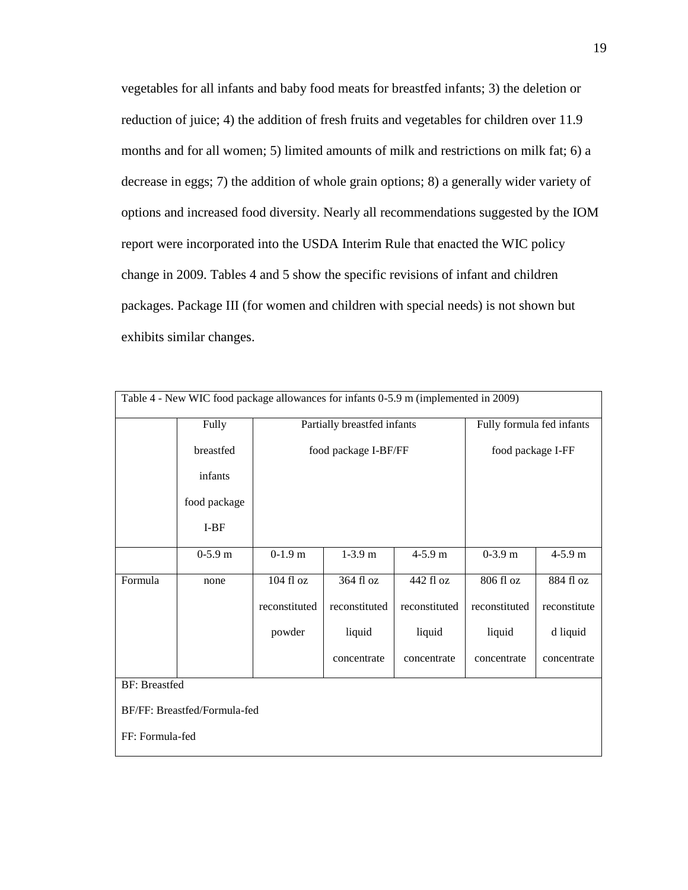vegetables for all infants and baby food meats for breastfed infants; 3) the deletion or reduction of juice; 4) the addition of fresh fruits and vegetables for children over 11.9 months and for all women; 5) limited amounts of milk and restrictions on milk fat; 6) a decrease in eggs; 7) the addition of whole grain options; 8) a generally wider variety of options and increased food diversity. Nearly all recommendations suggested by the IOM report were incorporated into the USDA Interim Rule that enacted the WIC policy change in 2009. Tables 4 and 5 show the specific revisions of infant and children packages. Package III (for women and children with special needs) is not shown but exhibits similar changes.

Table 4 - New WIC food package allowances for infants 0-5.9 m (implemented in 2009)

| | Fully breastfed infants food package I-BF | Partially breastfed infants food package I-BF/FF | | | Fully formula fed infants food package I-FF | |
|---|---|---|---|---|---|---|
| | 0-5.9 m | 0-1.9 m | 1-3.9 m | 4-5.9 m | 0-3.9 m | 4-5.9 m |
| Formula | none | 104 fl oz reconstituted powder | 364 fl oz reconstituted liquid concentrate | 442 fl oz reconstituted liquid concentrate | 806 fl oz reconstituted liquid concentrate | 884 fl oz reconstituted liquid concentrate |

BF: Breastfed

BF/FF: Breastfed/Formula-fed

FF: Formula-fed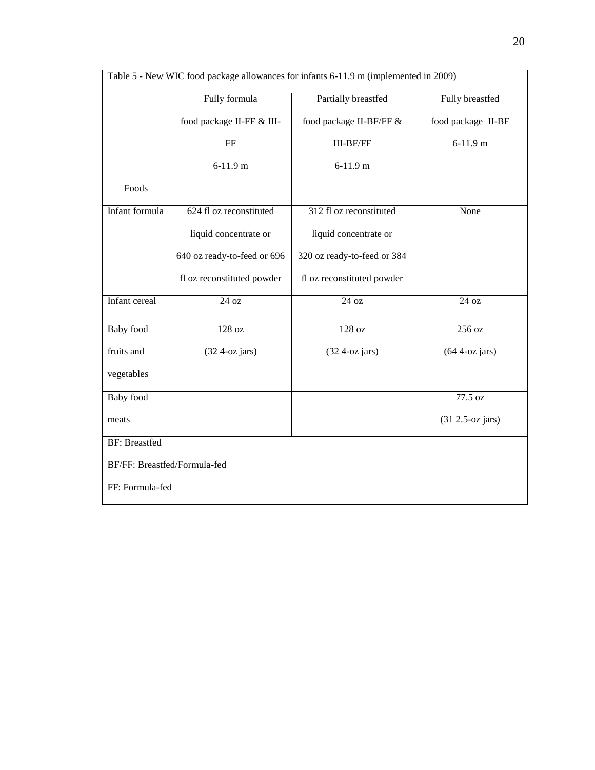Table 5 - New WIC food package allowances for infants 6-11.9 m (implemented in 2009)

| Foods | Fully formula food package II-FF & III-FF 6-11.9 m | Partially breastfed food package II-BF/FF & III-BF/FF 6-11.9 m | Fully breastfed food package II-BF 6-11.9 m |
|---|---|---|---|
| Infant formula | 624 fl oz reconstituted liquid concentrate or 640 oz ready-to-feed or 696 fl oz reconstituted powder | 312 fl oz reconstituted liquid concentrate or 320 oz ready-to-feed or 384 fl oz reconstituted powder | None |
| Infant cereal | 24 oz | 24 oz | 24 oz |
| Baby food fruits and vegetables | 128 oz (32 4-oz jars) | 128 oz (32 4-oz jars) | 256 oz (64 4-oz jars) |
| Baby food meats | | | 77.5 oz (31 2.5-oz jars) |

BF: Breastfed

BF/FF: Breastfed/Formula-fed

FF: Formula-fed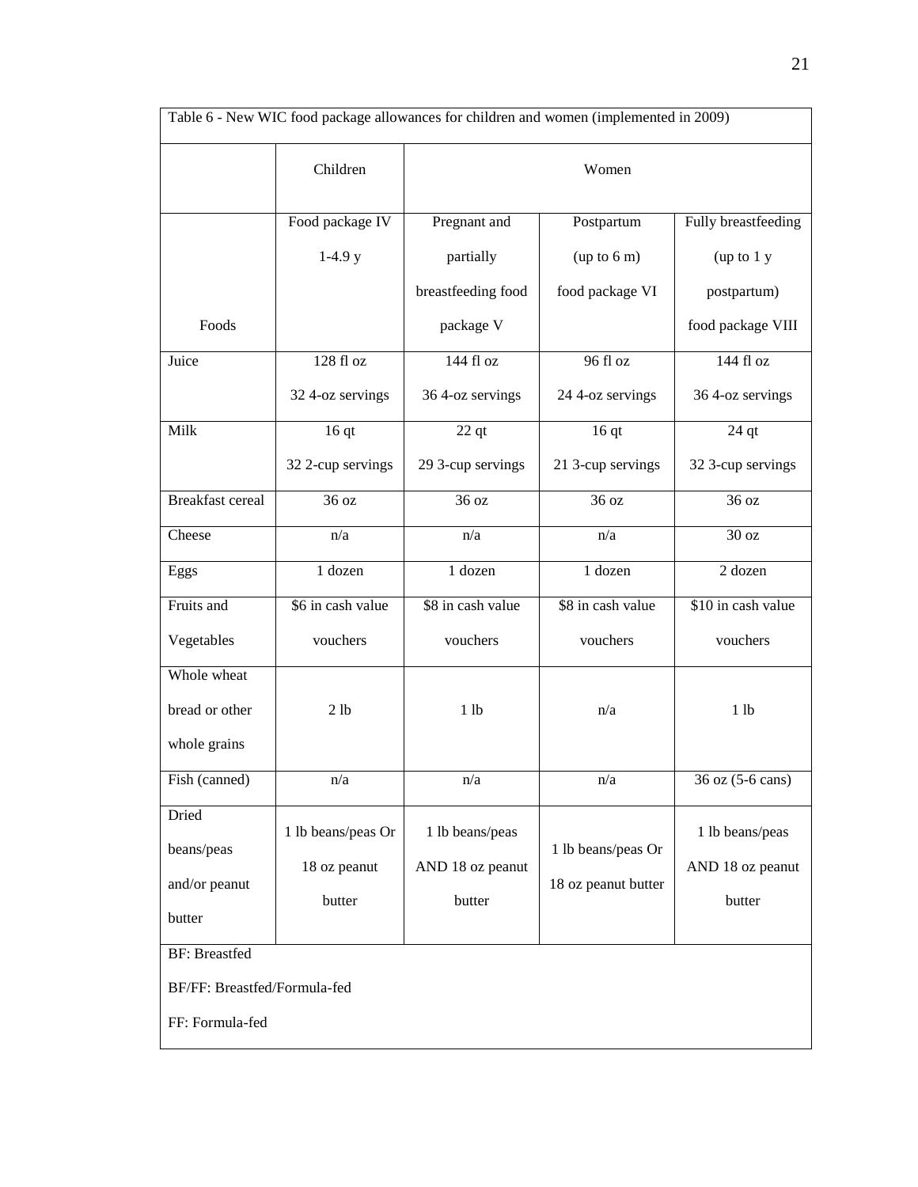Table 6 - New WIC food package allowances for children and women (implemented in 2009)

| Foods | Children | Women | | |
|---|---|---|---|---|
| | Food package IV 1-4.9 y | Pregnant and partially breastfeeding food package V | Postpartum (up to 6 m) food package VI | Fully breastfeeding (up to 1 y postpartum) food package VIII |
| Juice | 128 fl oz 32 4-oz servings | 144 fl oz 36 4-oz servings | 96 fl oz 24 4-oz servings | 144 fl oz 36 4-oz servings |
| Milk | 16 qt 32 2-cup servings | 22 qt 29 3-cup servings | 16 qt 21 3-cup servings | 24 qt 32 3-cup servings |
| Breakfast cereal | 36 oz | 36 oz | 36 oz | 36 oz |
| Cheese | n/a | n/a | n/a | 30 oz |
| Eggs | 1 dozen | 1 dozen | 1 dozen | 2 dozen |
| Fruits and Vegetables | $6 in cash value vouchers | $8 in cash value vouchers | $8 in cash value vouchers | $10 in cash value vouchers |
| Whole wheat bread or other whole grains | 2 lb | 1 lb | n/a | 1 lb |
| Fish (canned) | n/a | n/a | n/a | 36 oz (5-6 cans) |
| Dried beans/peas and/or peanut butter | 1 lb beans/peas Or 18 oz peanut butter | 1 lb beans/peas AND 18 oz peanut butter | 1 lb beans/peas Or 18 oz peanut butter | 1 lb beans/peas AND 18 oz peanut butter |

BF: Breastfed

BF/FF: Breastfed/Formula-fed

FF: Formula-fed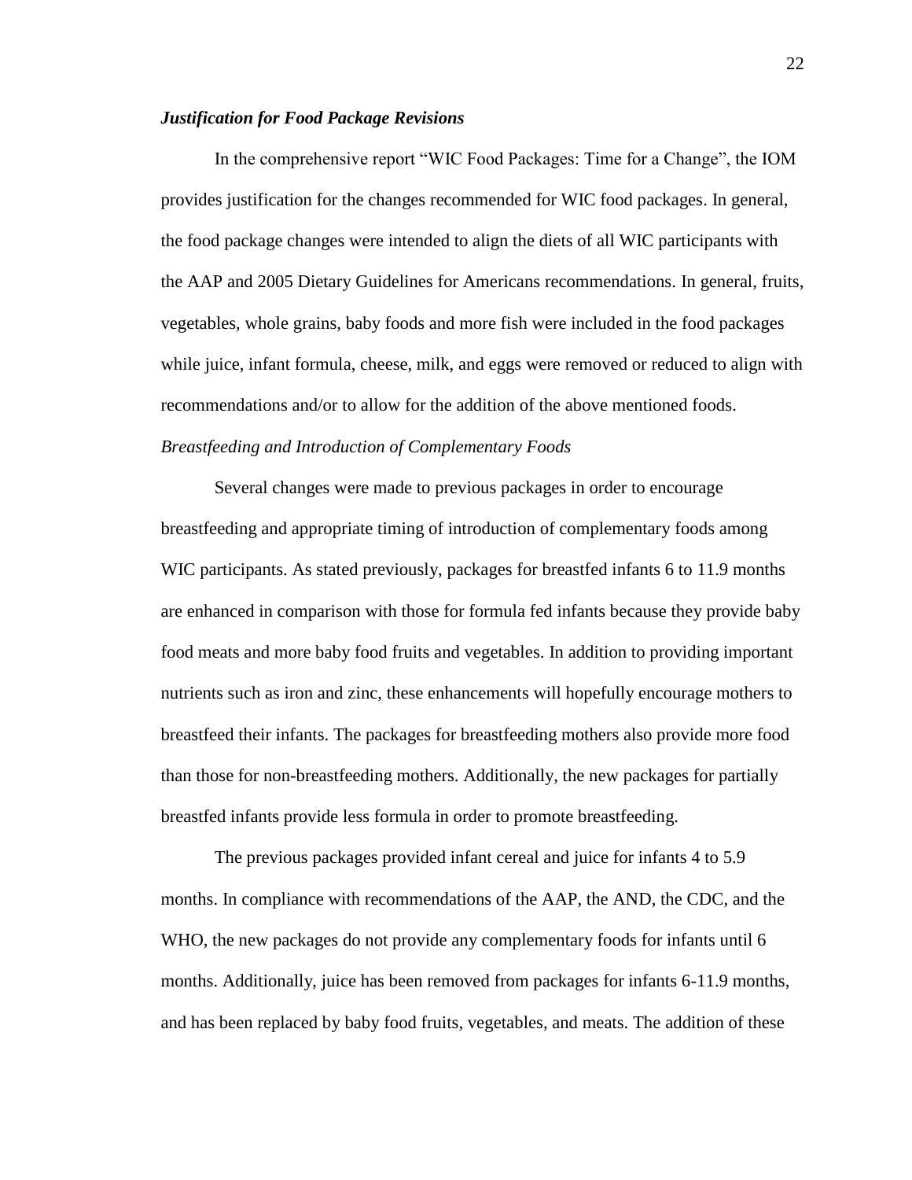### *Justification for Food Package Revisions*

In the comprehensive report "WIC Food Packages: Time for a Change", the IOM provides justification for the changes recommended for WIC food packages. In general, the food package changes were intended to align the diets of all WIC participants with the AAP and 2005 Dietary Guidelines for Americans recommendations. In general, fruits, vegetables, whole grains, baby foods and more fish were included in the food packages while juice, infant formula, cheese, milk, and eggs were removed or reduced to align with recommendations and/or to allow for the addition of the above mentioned foods.

*Breastfeeding and Introduction of Complementary Foods*

Several changes were made to previous packages in order to encourage breastfeeding and appropriate timing of introduction of complementary foods among WIC participants. As stated previously, packages for breastfed infants 6 to 11.9 months are enhanced in comparison with those for formula fed infants because they provide baby food meats and more baby food fruits and vegetables. In addition to providing important nutrients such as iron and zinc, these enhancements will hopefully encourage mothers to breastfeed their infants. The packages for breastfeeding mothers also provide more food than those for non-breastfeeding mothers. Additionally, the new packages for partially breastfed infants provide less formula in order to promote breastfeeding.

The previous packages provided infant cereal and juice for infants 4 to 5.9 months. In compliance with recommendations of the AAP, the AND, the CDC, and the WHO, the new packages do not provide any complementary foods for infants until 6 months. Additionally, juice has been removed from packages for infants 6-11.9 months, and has been replaced by baby food fruits, vegetables, and meats. The addition of these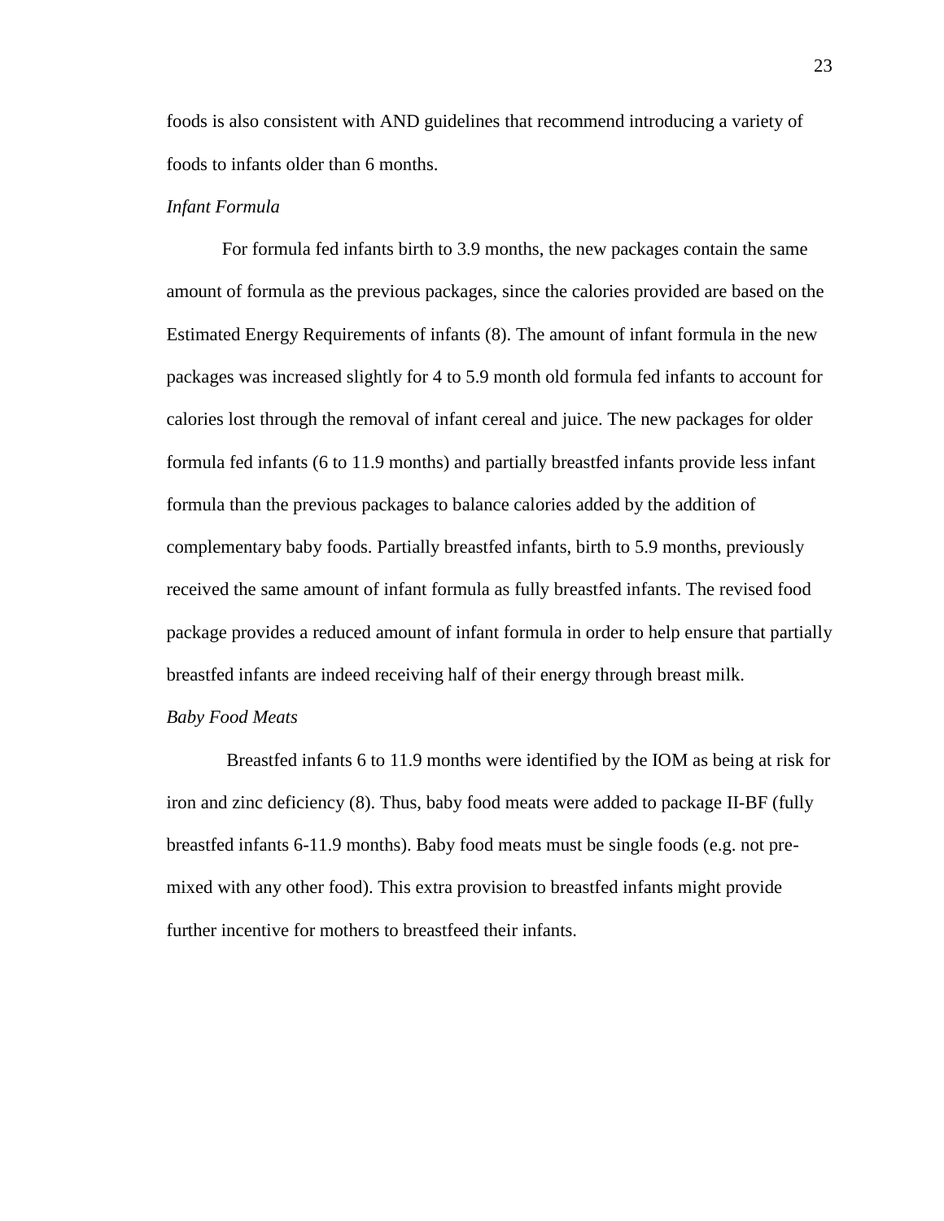foods is also consistent with AND guidelines that recommend introducing a variety of foods to infants older than 6 months.

*Infant Formula*

For formula fed infants birth to 3.9 months, the new packages contain the same amount of formula as the previous packages, since the calories provided are based on the Estimated Energy Requirements of infants (8). The amount of infant formula in the new packages was increased slightly for 4 to 5.9 month old formula fed infants to account for calories lost through the removal of infant cereal and juice. The new packages for older formula fed infants (6 to 11.9 months) and partially breastfed infants provide less infant formula than the previous packages to balance calories added by the addition of complementary baby foods. Partially breastfed infants, birth to 5.9 months, previously received the same amount of infant formula as fully breastfed infants. The revised food package provides a reduced amount of infant formula in order to help ensure that partially breastfed infants are indeed receiving half of their energy through breast milk.

*Baby Food Meats*

Breastfed infants 6 to 11.9 months were identified by the IOM as being at risk for iron and zinc deficiency (8). Thus, baby food meats were added to package II-BF (fully breastfed infants 6-11.9 months). Baby food meats must be single foods (e.g. not pre-mixed with any other food). This extra provision to breastfed infants might provide further incentive for mothers to breastfeed their infants.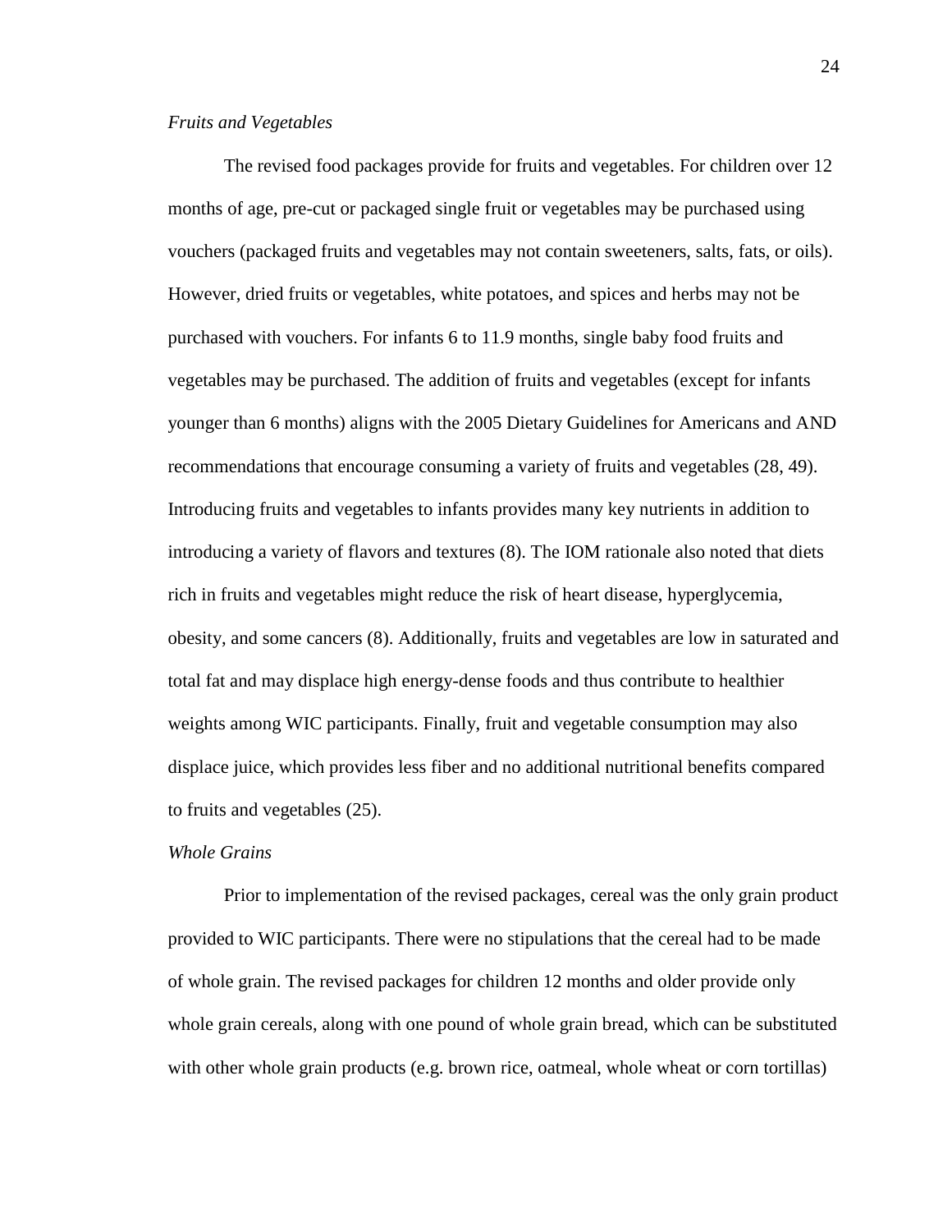*Fruits and Vegetables*

The revised food packages provide for fruits and vegetables. For children over 12 months of age, pre-cut or packaged single fruit or vegetables may be purchased using vouchers (packaged fruits and vegetables may not contain sweeteners, salts, fats, or oils). However, dried fruits or vegetables, white potatoes, and spices and herbs may not be purchased with vouchers. For infants 6 to 11.9 months, single baby food fruits and vegetables may be purchased. The addition of fruits and vegetables (except for infants younger than 6 months) aligns with the 2005 Dietary Guidelines for Americans and AND recommendations that encourage consuming a variety of fruits and vegetables (28, 49). Introducing fruits and vegetables to infants provides many key nutrients in addition to introducing a variety of flavors and textures (8). The IOM rationale also noted that diets rich in fruits and vegetables might reduce the risk of heart disease, hyperglycemia, obesity, and some cancers (8). Additionally, fruits and vegetables are low in saturated and total fat and may displace high energy-dense foods and thus contribute to healthier weights among WIC participants. Finally, fruit and vegetable consumption may also displace juice, which provides less fiber and no additional nutritional benefits compared to fruits and vegetables (25).

*Whole Grains*

Prior to implementation of the revised packages, cereal was the only grain product provided to WIC participants. There were no stipulations that the cereal had to be made of whole grain. The revised packages for children 12 months and older provide only whole grain cereals, along with one pound of whole grain bread, which can be substituted with other whole grain products (e.g. brown rice, oatmeal, whole wheat or corn tortillas)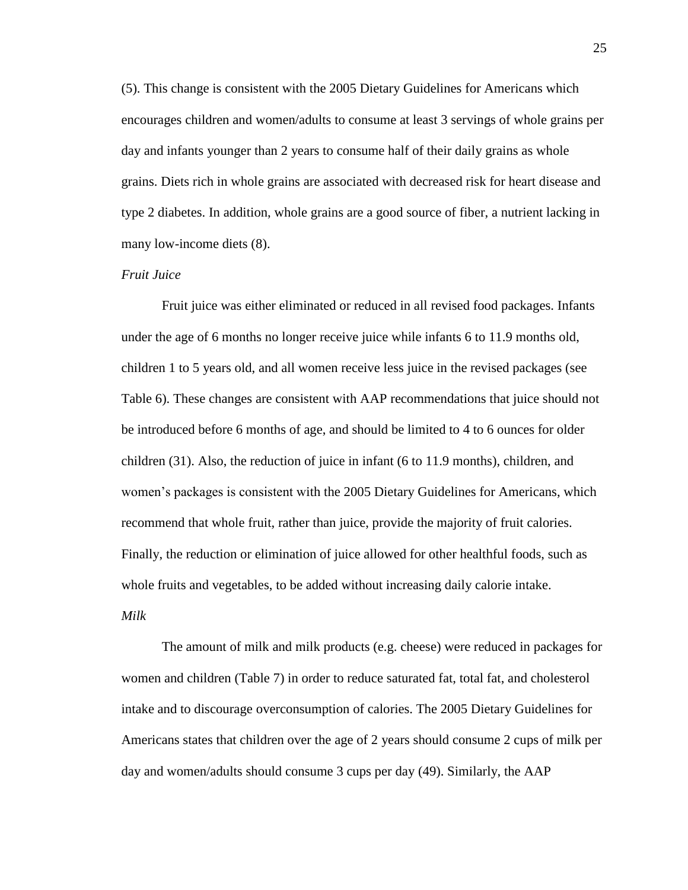(5). This change is consistent with the 2005 Dietary Guidelines for Americans which encourages children and women/adults to consume at least 3 servings of whole grains per day and infants younger than 2 years to consume half of their daily grains as whole grains. Diets rich in whole grains are associated with decreased risk for heart disease and type 2 diabetes. In addition, whole grains are a good source of fiber, a nutrient lacking in many low-income diets (8).

*Fruit Juice*

Fruit juice was either eliminated or reduced in all revised food packages. Infants under the age of 6 months no longer receive juice while infants 6 to 11.9 months old, children 1 to 5 years old, and all women receive less juice in the revised packages (see Table 6). These changes are consistent with AAP recommendations that juice should not be introduced before 6 months of age, and should be limited to 4 to 6 ounces for older children (31). Also, the reduction of juice in infant (6 to 11.9 months), children, and women's packages is consistent with the 2005 Dietary Guidelines for Americans, which recommend that whole fruit, rather than juice, provide the majority of fruit calories. Finally, the reduction or elimination of juice allowed for other healthful foods, such as whole fruits and vegetables, to be added without increasing daily calorie intake.

*Milk*

The amount of milk and milk products (e.g. cheese) were reduced in packages for women and children (Table 7) in order to reduce saturated fat, total fat, and cholesterol intake and to discourage overconsumption of calories. The 2005 Dietary Guidelines for Americans states that children over the age of 2 years should consume 2 cups of milk per day and women/adults should consume 3 cups per day (49). Similarly, the AAP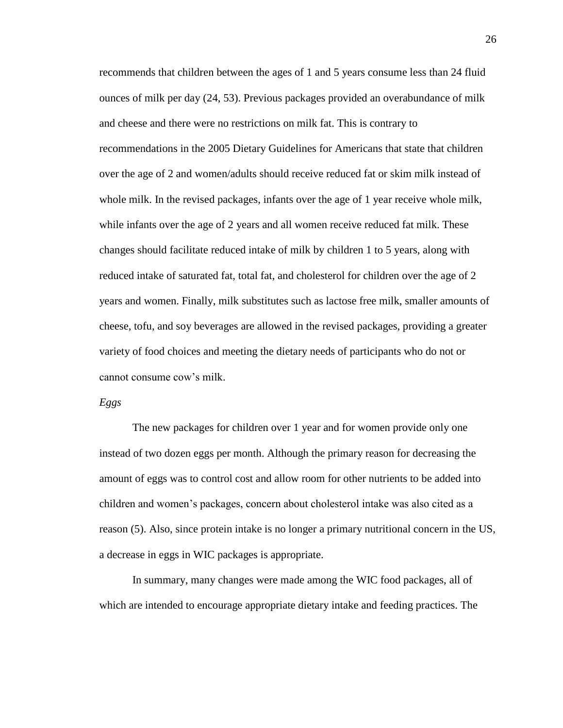recommends that children between the ages of 1 and 5 years consume less than 24 fluid ounces of milk per day (24, 53). Previous packages provided an overabundance of milk and cheese and there were no restrictions on milk fat. This is contrary to recommendations in the 2005 Dietary Guidelines for Americans that state that children over the age of 2 and women/adults should receive reduced fat or skim milk instead of whole milk. In the revised packages, infants over the age of 1 year receive whole milk, while infants over the age of 2 years and all women receive reduced fat milk. These changes should facilitate reduced intake of milk by children 1 to 5 years, along with reduced intake of saturated fat, total fat, and cholesterol for children over the age of 2 years and women. Finally, milk substitutes such as lactose free milk, smaller amounts of cheese, tofu, and soy beverages are allowed in the revised packages, providing a greater variety of food choices and meeting the dietary needs of participants who do not or cannot consume cow's milk.

*Eggs*

The new packages for children over 1 year and for women provide only one instead of two dozen eggs per month. Although the primary reason for decreasing the amount of eggs was to control cost and allow room for other nutrients to be added into children and women's packages, concern about cholesterol intake was also cited as a reason (5). Also, since protein intake is no longer a primary nutritional concern in the US, a decrease in eggs in WIC packages is appropriate.

In summary, many changes were made among the WIC food packages, all of which are intended to encourage appropriate dietary intake and feeding practices. The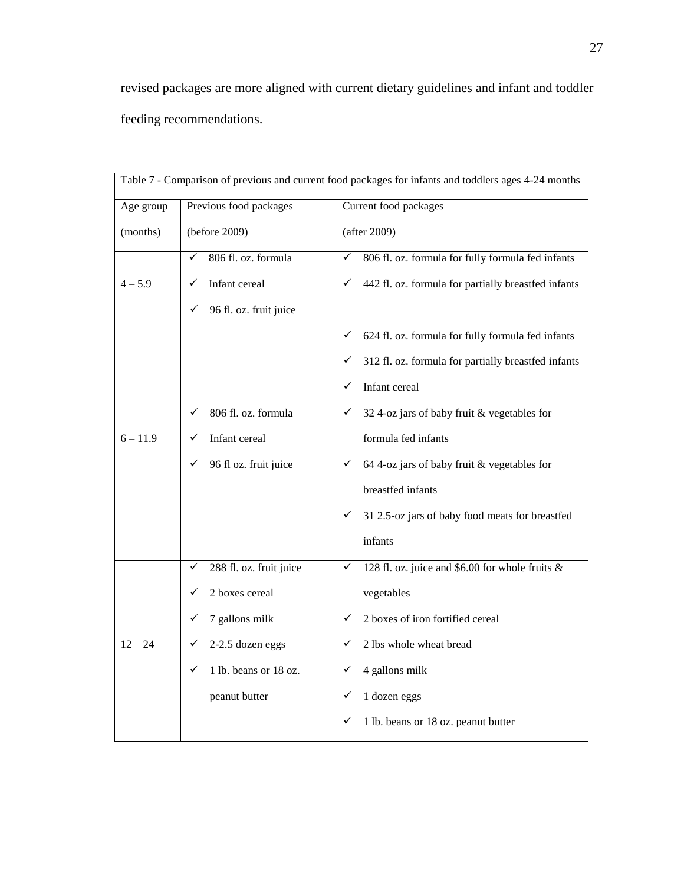revised packages are more aligned with current dietary guidelines and infant and toddler feeding recommendations.

Table 7 - Comparison of previous and current food packages for infants and toddlers ages 4-24 months

| Age group (months) | Previous food packages (before 2009) | Current food packages (after 2009) |
|---|---|---|
| 4 – 5.9 | ✓ 806 fl. oz. formula<br>✓ Infant cereal<br>✓ 96 fl. oz. fruit juice | ✓ 806 fl. oz. formula for fully formula fed infants<br>✓ 442 fl. oz. formula for partially breastfed infants |
| 6 – 11.9 | ✓ 806 fl. oz. formula<br>✓ Infant cereal<br>✓ 96 fl oz. fruit juice | ✓ 624 fl. oz. formula for fully formula fed infants<br>✓ 312 fl. oz. formula for partially breastfed infants<br>✓ Infant cereal<br>✓ 32 4-oz jars of baby fruit & vegetables for formula fed infants<br>✓ 64 4-oz jars of baby fruit & vegetables for breastfed infants<br>✓ 31 2.5-oz jars of baby food meats for breastfed infants |
| 12 – 24 | ✓ 288 fl. oz. fruit juice<br>✓ 2 boxes cereal<br>✓ 7 gallons milk<br>✓ 2-2.5 dozen eggs<br>✓ 1 lb. beans or 18 oz. peanut butter | ✓ 128 fl. oz. juice and $6.00 for whole fruits & vegetables<br>✓ 2 boxes of iron fortified cereal<br>✓ 2 lbs whole wheat bread<br>✓ 4 gallons milk<br>✓ 1 dozen eggs<br>✓ 1 lb. beans or 18 oz. peanut butter |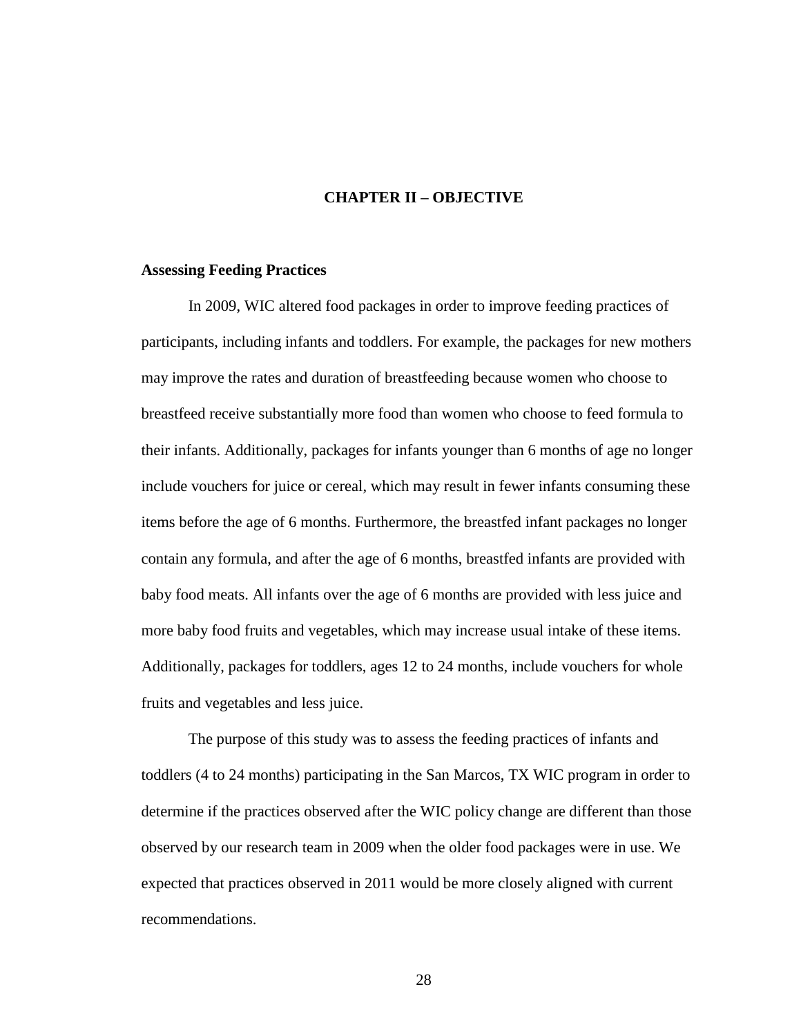# CHAPTER II – OBJECTIVE

## Assessing Feeding Practices

In 2009, WIC altered food packages in order to improve feeding practices of participants, including infants and toddlers. For example, the packages for new mothers may improve the rates and duration of breastfeeding because women who choose to breastfeed receive substantially more food than women who choose to feed formula to their infants. Additionally, packages for infants younger than 6 months of age no longer include vouchers for juice or cereal, which may result in fewer infants consuming these items before the age of 6 months. Furthermore, the breastfed infant packages no longer contain any formula, and after the age of 6 months, breastfed infants are provided with baby food meats. All infants over the age of 6 months are provided with less juice and more baby food fruits and vegetables, which may increase usual intake of these items. Additionally, packages for toddlers, ages 12 to 24 months, include vouchers for whole fruits and vegetables and less juice.

The purpose of this study was to assess the feeding practices of infants and toddlers (4 to 24 months) participating in the San Marcos, TX WIC program in order to determine if the practices observed after the WIC policy change are different than those observed by our research team in 2009 when the older food packages were in use. We expected that practices observed in 2011 would be more closely aligned with current recommendations.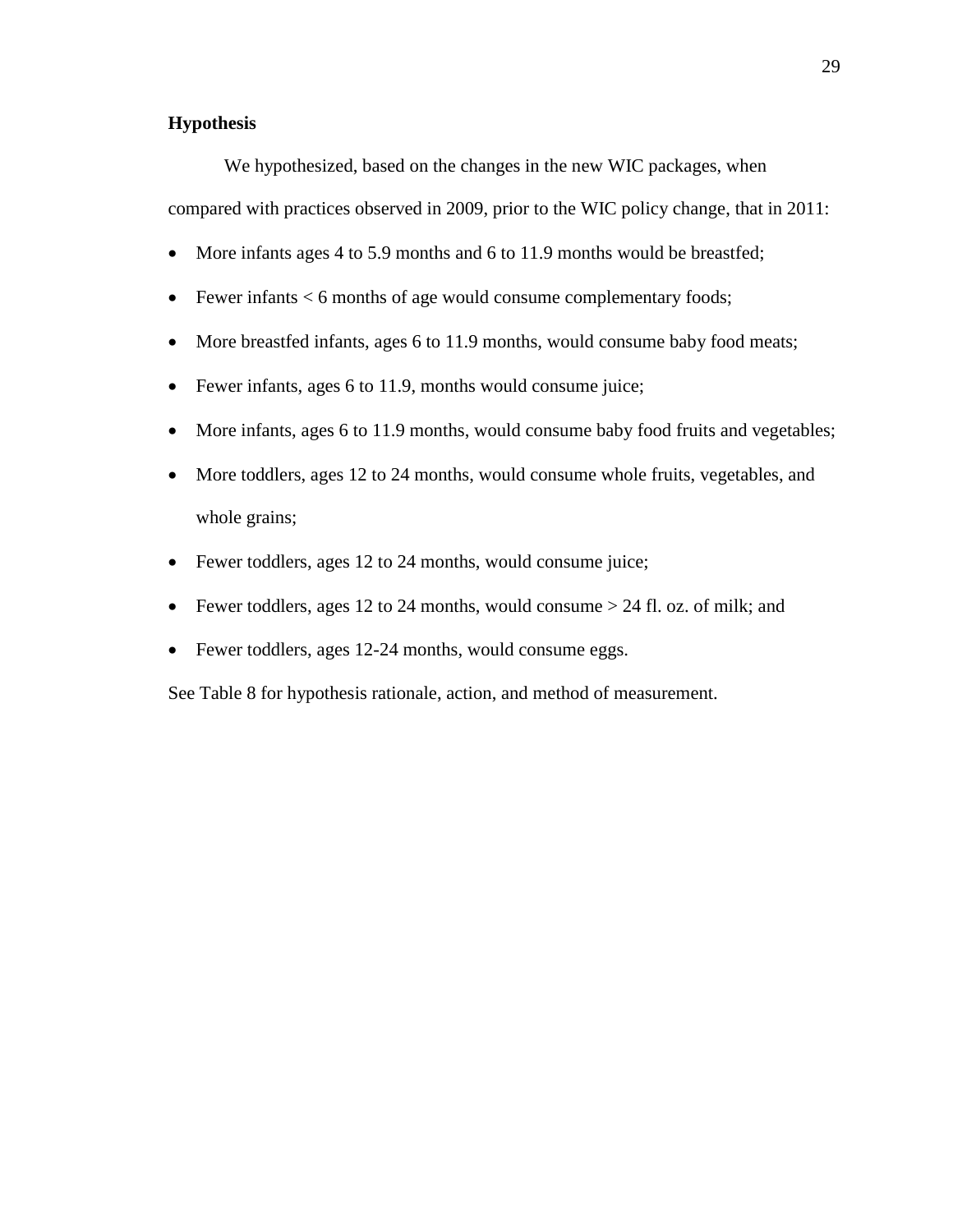## Hypothesis

We hypothesized, based on the changes in the new WIC packages, when compared with practices observed in 2009, prior to the WIC policy change, that in 2011:

- More infants ages 4 to 5.9 months and 6 to 11.9 months would be breastfed;
- Fewer infants < 6 months of age would consume complementary foods;
- More breastfed infants, ages 6 to 11.9 months, would consume baby food meats;
- Fewer infants, ages 6 to 11.9, months would consume juice;
- More infants, ages 6 to 11.9 months, would consume baby food fruits and vegetables;
- More toddlers, ages 12 to 24 months, would consume whole fruits, vegetables, and whole grains;
- Fewer toddlers, ages 12 to 24 months, would consume juice;
- Fewer toddlers, ages 12 to 24 months, would consume > 24 fl. oz. of milk; and
- Fewer toddlers, ages 12-24 months, would consume eggs.

See Table 8 for hypothesis rationale, action, and method of measurement.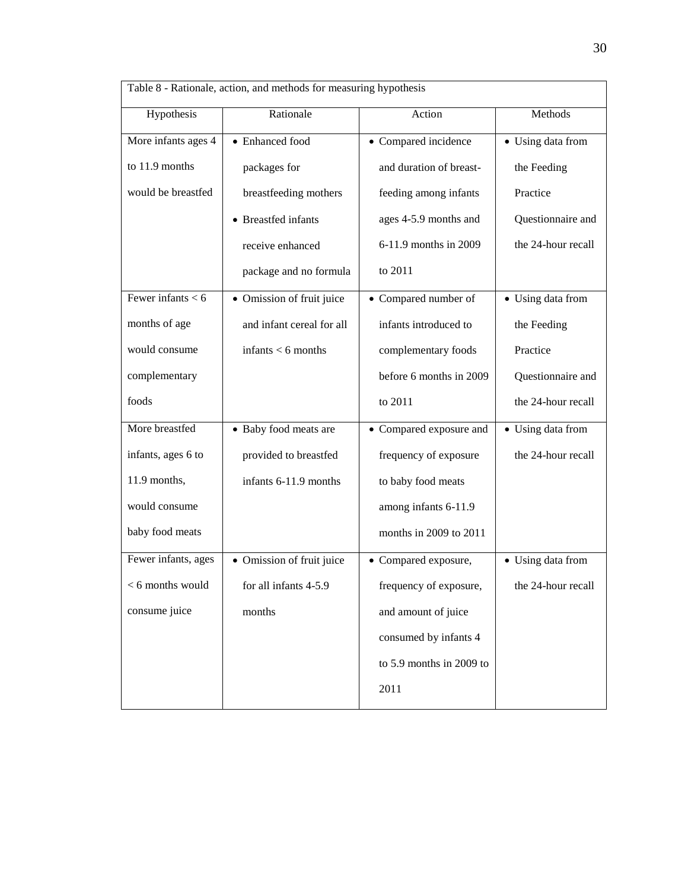Table 8 - Rationale, action, and methods for measuring hypothesis

| Hypothesis | Rationale | Action | Methods |
|---|---|---|---|
| More infants ages 4 to 11.9 months would be breastfed | • Enhanced food packages for breastfeeding mothers<br>• Breastfed infants receive enhanced package and no formula | • Compared incidence and duration of breast-feeding among infants ages 4-5.9 months and 6-11.9 months in 2009 to 2011 | • Using data from the Feeding Practice Questionnaire and the 24-hour recall |
| Fewer infants < 6 months of age would consume complementary foods | • Omission of fruit juice and infant cereal for all infants < 6 months | • Compared number of infants introduced to complementary foods before 6 months in 2009 to 2011 | • Using data from the Feeding Practice Questionnaire and the 24-hour recall |
| More breastfed infants, ages 6 to 11.9 months, would consume baby food meats | • Baby food meats are provided to breastfed infants 6-11.9 months | • Compared exposure and frequency of exposure to baby food meats among infants 6-11.9 months in 2009 to 2011 | • Using data from the 24-hour recall |
| Fewer infants, ages < 6 months would consume juice | • Omission of fruit juice for all infants 4-5.9 months | • Compared exposure, frequency of exposure, and amount of juice consumed by infants 4 to 5.9 months in 2009 to 2011 | • Using data from the 24-hour recall |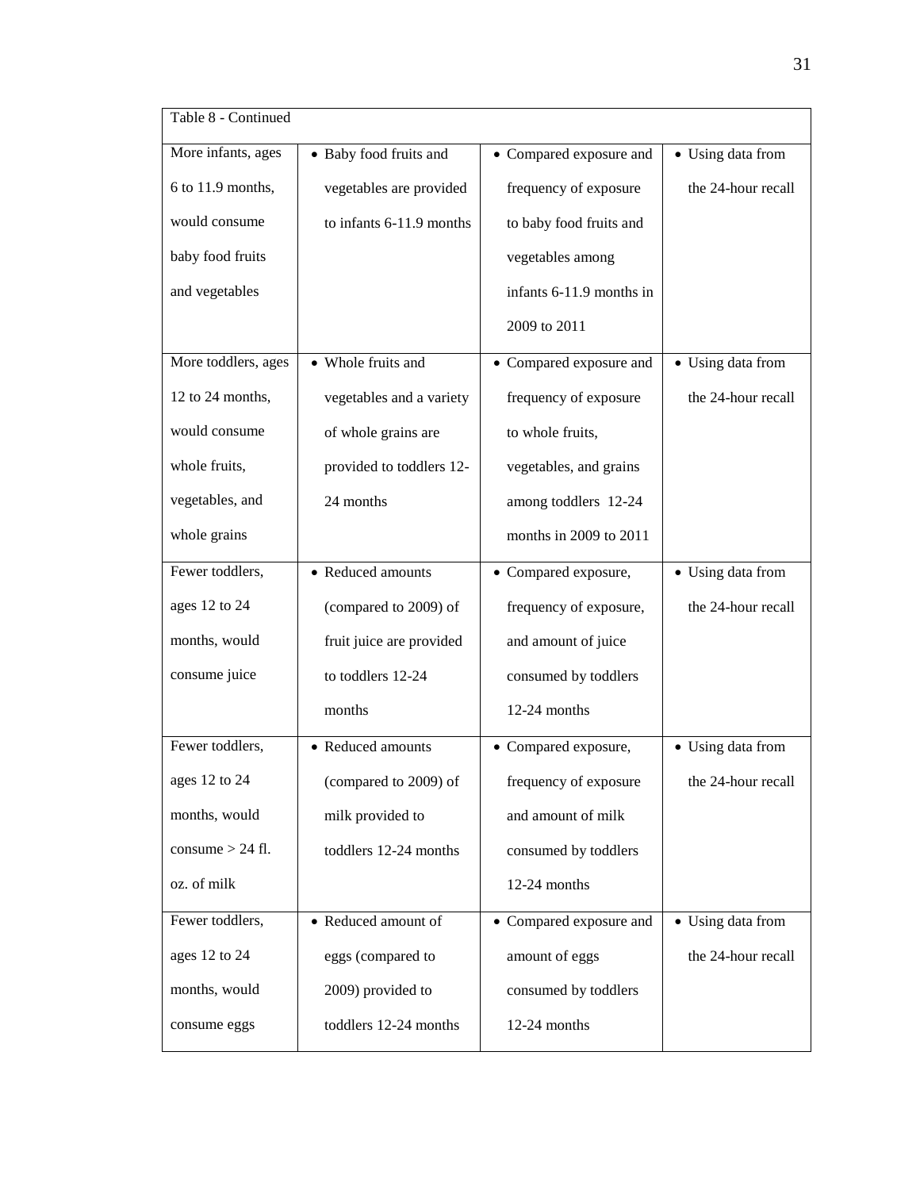Table 8 - Continued

| | | | |
|---|---|---|---|
| More infants, ages 6 to 11.9 months, would consume baby food fruits and vegetables | • Baby food fruits and vegetables are provided to infants 6-11.9 months | • Compared exposure and frequency of exposure to baby food fruits and vegetables among infants 6-11.9 months in 2009 to 2011 | • Using data from the 24-hour recall |
| More toddlers, ages 12 to 24 months, would consume whole fruits, vegetables, and whole grains | • Whole fruits and vegetables and a variety of whole grains are provided to toddlers 12-24 months | • Compared exposure and frequency of exposure to whole fruits, vegetables, and grains among toddlers 12-24 months in 2009 to 2011 | • Using data from the 24-hour recall |
| Fewer toddlers, ages 12 to 24 months, would consume juice | • Reduced amounts (compared to 2009) of fruit juice are provided to toddlers 12-24 months | • Compared exposure, frequency of exposure, and amount of juice consumed by toddlers 12-24 months | • Using data from the 24-hour recall |
| Fewer toddlers, ages 12 to 24 months, would consume > 24 fl. oz. of milk | • Reduced amounts (compared to 2009) of milk provided to toddlers 12-24 months | • Compared exposure, frequency of exposure and amount of milk consumed by toddlers 12-24 months | • Using data from the 24-hour recall |
| Fewer toddlers, ages 12 to 24 months, would consume eggs | • Reduced amount of eggs (compared to 2009) provided to toddlers 12-24 months | • Compared exposure and amount of eggs consumed by toddlers 12-24 months | • Using data from the 24-hour recall |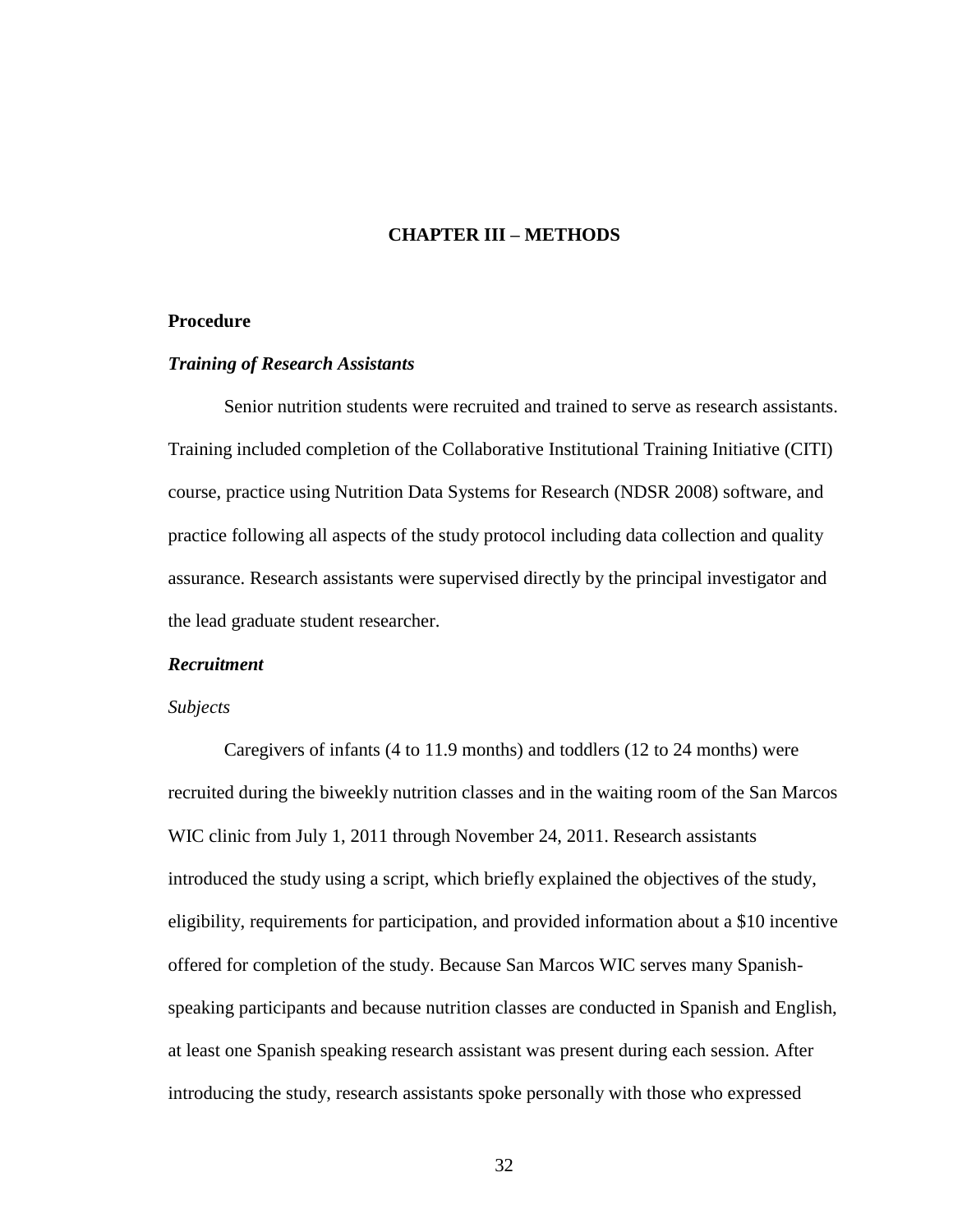# CHAPTER III – METHODS

## Procedure

### *Training of Research Assistants*

Senior nutrition students were recruited and trained to serve as research assistants. Training included completion of the Collaborative Institutional Training Initiative (CITI) course, practice using Nutrition Data Systems for Research (NDSR 2008) software, and practice following all aspects of the study protocol including data collection and quality assurance. Research assistants were supervised directly by the principal investigator and the lead graduate student researcher.

### *Recruitment*

#### *Subjects*

Caregivers of infants (4 to 11.9 months) and toddlers (12 to 24 months) were recruited during the biweekly nutrition classes and in the waiting room of the San Marcos WIC clinic from July 1, 2011 through November 24, 2011. Research assistants introduced the study using a script, which briefly explained the objectives of the study, eligibility, requirements for participation, and provided information about a $10 incentive offered for completion of the study. Because San Marcos WIC serves many Spanish-speaking participants and because nutrition classes are conducted in Spanish and English, at least one Spanish speaking research assistant was present during each session. After introducing the study, research assistants spoke personally with those who expressed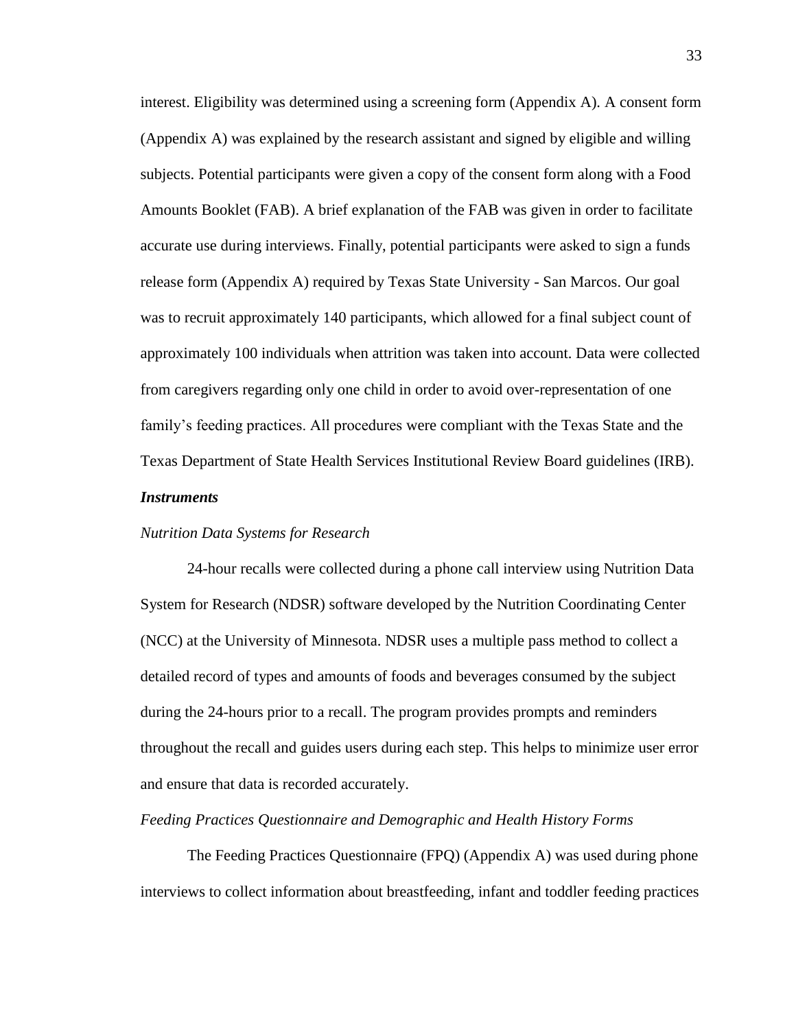interest. Eligibility was determined using a screening form (Appendix A). A consent form (Appendix A) was explained by the research assistant and signed by eligible and willing subjects. Potential participants were given a copy of the consent form along with a Food Amounts Booklet (FAB). A brief explanation of the FAB was given in order to facilitate accurate use during interviews. Finally, potential participants were asked to sign a funds release form (Appendix A) required by Texas State University - San Marcos. Our goal was to recruit approximately 140 participants, which allowed for a final subject count of approximately 100 individuals when attrition was taken into account. Data were collected from caregivers regarding only one child in order to avoid over-representation of one family's feeding practices. All procedures were compliant with the Texas State and the Texas Department of State Health Services Institutional Review Board guidelines (IRB).

### ***Instruments***

#### *Nutrition Data Systems for Research*

24-hour recalls were collected during a phone call interview using Nutrition Data System for Research (NDSR) software developed by the Nutrition Coordinating Center (NCC) at the University of Minnesota. NDSR uses a multiple pass method to collect a detailed record of types and amounts of foods and beverages consumed by the subject during the 24-hours prior to a recall. The program provides prompts and reminders throughout the recall and guides users during each step. This helps to minimize user error and ensure that data is recorded accurately.

#### *Feeding Practices Questionnaire and Demographic and Health History Forms*

The Feeding Practices Questionnaire (FPQ) (Appendix A) was used during phone interviews to collect information about breastfeeding, infant and toddler feeding practices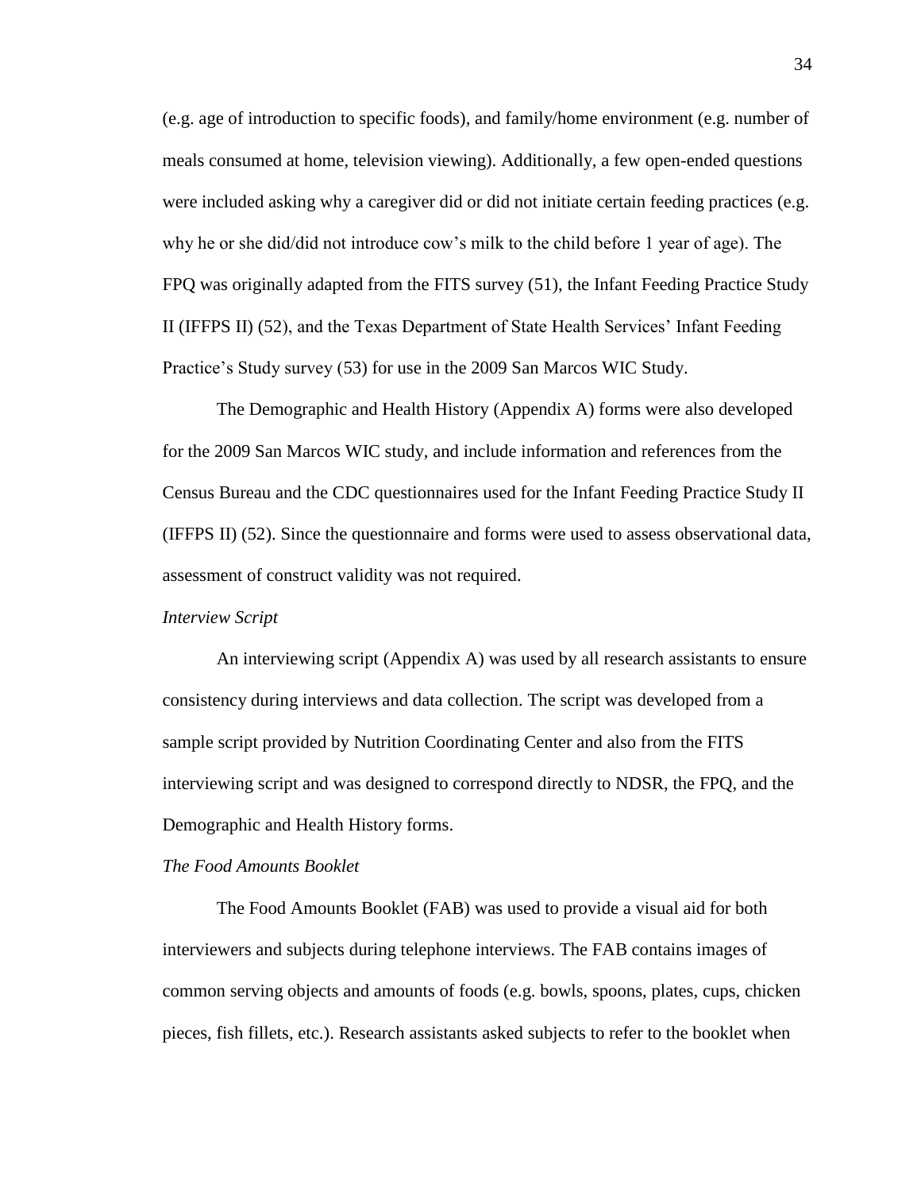(e.g. age of introduction to specific foods), and family/home environment (e.g. number of meals consumed at home, television viewing). Additionally, a few open-ended questions were included asking why a caregiver did or did not initiate certain feeding practices (e.g. why he or she did/did not introduce cow's milk to the child before 1 year of age). The FPQ was originally adapted from the FITS survey (51), the Infant Feeding Practice Study II (IFFPS II) (52), and the Texas Department of State Health Services' Infant Feeding Practice's Study survey (53) for use in the 2009 San Marcos WIC Study.

The Demographic and Health History (Appendix A) forms were also developed for the 2009 San Marcos WIC study, and include information and references from the Census Bureau and the CDC questionnaires used for the Infant Feeding Practice Study II (IFFPS II) (52). Since the questionnaire and forms were used to assess observational data, assessment of construct validity was not required.

*Interview Script*

An interviewing script (Appendix A) was used by all research assistants to ensure consistency during interviews and data collection. The script was developed from a sample script provided by Nutrition Coordinating Center and also from the FITS interviewing script and was designed to correspond directly to NDSR, the FPQ, and the Demographic and Health History forms.

*The Food Amounts Booklet*

The Food Amounts Booklet (FAB) was used to provide a visual aid for both interviewers and subjects during telephone interviews. The FAB contains images of common serving objects and amounts of foods (e.g. bowls, spoons, plates, cups, chicken pieces, fish fillets, etc.). Research assistants asked subjects to refer to the booklet when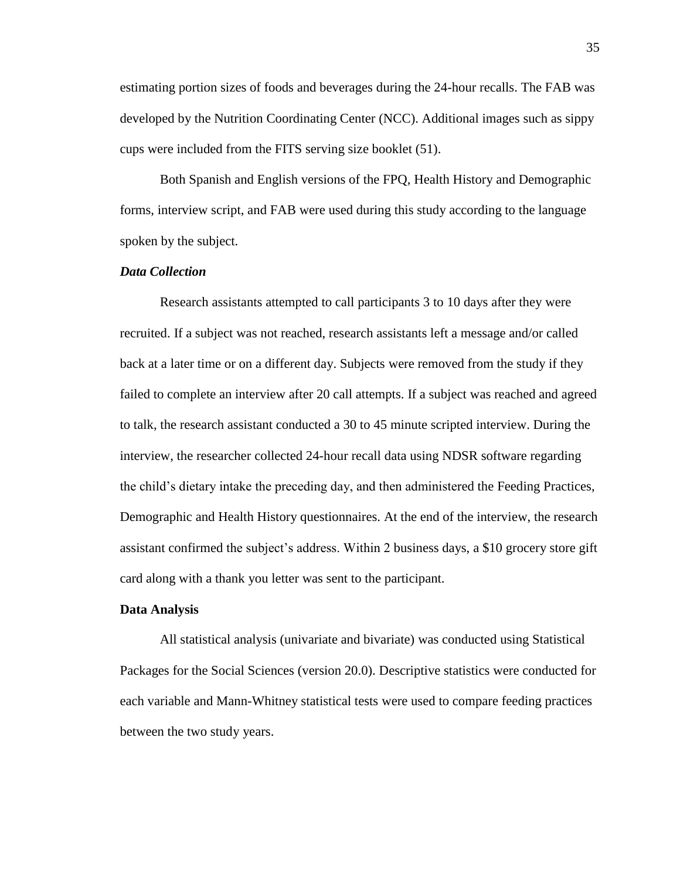estimating portion sizes of foods and beverages during the 24-hour recalls. The FAB was developed by the Nutrition Coordinating Center (NCC). Additional images such as sippy cups were included from the FITS serving size booklet (51).

Both Spanish and English versions of the FPQ, Health History and Demographic forms, interview script, and FAB were used during this study according to the language spoken by the subject.

### *Data Collection*

Research assistants attempted to call participants 3 to 10 days after they were recruited. If a subject was not reached, research assistants left a message and/or called back at a later time or on a different day. Subjects were removed from the study if they failed to complete an interview after 20 call attempts. If a subject was reached and agreed to talk, the research assistant conducted a 30 to 45 minute scripted interview. During the interview, the researcher collected 24-hour recall data using NDSR software regarding the child's dietary intake the preceding day, and then administered the Feeding Practices, Demographic and Health History questionnaires. At the end of the interview, the research assistant confirmed the subject's address. Within 2 business days, a $10 grocery store gift card along with a thank you letter was sent to the participant.

## Data Analysis

All statistical analysis (univariate and bivariate) was conducted using Statistical Packages for the Social Sciences (version 20.0). Descriptive statistics were conducted for each variable and Mann-Whitney statistical tests were used to compare feeding practices between the two study years.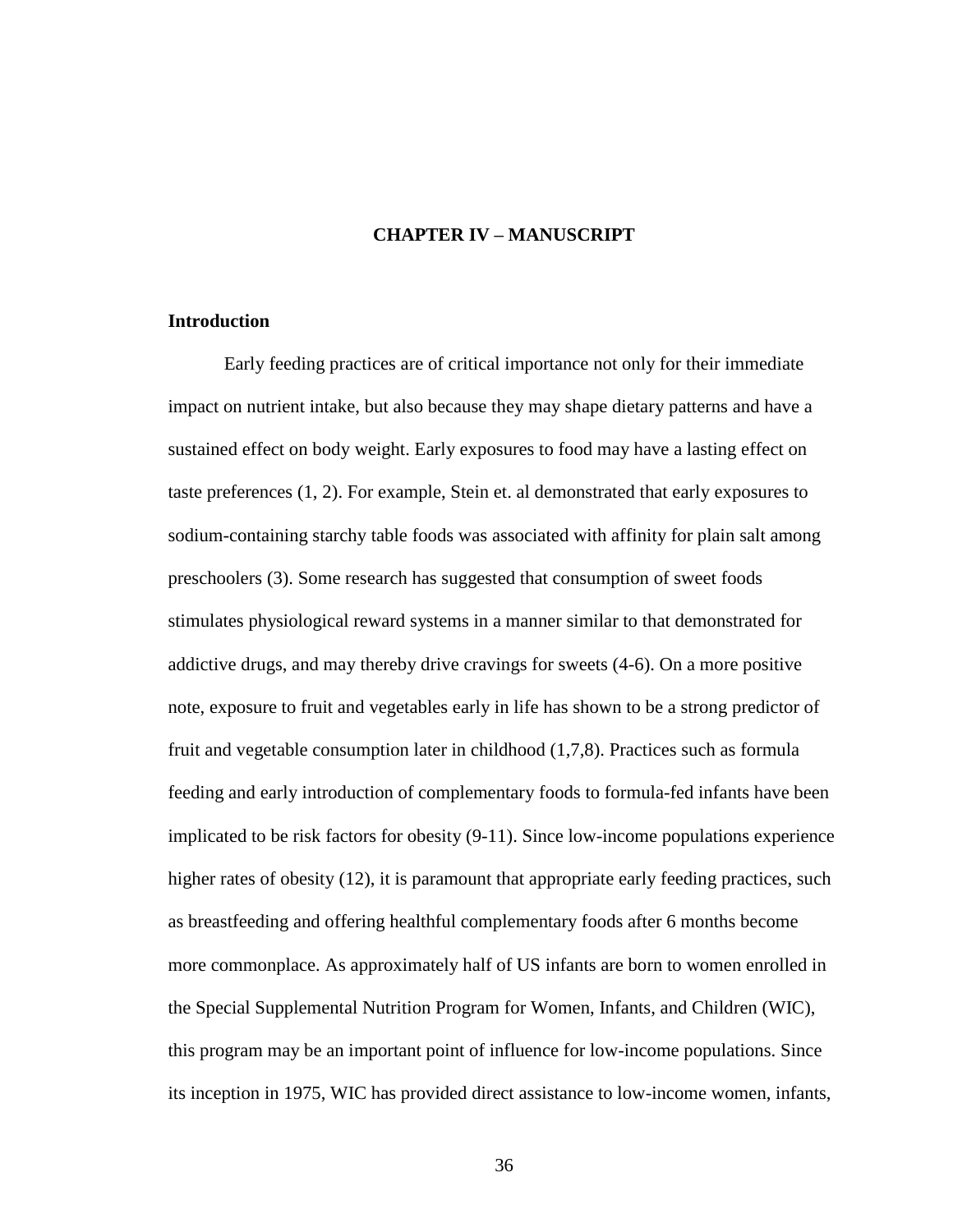# CHAPTER IV – MANUSCRIPT

## Introduction

Early feeding practices are of critical importance not only for their immediate impact on nutrient intake, but also because they may shape dietary patterns and have a sustained effect on body weight. Early exposures to food may have a lasting effect on taste preferences (1, 2). For example, Stein et. al demonstrated that early exposures to sodium-containing starchy table foods was associated with affinity for plain salt among preschoolers (3). Some research has suggested that consumption of sweet foods stimulates physiological reward systems in a manner similar to that demonstrated for addictive drugs, and may thereby drive cravings for sweets (4-6). On a more positive note, exposure to fruit and vegetables early in life has shown to be a strong predictor of fruit and vegetable consumption later in childhood (1,7,8). Practices such as formula feeding and early introduction of complementary foods to formula-fed infants have been implicated to be risk factors for obesity (9-11). Since low-income populations experience higher rates of obesity (12), it is paramount that appropriate early feeding practices, such as breastfeeding and offering healthful complementary foods after 6 months become more commonplace. As approximately half of US infants are born to women enrolled in the Special Supplemental Nutrition Program for Women, Infants, and Children (WIC), this program may be an important point of influence for low-income populations. Since its inception in 1975, WIC has provided direct assistance to low-income women, infants,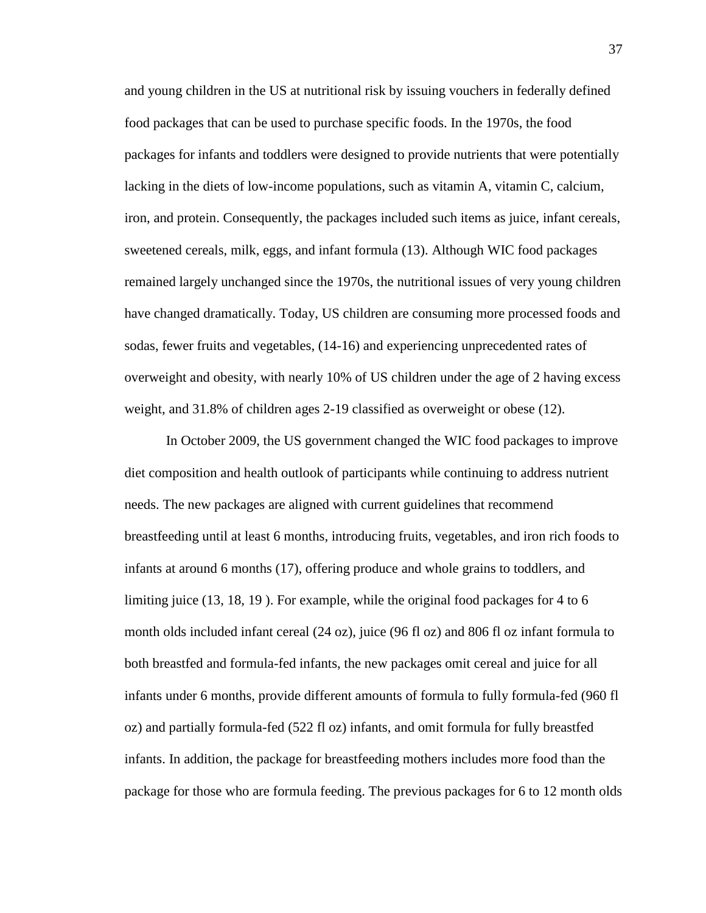and young children in the US at nutritional risk by issuing vouchers in federally defined food packages that can be used to purchase specific foods. In the 1970s, the food packages for infants and toddlers were designed to provide nutrients that were potentially lacking in the diets of low-income populations, such as vitamin A, vitamin C, calcium, iron, and protein. Consequently, the packages included such items as juice, infant cereals, sweetened cereals, milk, eggs, and infant formula (13). Although WIC food packages remained largely unchanged since the 1970s, the nutritional issues of very young children have changed dramatically. Today, US children are consuming more processed foods and sodas, fewer fruits and vegetables, (14-16) and experiencing unprecedented rates of overweight and obesity, with nearly 10% of US children under the age of 2 having excess weight, and 31.8% of children ages 2-19 classified as overweight or obese (12).

In October 2009, the US government changed the WIC food packages to improve diet composition and health outlook of participants while continuing to address nutrient needs. The new packages are aligned with current guidelines that recommend breastfeeding until at least 6 months, introducing fruits, vegetables, and iron rich foods to infants at around 6 months (17), offering produce and whole grains to toddlers, and limiting juice (13, 18, 19 ). For example, while the original food packages for 4 to 6 month olds included infant cereal (24 oz), juice (96 fl oz) and 806 fl oz infant formula to both breastfed and formula-fed infants, the new packages omit cereal and juice for all infants under 6 months, provide different amounts of formula to fully formula-fed (960 fl oz) and partially formula-fed (522 fl oz) infants, and omit formula for fully breastfed infants. In addition, the package for breastfeeding mothers includes more food than the package for those who are formula feeding. The previous packages for 6 to 12 month olds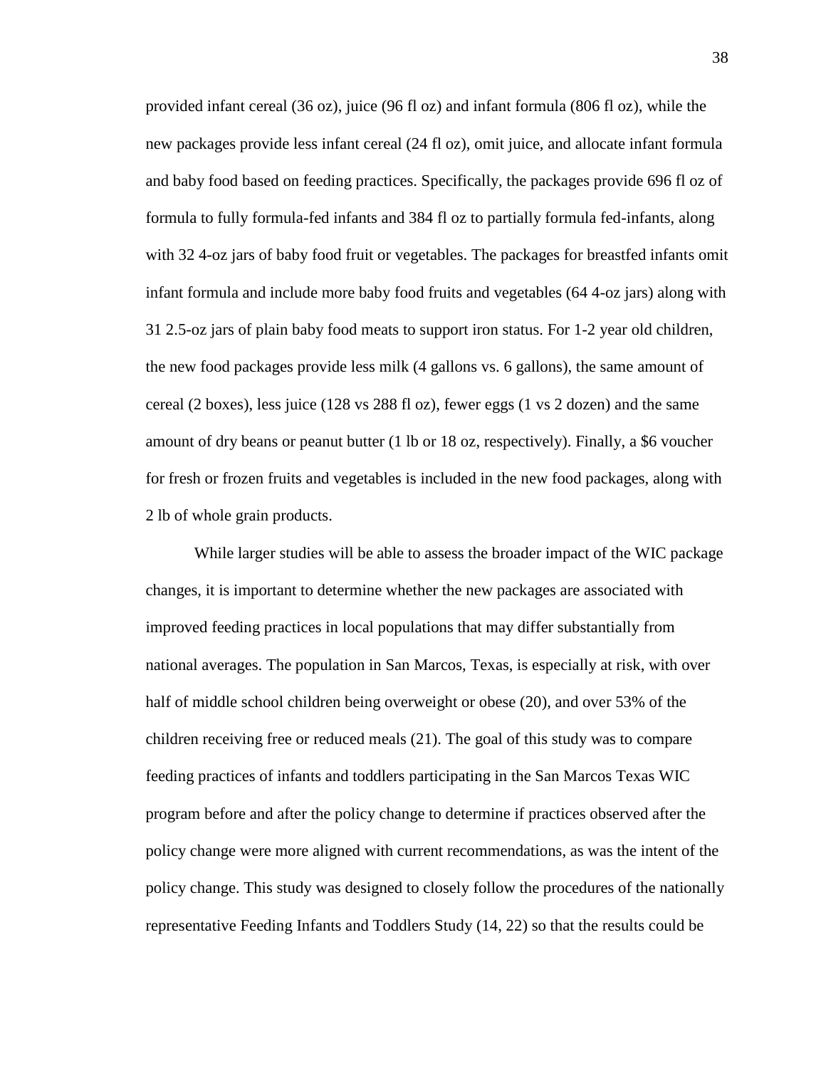provided infant cereal (36 oz), juice (96 fl oz) and infant formula (806 fl oz), while the new packages provide less infant cereal (24 fl oz), omit juice, and allocate infant formula and baby food based on feeding practices. Specifically, the packages provide 696 fl oz of formula to fully formula-fed infants and 384 fl oz to partially formula fed-infants, along with 32 4-oz jars of baby food fruit or vegetables. The packages for breastfed infants omit infant formula and include more baby food fruits and vegetables (64 4-oz jars) along with 31 2.5-oz jars of plain baby food meats to support iron status. For 1-2 year old children, the new food packages provide less milk (4 gallons vs. 6 gallons), the same amount of cereal (2 boxes), less juice (128 vs 288 fl oz), fewer eggs (1 vs 2 dozen) and the same amount of dry beans or peanut butter (1 lb or 18 oz, respectively). Finally, a $6 voucher for fresh or frozen fruits and vegetables is included in the new food packages, along with 2 lb of whole grain products.

While larger studies will be able to assess the broader impact of the WIC package changes, it is important to determine whether the new packages are associated with improved feeding practices in local populations that may differ substantially from national averages. The population in San Marcos, Texas, is especially at risk, with over half of middle school children being overweight or obese (20), and over 53% of the children receiving free or reduced meals (21). The goal of this study was to compare feeding practices of infants and toddlers participating in the San Marcos Texas WIC program before and after the policy change to determine if practices observed after the policy change were more aligned with current recommendations, as was the intent of the policy change. This study was designed to closely follow the procedures of the nationally representative Feeding Infants and Toddlers Study (14, 22) so that the results could be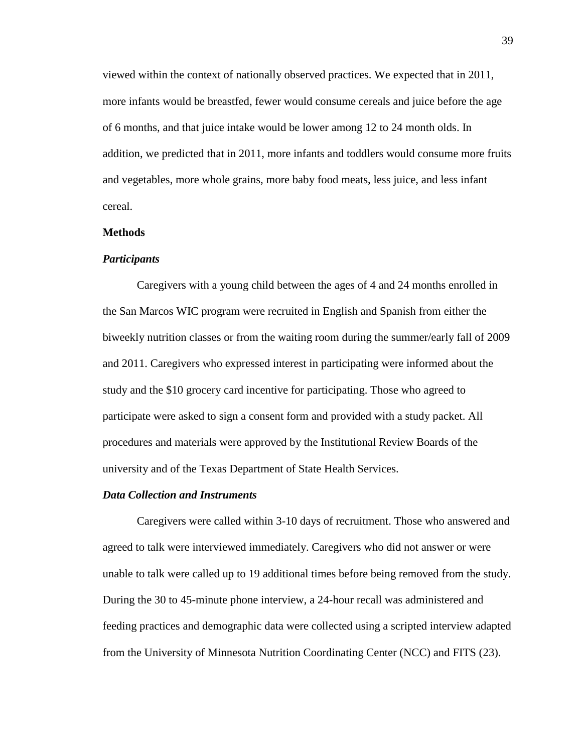viewed within the context of nationally observed practices. We expected that in 2011, more infants would be breastfed, fewer would consume cereals and juice before the age of 6 months, and that juice intake would be lower among 12 to 24 month olds. In addition, we predicted that in 2011, more infants and toddlers would consume more fruits and vegetables, more whole grains, more baby food meats, less juice, and less infant cereal.

**Methods**

***Participants***

Caregivers with a young child between the ages of 4 and 24 months enrolled in the San Marcos WIC program were recruited in English and Spanish from either the biweekly nutrition classes or from the waiting room during the summer/early fall of 2009 and 2011. Caregivers who expressed interest in participating were informed about the study and the $10 grocery card incentive for participating. Those who agreed to participate were asked to sign a consent form and provided with a study packet. All procedures and materials were approved by the Institutional Review Boards of the university and of the Texas Department of State Health Services.

***Data Collection and Instruments***

Caregivers were called within 3-10 days of recruitment. Those who answered and agreed to talk were interviewed immediately. Caregivers who did not answer or were unable to talk were called up to 19 additional times before being removed from the study. During the 30 to 45-minute phone interview, a 24-hour recall was administered and feeding practices and demographic data were collected using a scripted interview adapted from the University of Minnesota Nutrition Coordinating Center (NCC) and FITS (23).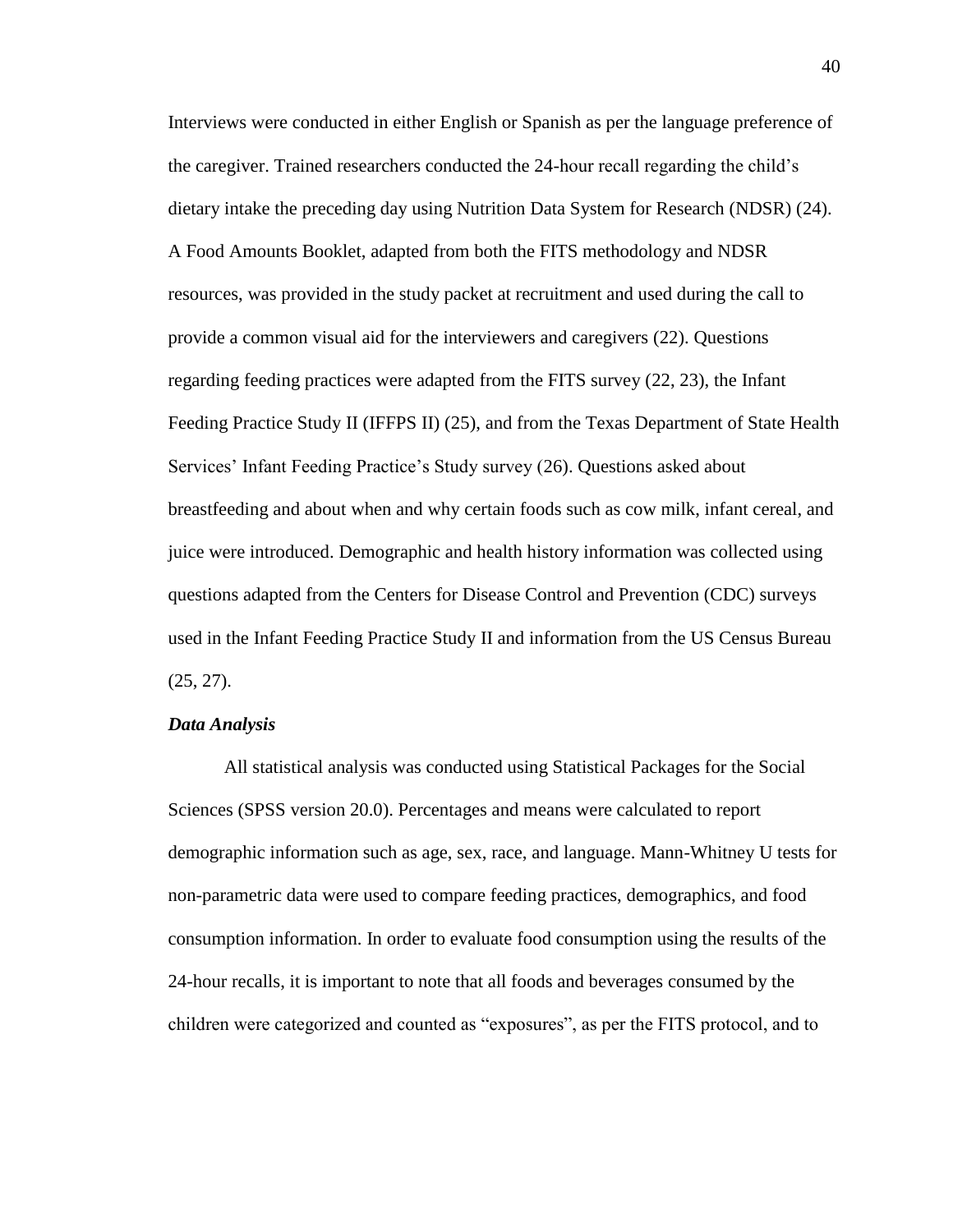Interviews were conducted in either English or Spanish as per the language preference of the caregiver. Trained researchers conducted the 24-hour recall regarding the child's dietary intake the preceding day using Nutrition Data System for Research (NDSR) (24). A Food Amounts Booklet, adapted from both the FITS methodology and NDSR resources, was provided in the study packet at recruitment and used during the call to provide a common visual aid for the interviewers and caregivers (22). Questions regarding feeding practices were adapted from the FITS survey (22, 23), the Infant Feeding Practice Study II (IFFPS II) (25), and from the Texas Department of State Health Services' Infant Feeding Practice's Study survey (26). Questions asked about breastfeeding and about when and why certain foods such as cow milk, infant cereal, and juice were introduced. Demographic and health history information was collected using questions adapted from the Centers for Disease Control and Prevention (CDC) surveys used in the Infant Feeding Practice Study II and information from the US Census Bureau (25, 27).

***Data Analysis***

All statistical analysis was conducted using Statistical Packages for the Social Sciences (SPSS version 20.0). Percentages and means were calculated to report demographic information such as age, sex, race, and language. Mann-Whitney U tests for non-parametric data were used to compare feeding practices, demographics, and food consumption information. In order to evaluate food consumption using the results of the 24-hour recalls, it is important to note that all foods and beverages consumed by the children were categorized and counted as "exposures", as per the FITS protocol, and to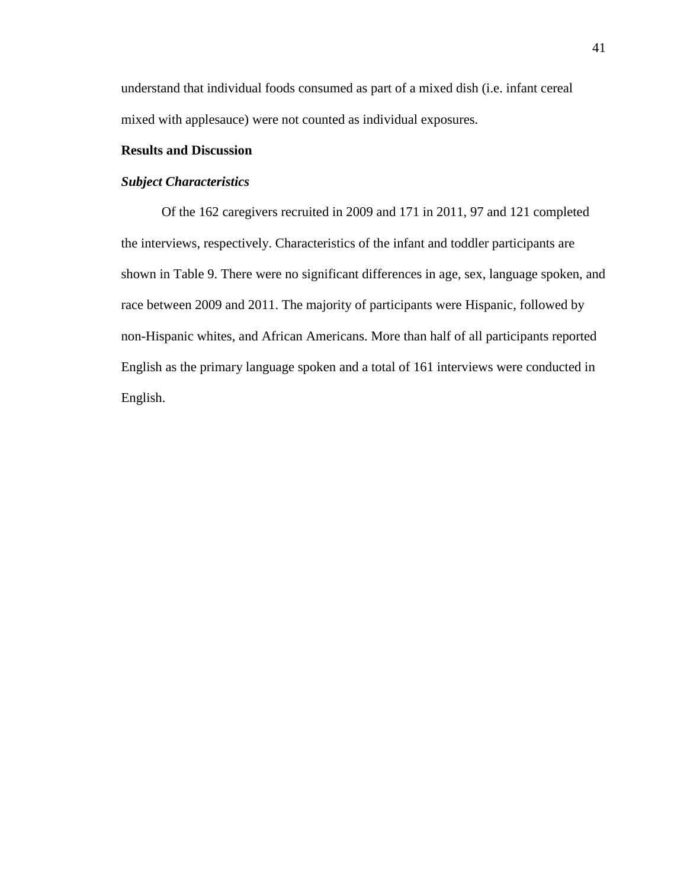understand that individual foods consumed as part of a mixed dish (i.e. infant cereal mixed with applesauce) were not counted as individual exposures.

## Results and Discussion

### *Subject Characteristics*

Of the 162 caregivers recruited in 2009 and 171 in 2011, 97 and 121 completed the interviews, respectively. Characteristics of the infant and toddler participants are shown in Table 9. There were no significant differences in age, sex, language spoken, and race between 2009 and 2011. The majority of participants were Hispanic, followed by non-Hispanic whites, and African Americans. More than half of all participants reported English as the primary language spoken and a total of 161 interviews were conducted in English.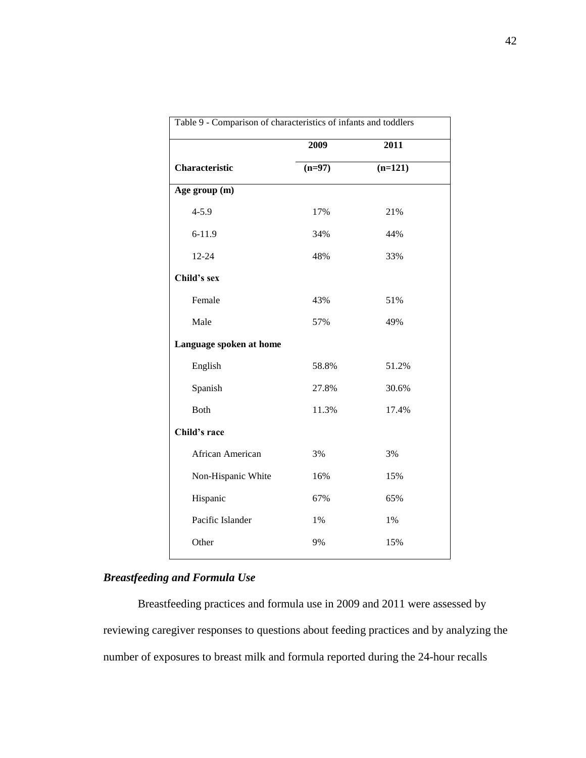Table 9 - Comparison of characteristics of infants and toddlers

| Characteristic | 2009 (n=97) | 2011 (n=121) |
|---|---|---|
| **Age group (m)** | | |
| 4-5.9 | 17% | 21% |
| 6-11.9 | 34% | 44% |
| 12-24 | 48% | 33% |
| **Child's sex** | | |
| Female | 43% | 51% |
| Male | 57% | 49% |
| **Language spoken at home** | | |
| English | 58.8% | 51.2% |
| Spanish | 27.8% | 30.6% |
| Both | 11.3% | 17.4% |
| **Child's race** | | |
| African American | 3% | 3% |
| Non-Hispanic White | 16% | 15% |
| Hispanic | 67% | 65% |
| Pacific Islander | 1% | 1% |
| Other | 9% | 15% |

### *Breastfeeding and Formula Use*

Breastfeeding practices and formula use in 2009 and 2011 were assessed by reviewing caregiver responses to questions about feeding practices and by analyzing the number of exposures to breast milk and formula reported during the 24-hour recalls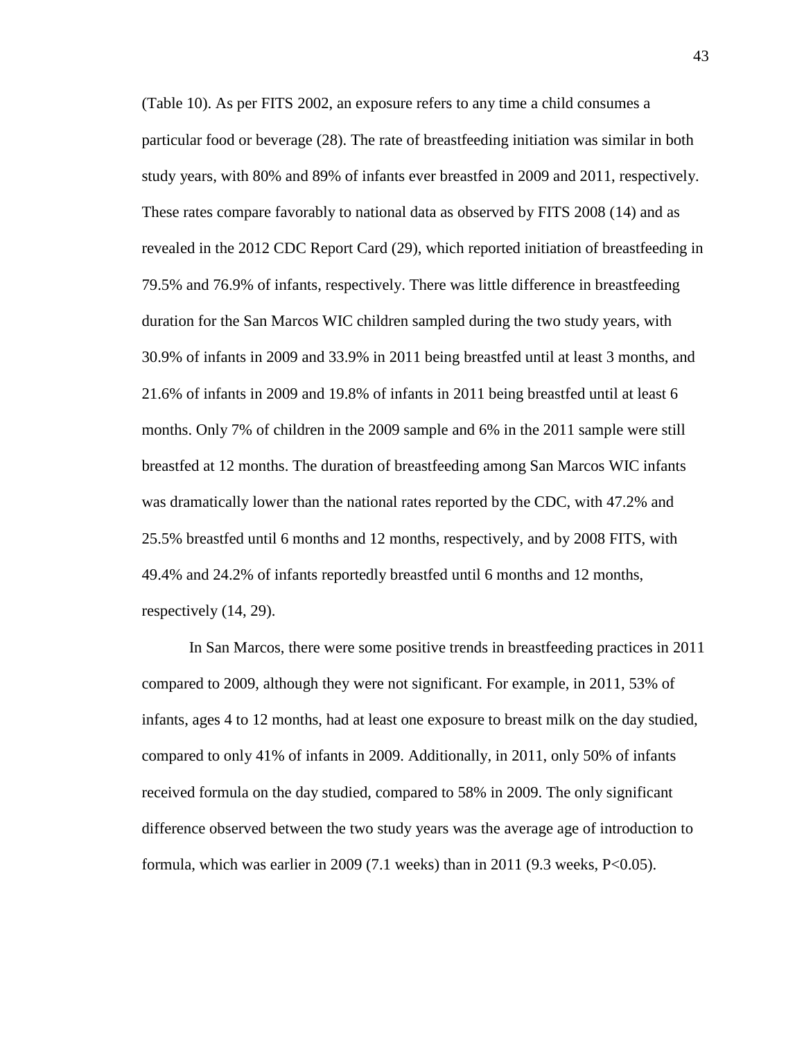(Table 10). As per FITS 2002, an exposure refers to any time a child consumes a particular food or beverage (28). The rate of breastfeeding initiation was similar in both study years, with 80% and 89% of infants ever breastfed in 2009 and 2011, respectively. These rates compare favorably to national data as observed by FITS 2008 (14) and as revealed in the 2012 CDC Report Card (29), which reported initiation of breastfeeding in 79.5% and 76.9% of infants, respectively. There was little difference in breastfeeding duration for the San Marcos WIC children sampled during the two study years, with 30.9% of infants in 2009 and 33.9% in 2011 being breastfed until at least 3 months, and 21.6% of infants in 2009 and 19.8% of infants in 2011 being breastfed until at least 6 months. Only 7% of children in the 2009 sample and 6% in the 2011 sample were still breastfed at 12 months. The duration of breastfeeding among San Marcos WIC infants was dramatically lower than the national rates reported by the CDC, with 47.2% and 25.5% breastfed until 6 months and 12 months, respectively, and by 2008 FITS, with 49.4% and 24.2% of infants reportedly breastfed until 6 months and 12 months, respectively (14, 29).

In San Marcos, there were some positive trends in breastfeeding practices in 2011 compared to 2009, although they were not significant. For example, in 2011, 53% of infants, ages 4 to 12 months, had at least one exposure to breast milk on the day studied, compared to only 41% of infants in 2009. Additionally, in 2011, only 50% of infants received formula on the day studied, compared to 58% in 2009. The only significant difference observed between the two study years was the average age of introduction to formula, which was earlier in 2009 (7.1 weeks) than in 2011 (9.3 weeks, $P<0.05$).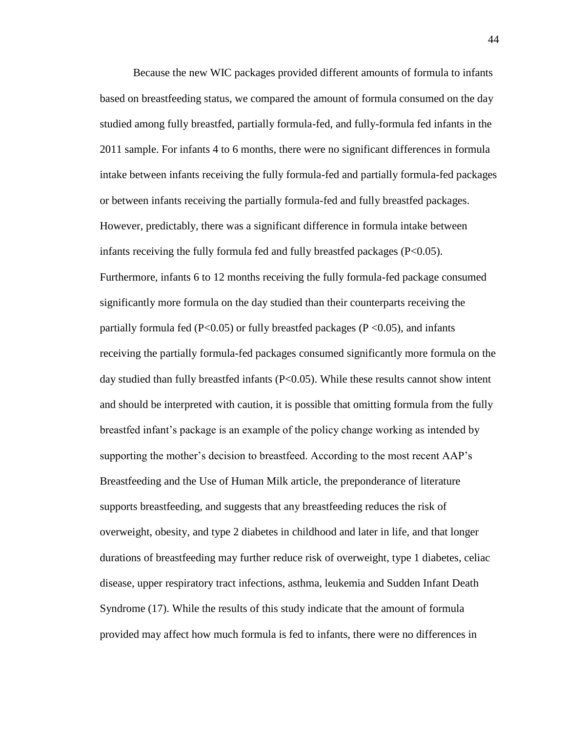Because the new WIC packages provided different amounts of formula to infants based on breastfeeding status, we compared the amount of formula consumed on the day studied among fully breastfed, partially formula-fed, and fully-formula fed infants in the 2011 sample. For infants 4 to 6 months, there were no significant differences in formula intake between infants receiving the fully formula-fed and partially formula-fed packages or between infants receiving the partially formula-fed and fully breastfed packages. However, predictably, there was a significant difference in formula intake between infants receiving the fully formula fed and fully breastfed packages ($P<0.05$). Furthermore, infants 6 to 12 months receiving the fully formula-fed package consumed significantly more formula on the day studied than their counterparts receiving the partially formula fed ($P<0.05$) or fully breastfed packages ($P <0.05$), and infants receiving the partially formula-fed packages consumed significantly more formula on the day studied than fully breastfed infants ($P<0.05$). While these results cannot show intent and should be interpreted with caution, it is possible that omitting formula from the fully breastfed infant's package is an example of the policy change working as intended by supporting the mother's decision to breastfeed. According to the most recent AAP's Breastfeeding and the Use of Human Milk article, the preponderance of literature supports breastfeeding, and suggests that any breastfeeding reduces the risk of overweight, obesity, and type 2 diabetes in childhood and later in life, and that longer durations of breastfeeding may further reduce risk of overweight, type 1 diabetes, celiac disease, upper respiratory tract infections, asthma, leukemia and Sudden Infant Death Syndrome (17). While the results of this study indicate that the amount of formula provided may affect how much formula is fed to infants, there were no differences in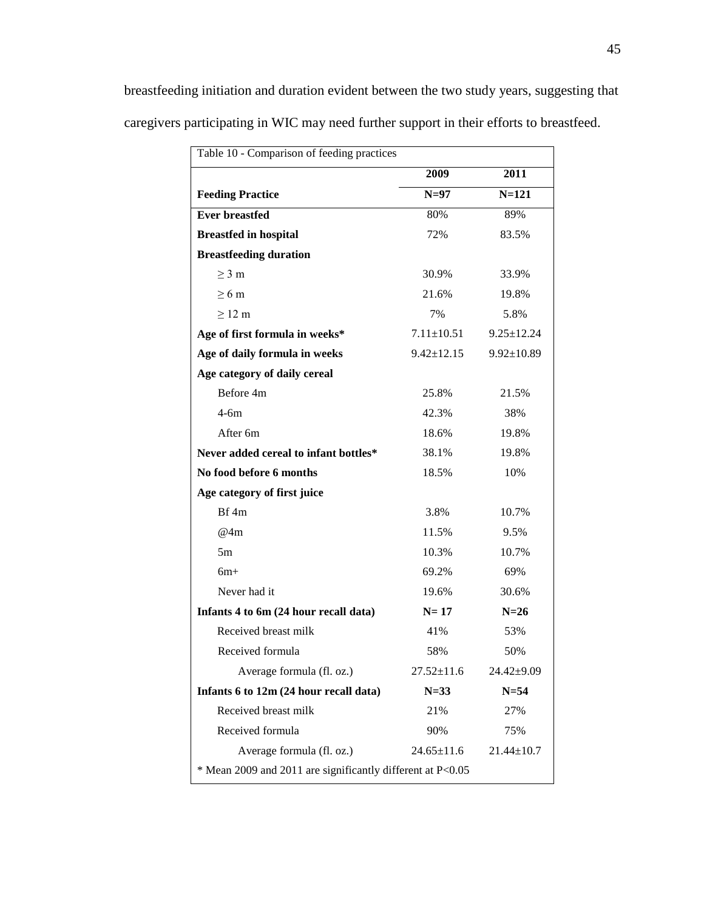breastfeeding initiation and duration evident between the two study years, suggesting that caregivers participating in WIC may need further support in their efforts to breastfeed.

Table 10 - Comparison of feeding practices

| Feeding Practice | 2009<br>N=97 | 2011<br>N=121 |
|---|---|---|
| **Ever breastfed** | 80% | 89% |
| **Breastfed in hospital** | 72% | 83.5% |
| **Breastfeeding duration** | | |
| ≥ 3 m | 30.9% | 33.9% |
| ≥ 6 m | 21.6% | 19.8% |
| ≥ 12 m | 7% | 5.8% |
| **Age of first formula in weeks*** | 7.11±10.51 | 9.25±12.24 |
| **Age of daily formula in weeks** | 9.42±12.15 | 9.92±10.89 |
| **Age category of daily cereal** | | |
| Before 4m | 25.8% | 21.5% |
| 4-6m | 42.3% | 38% |
| After 6m | 18.6% | 19.8% |
| **Never added cereal to infant bottles*** | 38.1% | 19.8% |
| **No food before 6 months** | 18.5% | 10% |
| **Age category of first juice** | | |
| Bf 4m | 3.8% | 10.7% |
| @4m | 11.5% | 9.5% |
| 5m | 10.3% | 10.7% |
| 6m+ | 69.2% | 69% |
| Never had it | 19.6% | 30.6% |
| **Infants 4 to 6m (24 hour recall data)** | **N= 17** | **N=26** |
| Received breast milk | 41% | 53% |
| Received formula | 58% | 50% |
| Average formula (fl. oz.) | 27.52±11.6 | 24.42±9.09 |
| **Infants 6 to 12m (24 hour recall data)** | **N=33** | **N=54** |
| Received breast milk | 21% | 27% |
| Received formula | 90% | 75% |
| Average formula (fl. oz.) | 24.65±11.6 | 21.44±10.7 |

* Mean 2009 and 2011 are significantly different at $P<0.05$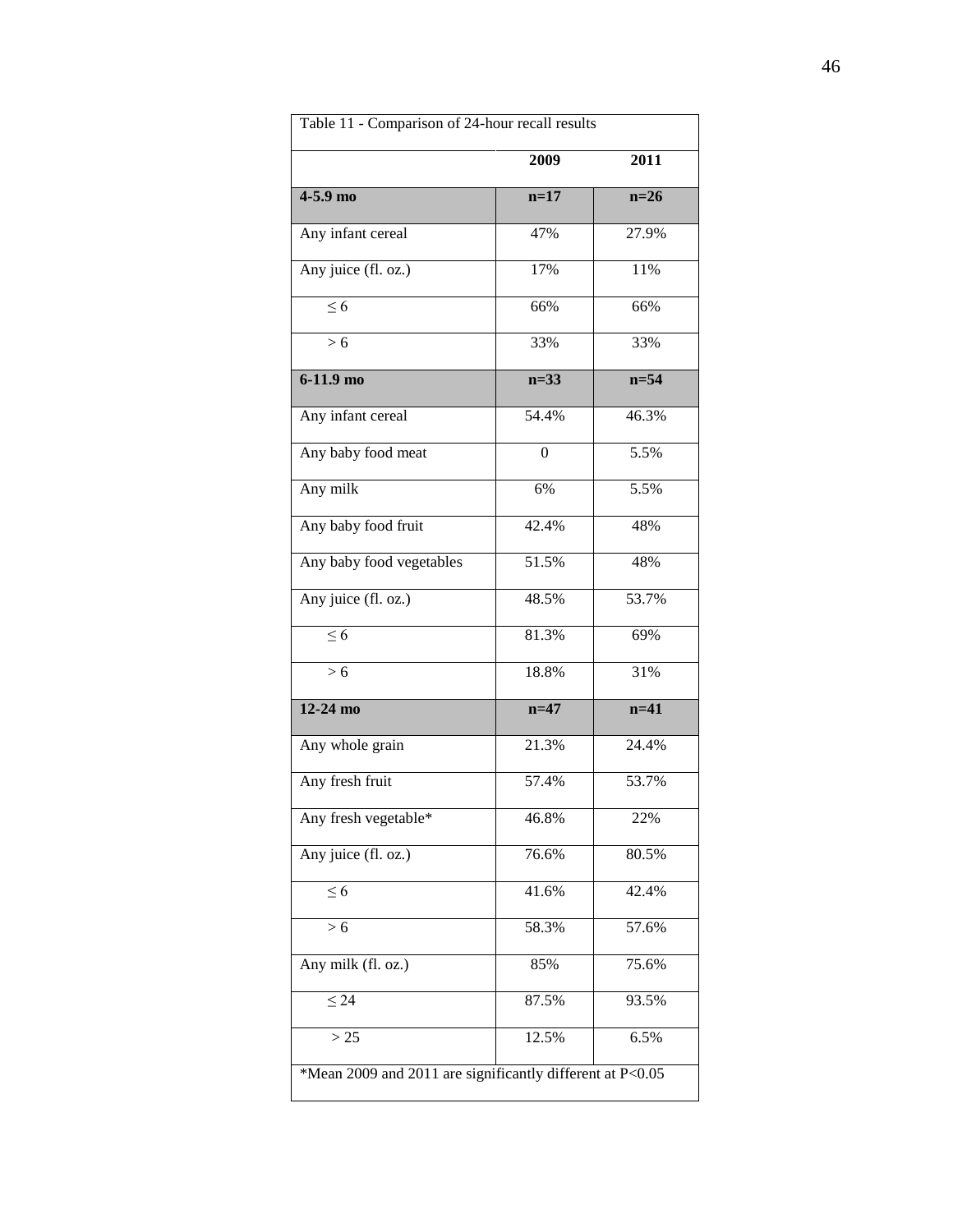Table 11 - Comparison of 24-hour recall results

| | 2009 | 2011 |
|---|---|---|
| **4-5.9 mo** | **n=17** | **n=26** |
| Any infant cereal | 47% | 27.9% |
| Any juice (fl. oz.) | 17% | 11% |
| ≤ 6 | 66% | 66% |
| > 6 | 33% | 33% |
| **6-11.9 mo** | **n=33** | **n=54** |
| Any infant cereal | 54.4% | 46.3% |
| Any baby food meat | 0 | 5.5% |
| Any milk | 6% | 5.5% |
| Any baby food fruit | 42.4% | 48% |
| Any baby food vegetables | 51.5% | 48% |
| Any juice (fl. oz.) | 48.5% | 53.7% |
| ≤ 6 | 81.3% | 69% |
| > 6 | 18.8% | 31% |
| **12-24 mo** | **n=47** | **n=41** |
| Any whole grain | 21.3% | 24.4% |
| Any fresh fruit | 57.4% | 53.7% |
| Any fresh vegetable* | 46.8% | 22% |
| Any juice (fl. oz.) | 76.6% | 80.5% |
| ≤ 6 | 41.6% | 42.4% |
| > 6 | 58.3% | 57.6% |
| Any milk (fl. oz.) | 85% | 75.6% |
| ≤ 24 | 87.5% | 93.5% |
| > 25 | 12.5% | 6.5% |

*Mean 2009 and 2011 are significantly different at P<0.05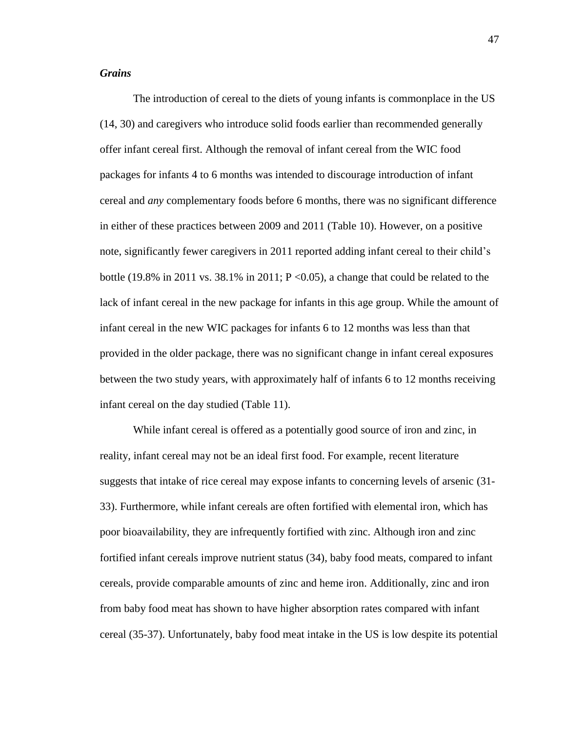***Grains***

The introduction of cereal to the diets of young infants is commonplace in the US (14, 30) and caregivers who introduce solid foods earlier than recommended generally offer infant cereal first. Although the removal of infant cereal from the WIC food packages for infants 4 to 6 months was intended to discourage introduction of infant cereal and *any* complementary foods before 6 months, there was no significant difference in either of these practices between 2009 and 2011 (Table 10). However, on a positive note, significantly fewer caregivers in 2011 reported adding infant cereal to their child's bottle (19.8% in 2011 vs. 38.1% in 2011; $P < 0.05$), a change that could be related to the lack of infant cereal in the new package for infants in this age group. While the amount of infant cereal in the new WIC packages for infants 6 to 12 months was less than that provided in the older package, there was no significant change in infant cereal exposures between the two study years, with approximately half of infants 6 to 12 months receiving infant cereal on the day studied (Table 11).

While infant cereal is offered as a potentially good source of iron and zinc, in reality, infant cereal may not be an ideal first food. For example, recent literature suggests that intake of rice cereal may expose infants to concerning levels of arsenic (31-33). Furthermore, while infant cereals are often fortified with elemental iron, which has poor bioavailability, they are infrequently fortified with zinc. Although iron and zinc fortified infant cereals improve nutrient status (34), baby food meats, compared to infant cereals, provide comparable amounts of zinc and heme iron. Additionally, zinc and iron from baby food meat has shown to have higher absorption rates compared with infant cereal (35-37). Unfortunately, baby food meat intake in the US is low despite its potential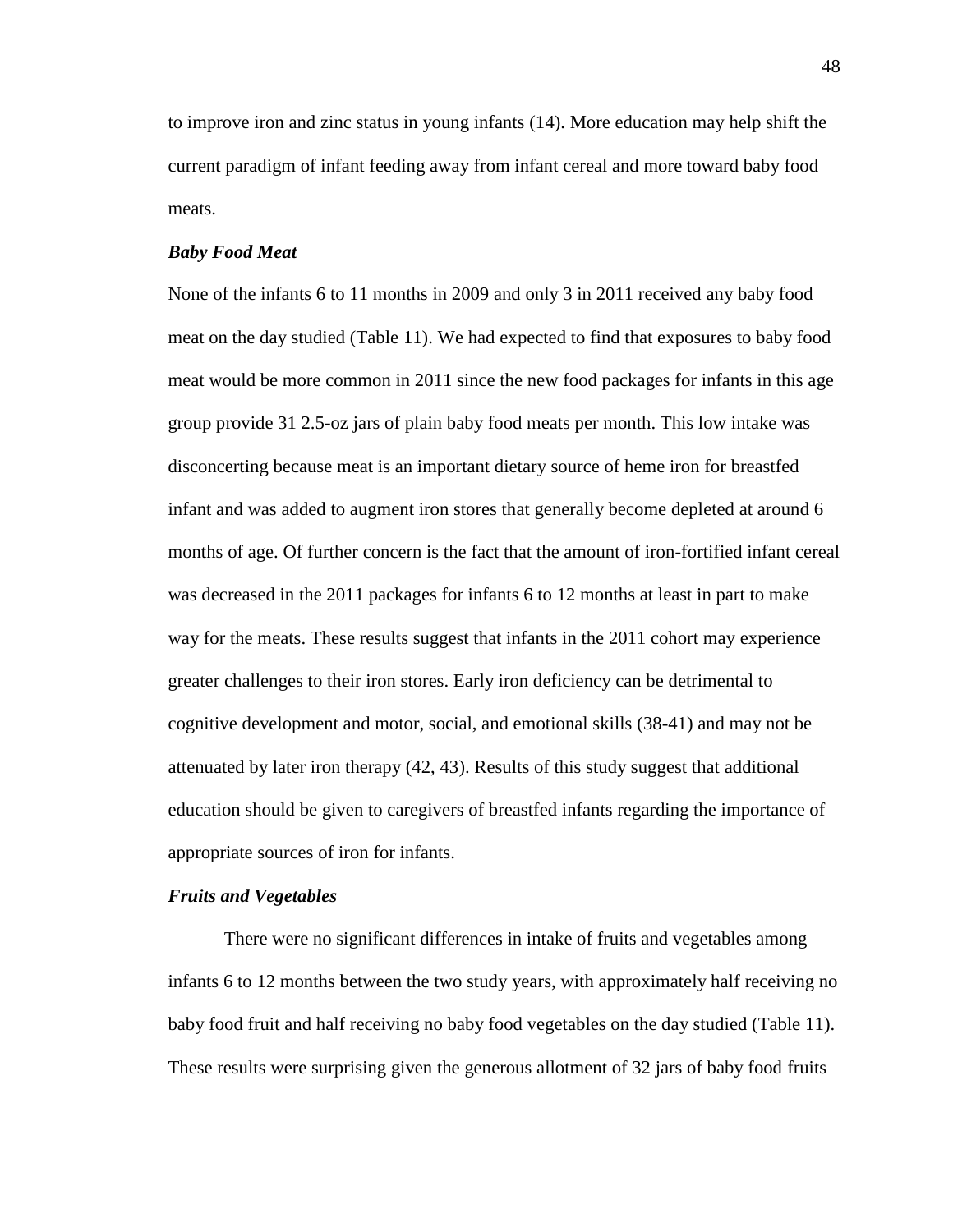to improve iron and zinc status in young infants (14). More education may help shift the current paradigm of infant feeding away from infant cereal and more toward baby food meats.

### *Baby Food Meat*

None of the infants 6 to 11 months in 2009 and only 3 in 2011 received any baby food meat on the day studied (Table 11). We had expected to find that exposures to baby food meat would be more common in 2011 since the new food packages for infants in this age group provide 31 2.5-oz jars of plain baby food meats per month. This low intake was disconcerting because meat is an important dietary source of heme iron for breastfed infant and was added to augment iron stores that generally become depleted at around 6 months of age. Of further concern is the fact that the amount of iron-fortified infant cereal was decreased in the 2011 packages for infants 6 to 12 months at least in part to make way for the meats. These results suggest that infants in the 2011 cohort may experience greater challenges to their iron stores. Early iron deficiency can be detrimental to cognitive development and motor, social, and emotional skills (38-41) and may not be attenuated by later iron therapy (42, 43). Results of this study suggest that additional education should be given to caregivers of breastfed infants regarding the importance of appropriate sources of iron for infants.

### *Fruits and Vegetables*

There were no significant differences in intake of fruits and vegetables among infants 6 to 12 months between the two study years, with approximately half receiving no baby food fruit and half receiving no baby food vegetables on the day studied (Table 11). These results were surprising given the generous allotment of 32 jars of baby food fruits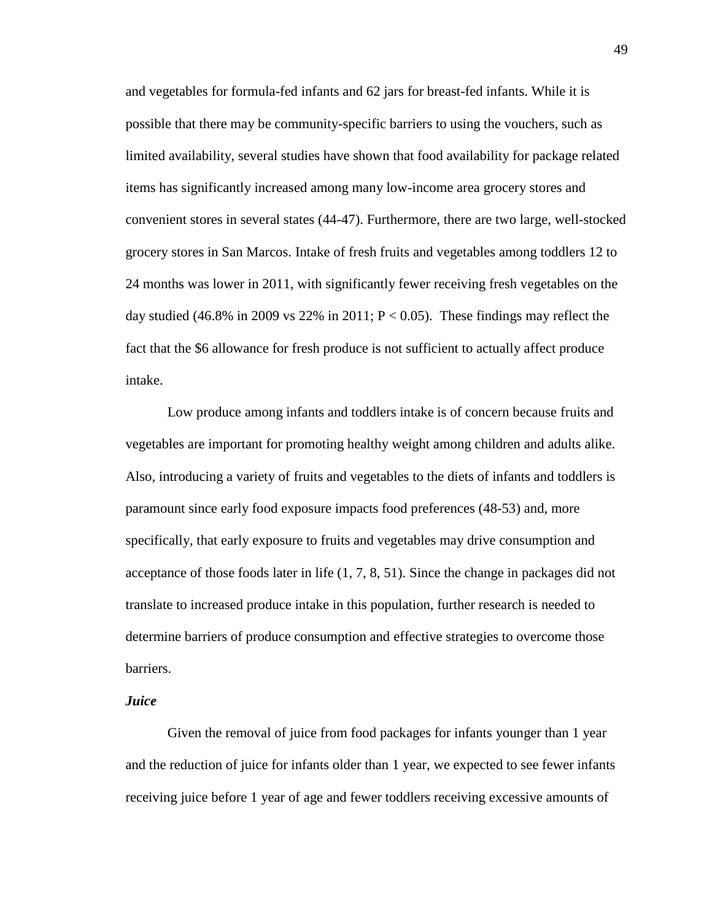and vegetables for formula-fed infants and 62 jars for breast-fed infants. While it is possible that there may be community-specific barriers to using the vouchers, such as limited availability, several studies have shown that food availability for package related items has significantly increased among many low-income area grocery stores and convenient stores in several states (44-47). Furthermore, there are two large, well-stocked grocery stores in San Marcos. Intake of fresh fruits and vegetables among toddlers 12 to 24 months was lower in 2011, with significantly fewer receiving fresh vegetables on the day studied (46.8% in 2009 vs 22% in 2011; $P < 0.05$). These findings may reflect the fact that the $6 allowance for fresh produce is not sufficient to actually affect produce intake.

Low produce among infants and toddlers intake is of concern because fruits and vegetables are important for promoting healthy weight among children and adults alike. Also, introducing a variety of fruits and vegetables to the diets of infants and toddlers is paramount since early food exposure impacts food preferences (48-53) and, more specifically, that early exposure to fruits and vegetables may drive consumption and acceptance of those foods later in life (1, 7, 8, 51). Since the change in packages did not translate to increased produce intake in this population, further research is needed to determine barriers of produce consumption and effective strategies to overcome those barriers.

***Juice***

Given the removal of juice from food packages for infants younger than 1 year and the reduction of juice for infants older than 1 year, we expected to see fewer infants receiving juice before 1 year of age and fewer toddlers receiving excessive amounts of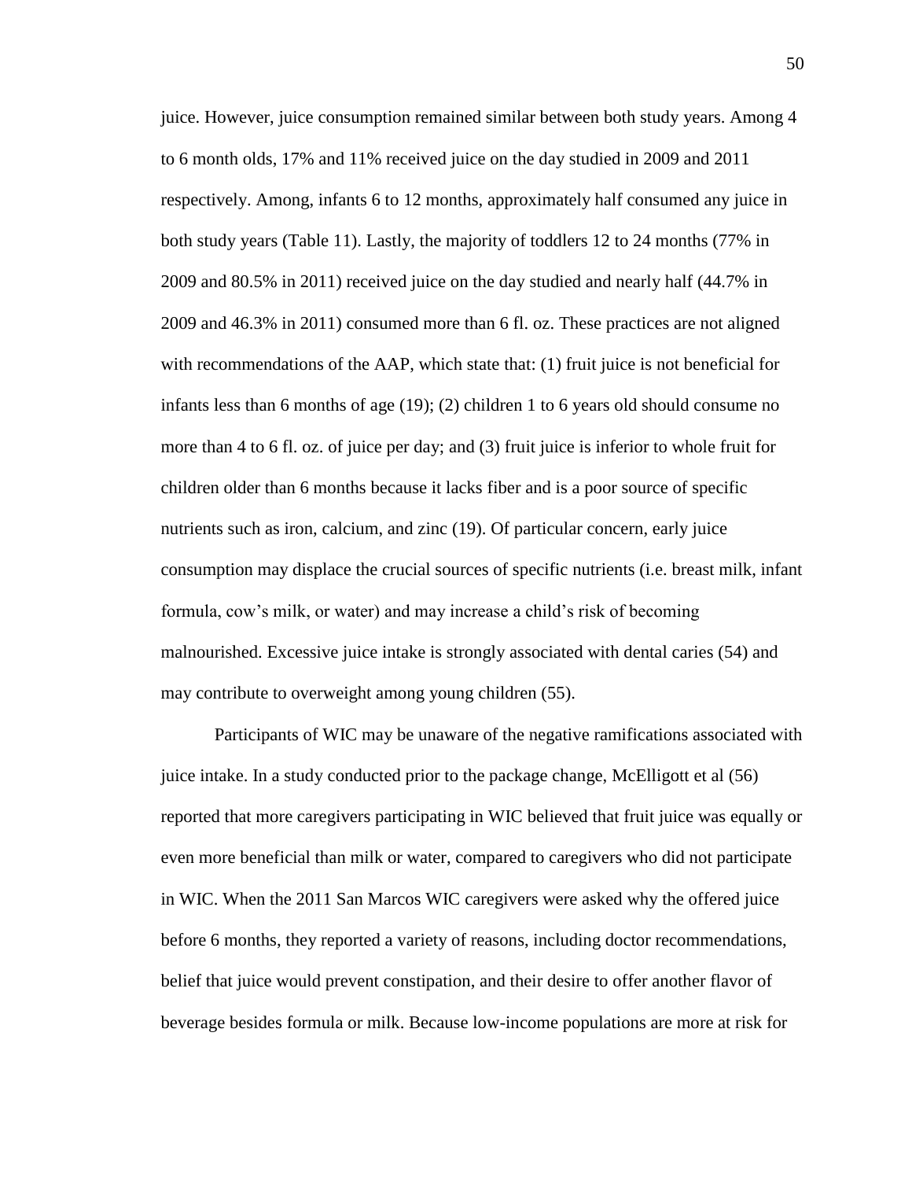juice. However, juice consumption remained similar between both study years. Among 4 to 6 month olds, 17% and 11% received juice on the day studied in 2009 and 2011 respectively. Among, infants 6 to 12 months, approximately half consumed any juice in both study years (Table 11). Lastly, the majority of toddlers 12 to 24 months (77% in 2009 and 80.5% in 2011) received juice on the day studied and nearly half (44.7% in 2009 and 46.3% in 2011) consumed more than 6 fl. oz. These practices are not aligned with recommendations of the AAP, which state that: (1) fruit juice is not beneficial for infants less than 6 months of age (19); (2) children 1 to 6 years old should consume no more than 4 to 6 fl. oz. of juice per day; and (3) fruit juice is inferior to whole fruit for children older than 6 months because it lacks fiber and is a poor source of specific nutrients such as iron, calcium, and zinc (19). Of particular concern, early juice consumption may displace the crucial sources of specific nutrients (i.e. breast milk, infant formula, cow's milk, or water) and may increase a child's risk of becoming malnourished. Excessive juice intake is strongly associated with dental caries (54) and may contribute to overweight among young children (55).

Participants of WIC may be unaware of the negative ramifications associated with juice intake. In a study conducted prior to the package change, McElligott et al (56) reported that more caregivers participating in WIC believed that fruit juice was equally or even more beneficial than milk or water, compared to caregivers who did not participate in WIC. When the 2011 San Marcos WIC caregivers were asked why the offered juice before 6 months, they reported a variety of reasons, including doctor recommendations, belief that juice would prevent constipation, and their desire to offer another flavor of beverage besides formula or milk. Because low-income populations are more at risk for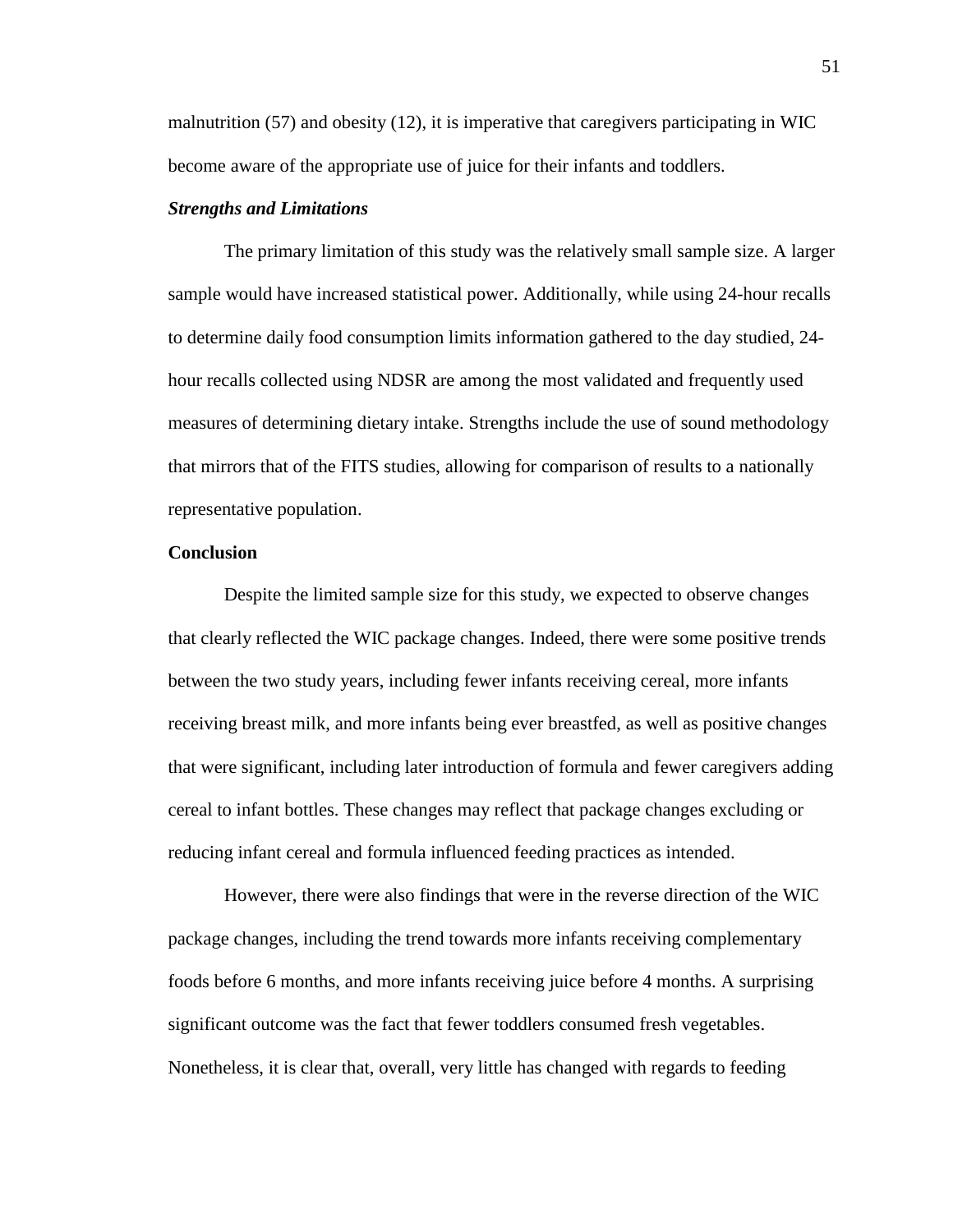malnutrition (57) and obesity (12), it is imperative that caregivers participating in WIC become aware of the appropriate use of juice for their infants and toddlers.

### *Strengths and Limitations*

The primary limitation of this study was the relatively small sample size. A larger sample would have increased statistical power. Additionally, while using 24-hour recalls to determine daily food consumption limits information gathered to the day studied, 24-hour recalls collected using NDSR are among the most validated and frequently used measures of determining dietary intake. Strengths include the use of sound methodology that mirrors that of the FITS studies, allowing for comparison of results to a nationally representative population.

## Conclusion

Despite the limited sample size for this study, we expected to observe changes that clearly reflected the WIC package changes. Indeed, there were some positive trends between the two study years, including fewer infants receiving cereal, more infants receiving breast milk, and more infants being ever breastfed, as well as positive changes that were significant, including later introduction of formula and fewer caregivers adding cereal to infant bottles. These changes may reflect that package changes excluding or reducing infant cereal and formula influenced feeding practices as intended.

However, there were also findings that were in the reverse direction of the WIC package changes, including the trend towards more infants receiving complementary foods before 6 months, and more infants receiving juice before 4 months. A surprising significant outcome was the fact that fewer toddlers consumed fresh vegetables. Nonetheless, it is clear that, overall, very little has changed with regards to feeding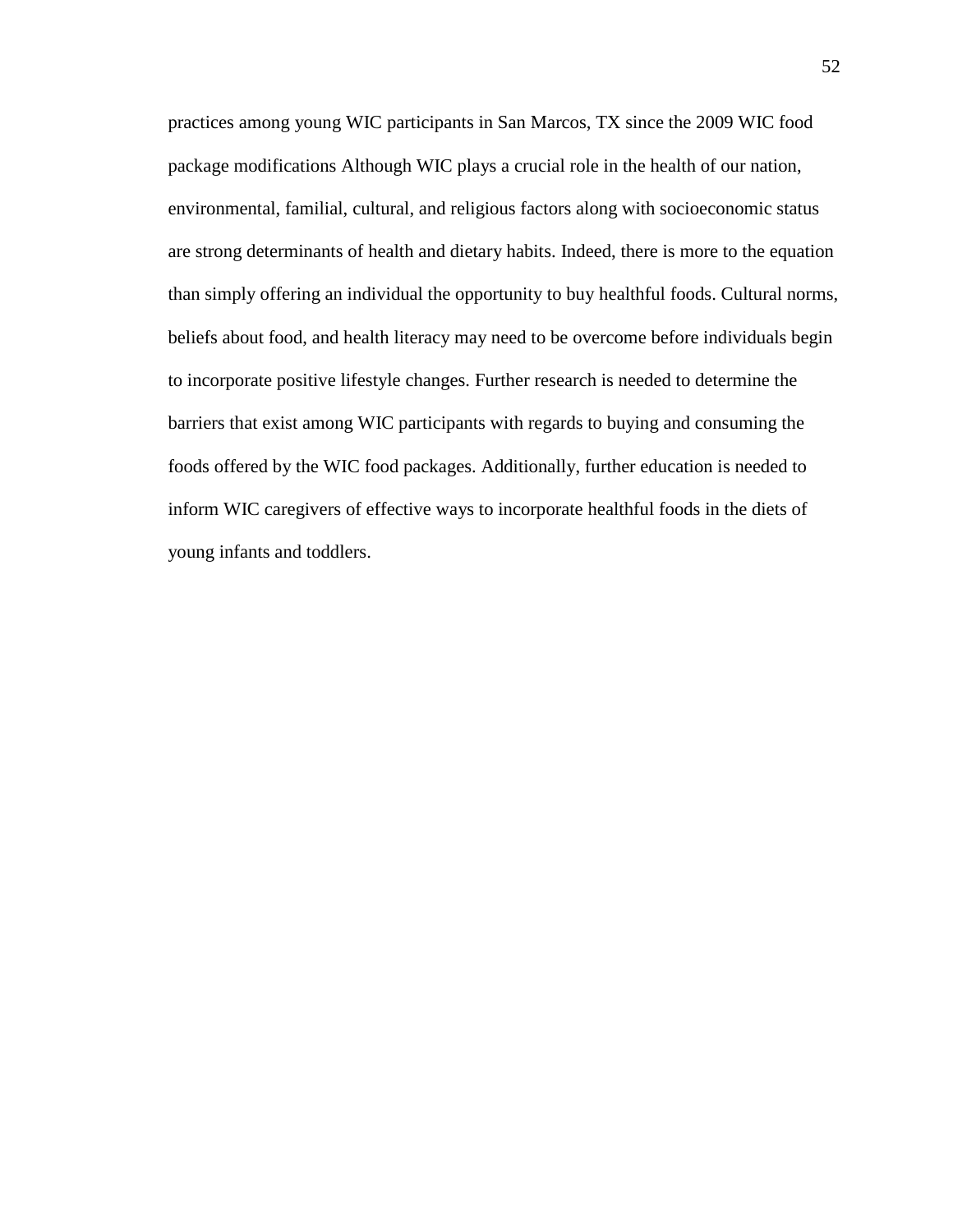practices among young WIC participants in San Marcos, TX since the 2009 WIC food package modifications Although WIC plays a crucial role in the health of our nation, environmental, familial, cultural, and religious factors along with socioeconomic status are strong determinants of health and dietary habits. Indeed, there is more to the equation than simply offering an individual the opportunity to buy healthful foods. Cultural norms, beliefs about food, and health literacy may need to be overcome before individuals begin to incorporate positive lifestyle changes. Further research is needed to determine the barriers that exist among WIC participants with regards to buying and consuming the foods offered by the WIC food packages. Additionally, further education is needed to inform WIC caregivers of effective ways to incorporate healthful foods in the diets of young infants and toddlers.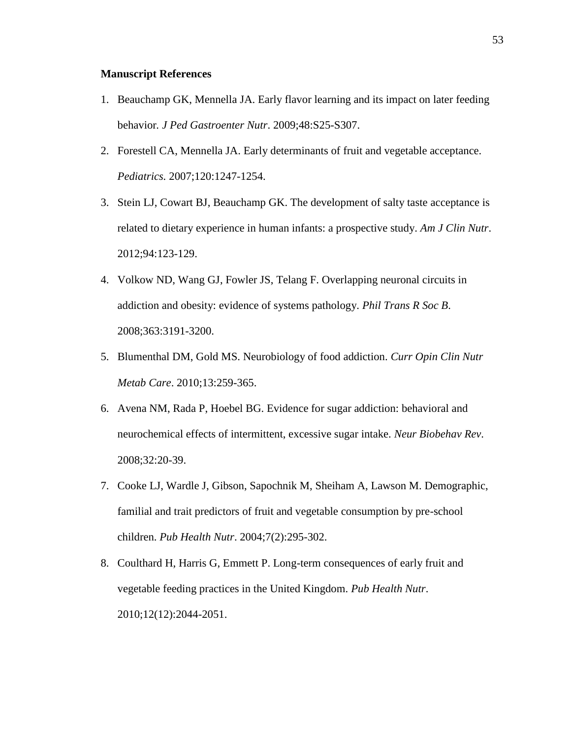**Manuscript References**

1. Beauchamp GK, Mennella JA. Early flavor learning and its impact on later feeding behavior. *J Ped Gastroenter Nutr*. 2009;48:S25-S307.
2. Forestell CA, Mennella JA. Early determinants of fruit and vegetable acceptance. *Pediatrics.* 2007;120:1247-1254.
3. Stein LJ, Cowart BJ, Beauchamp GK. The development of salty taste acceptance is related to dietary experience in human infants: a prospective study. *Am J Clin Nutr*. 2012;94:123-129.
4. Volkow ND, Wang GJ, Fowler JS, Telang F. Overlapping neuronal circuits in addiction and obesity: evidence of systems pathology. *Phil Trans R Soc B*. 2008;363:3191-3200.
5. Blumenthal DM, Gold MS. Neurobiology of food addiction. *Curr Opin Clin Nutr Metab Care*. 2010;13:259-365.
6. Avena NM, Rada P, Hoebel BG. Evidence for sugar addiction: behavioral and neurochemical effects of intermittent, excessive sugar intake. *Neur Biobehav Rev*. 2008;32:20-39.
7. Cooke LJ, Wardle J, Gibson, Sapochnik M, Sheiham A, Lawson M. Demographic, familial and trait predictors of fruit and vegetable consumption by pre-school children. *Pub Health Nutr*. 2004;7(2):295-302.
8. Coulthard H, Harris G, Emmett P. Long-term consequences of early fruit and vegetable feeding practices in the United Kingdom. *Pub Health Nutr*. 2010;12(12):2044-2051.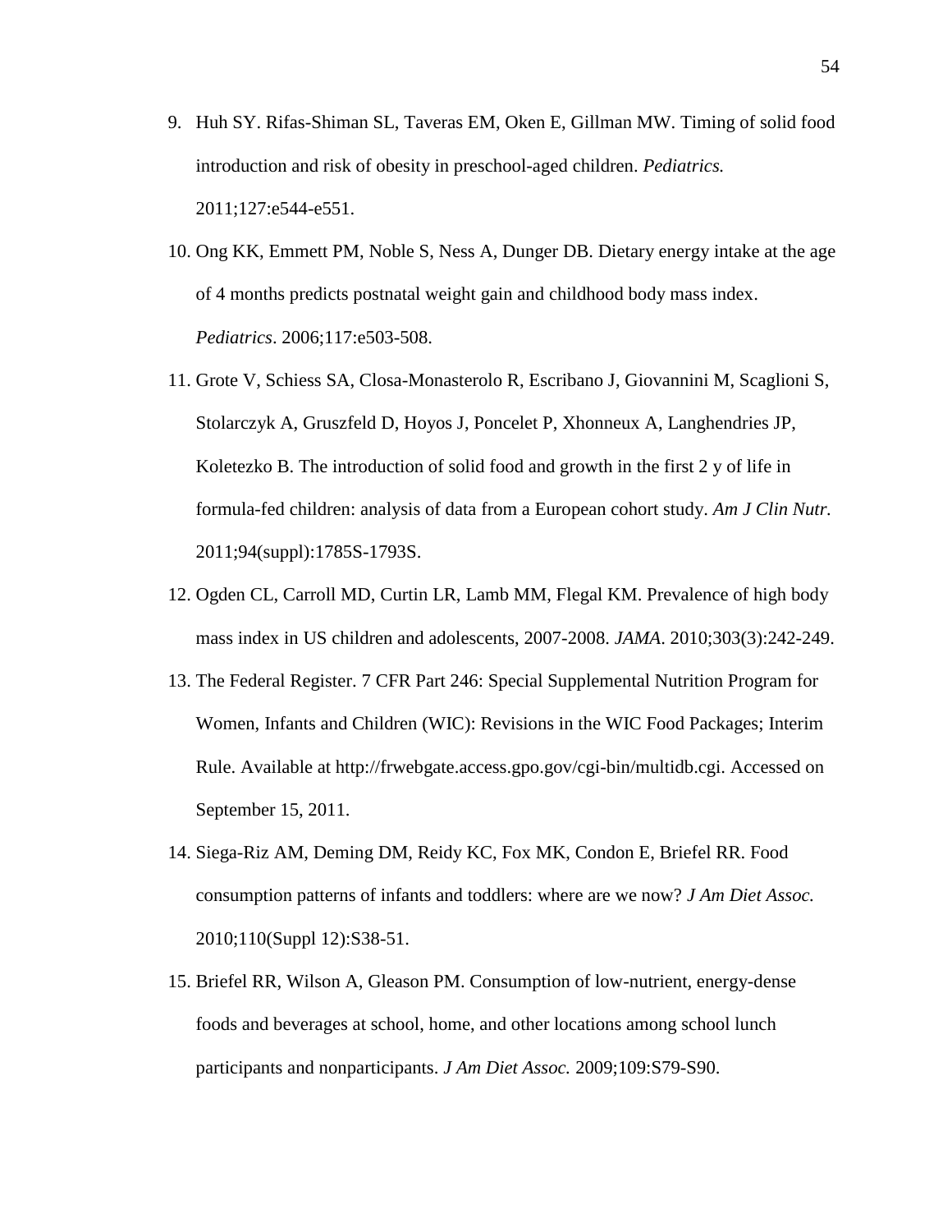9. Huh SY. Rifas-Shiman SL, Taveras EM, Oken E, Gillman MW. Timing of solid food introduction and risk of obesity in preschool-aged children. *Pediatrics.* 2011;127:e544-e551.
10. Ong KK, Emmett PM, Noble S, Ness A, Dunger DB. Dietary energy intake at the age of 4 months predicts postnatal weight gain and childhood body mass index. *Pediatrics*. 2006;117:e503-508.
11. Grote V, Schiess SA, Closa-Monasterolo R, Escribano J, Giovannini M, Scaglioni S, Stolarczyk A, Gruszfeld D, Hoyos J, Poncelet P, Xhonneux A, Langhendries JP, Koletezko B. The introduction of solid food and growth in the first 2 y of life in formula-fed children: analysis of data from a European cohort study. *Am J Clin Nutr.* 2011;94(suppl):1785S-1793S.
12. Ogden CL, Carroll MD, Curtin LR, Lamb MM, Flegal KM. Prevalence of high body mass index in US children and adolescents, 2007-2008. *JAMA*. 2010;303(3):242-249.
13. The Federal Register. 7 CFR Part 246: Special Supplemental Nutrition Program for Women, Infants and Children (WIC): Revisions in the WIC Food Packages; Interim Rule. Available at http://frwebgate.access.gpo.gov/cgi-bin/multidb.cgi. Accessed on September 15, 2011.
14. Siega-Riz AM, Deming DM, Reidy KC, Fox MK, Condon E, Briefel RR. Food consumption patterns of infants and toddlers: where are we now? *J Am Diet Assoc.* 2010;110(Suppl 12):S38-51.
15. Briefel RR, Wilson A, Gleason PM. Consumption of low-nutrient, energy-dense foods and beverages at school, home, and other locations among school lunch participants and nonparticipants. *J Am Diet Assoc.* 2009;109:S79-S90.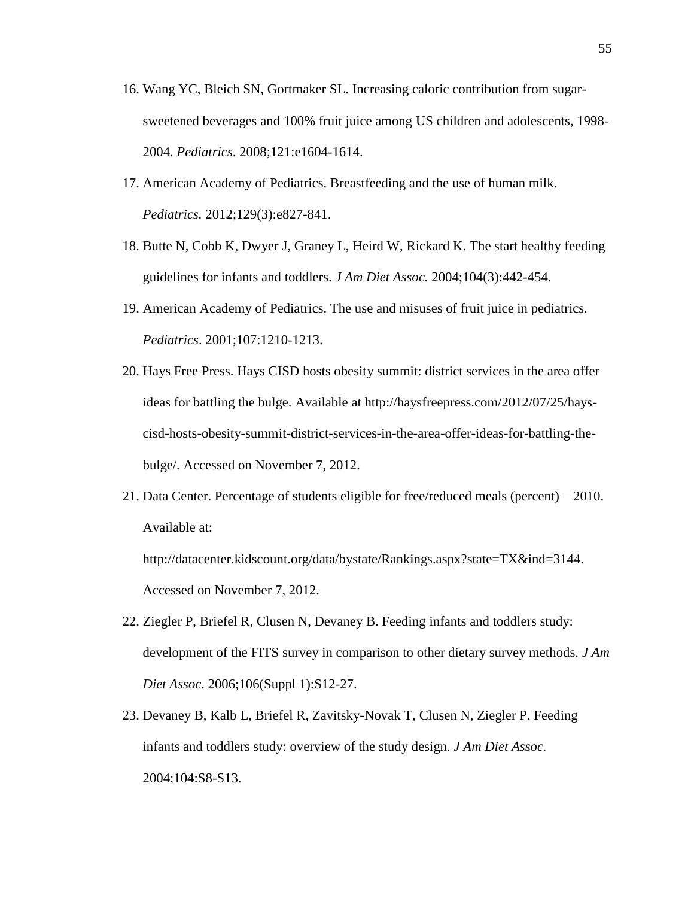16. Wang YC, Bleich SN, Gortmaker SL. Increasing caloric contribution from sugar-sweetened beverages and 100% fruit juice among US children and adolescents, 1998-2004. *Pediatrics*. 2008;121:e1604-1614.
17. American Academy of Pediatrics. Breastfeeding and the use of human milk. *Pediatrics.* 2012;129(3):e827-841.
18. Butte N, Cobb K, Dwyer J, Graney L, Heird W, Rickard K. The start healthy feeding guidelines for infants and toddlers. *J Am Diet Assoc.* 2004;104(3):442-454.
19. American Academy of Pediatrics. The use and misuses of fruit juice in pediatrics. *Pediatrics*. 2001;107:1210-1213.
20. Hays Free Press. Hays CISD hosts obesity summit: district services in the area offer ideas for battling the bulge. Available at http://haysfreepress.com/2012/07/25/hays-cisd-hosts-obesity-summit-district-services-in-the-area-offer-ideas-for-battling-the-bulge/. Accessed on November 7, 2012.
21. Data Center. Percentage of students eligible for free/reduced meals (percent) – 2010. Available at:

    http://datacenter.kidscount.org/data/bystate/Rankings.aspx?state=TX&ind=3144. Accessed on November 7, 2012.
22. Ziegler P, Briefel R, Clusen N, Devaney B. Feeding infants and toddlers study: development of the FITS survey in comparison to other dietary survey methods. *J Am Diet Assoc.* 2006;106(Suppl 1):S12-27.
23. Devaney B, Kalb L, Briefel R, Zavitsky-Novak T, Clusen N, Ziegler P. Feeding infants and toddlers study: overview of the study design. *J Am Diet Assoc.* 2004;104:S8-S13.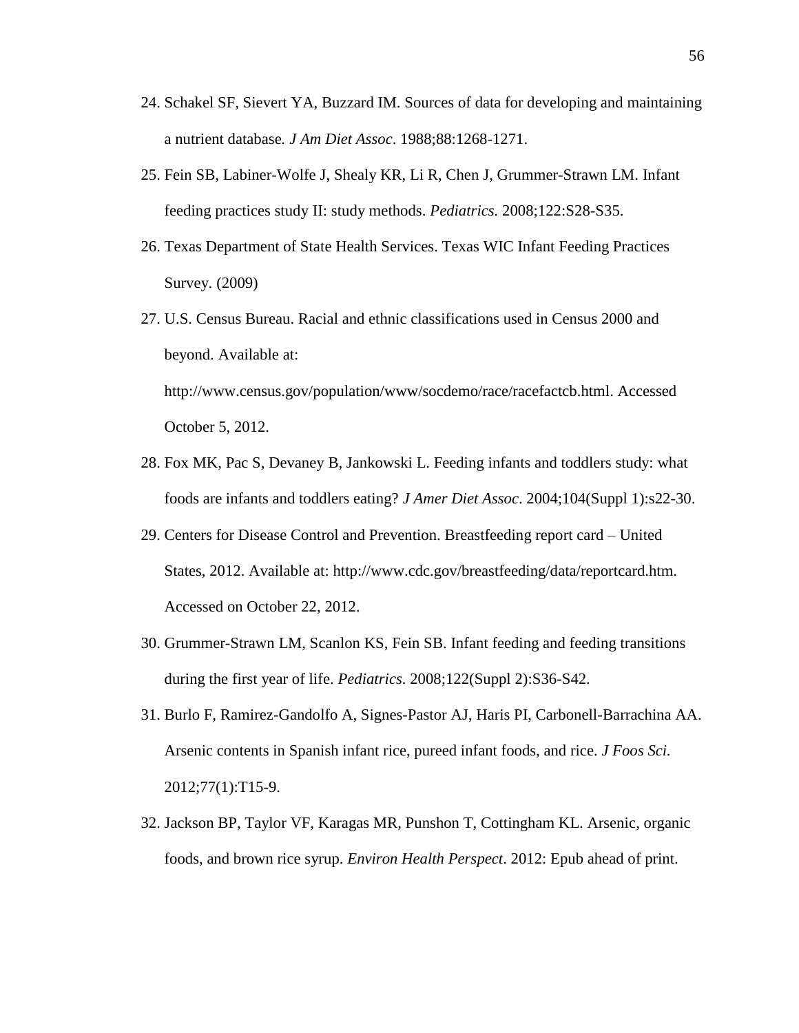24. Schakel SF, Sievert YA, Buzzard IM. Sources of data for developing and maintaining a nutrient database. *J Am Diet Assoc*. 1988;88:1268-1271.

25. Fein SB, Labiner-Wolfe J, Shealy KR, Li R, Chen J, Grummer-Strawn LM. Infant feeding practices study II: study methods. *Pediatrics.* 2008;122:S28-S35.

26. Texas Department of State Health Services. Texas WIC Infant Feeding Practices Survey. (2009)

27. U.S. Census Bureau. Racial and ethnic classifications used in Census 2000 and beyond. Available at: http://www.census.gov/population/www/socdemo/race/racefactcb.html. Accessed October 5, 2012.

28. Fox MK, Pac S, Devaney B, Jankowski L. Feeding infants and toddlers study: what foods are infants and toddlers eating? *J Amer Diet Assoc*. 2004;104(Suppl 1):s22-30.

29. Centers for Disease Control and Prevention. Breastfeeding report card – United States, 2012. Available at: http://www.cdc.gov/breastfeeding/data/reportcard.htm. Accessed on October 22, 2012.

30. Grummer-Strawn LM, Scanlon KS, Fein SB. Infant feeding and feeding transitions during the first year of life. *Pediatrics*. 2008;122(Suppl 2):S36-S42.

31. Burlo F, Ramirez-Gandolfo A, Signes-Pastor AJ, Haris PI, Carbonell-Barrachina AA. Arsenic contents in Spanish infant rice, pureed infant foods, and rice. *J Foos Sci.* 2012;77(1):T15-9.

32. Jackson BP, Taylor VF, Karagas MR, Punshon T, Cottingham KL. Arsenic, organic foods, and brown rice syrup. *Environ Health Perspect*. 2012: Epub ahead of print.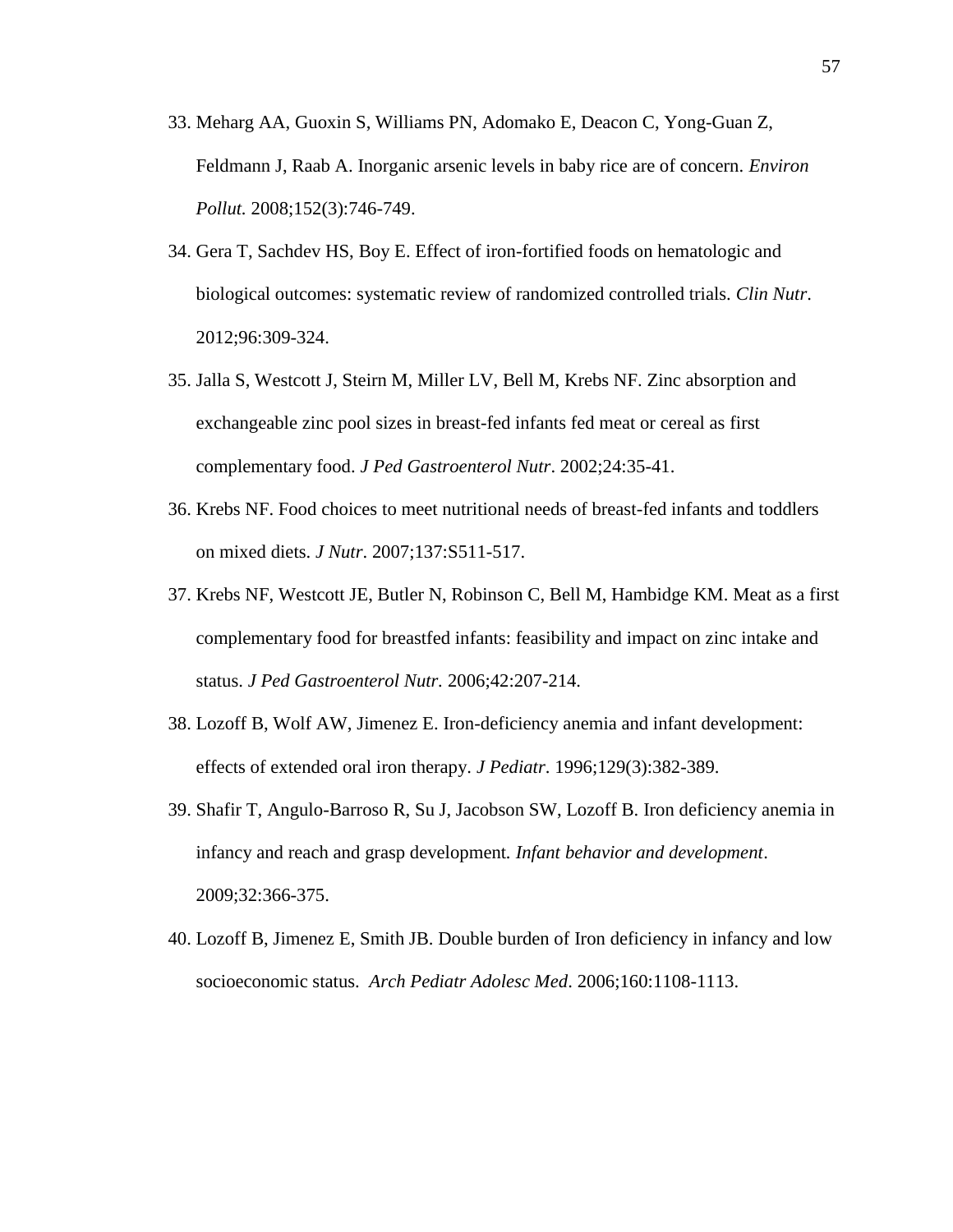33. Meharg AA, Guoxin S, Williams PN, Adomako E, Deacon C, Yong-Guan Z, Feldmann J, Raab A. Inorganic arsenic levels in baby rice are of concern. *Environ Pollut.* 2008;152(3):746-749.

34. Gera T, Sachdev HS, Boy E. Effect of iron-fortified foods on hematologic and biological outcomes: systematic review of randomized controlled trials. *Clin Nutr*. 2012;96:309-324.

35. Jalla S, Westcott J, Steirn M, Miller LV, Bell M, Krebs NF. Zinc absorption and exchangeable zinc pool sizes in breast-fed infants fed meat or cereal as first complementary food. *J Ped Gastroenterol Nutr*. 2002;24:35-41.

36. Krebs NF. Food choices to meet nutritional needs of breast-fed infants and toddlers on mixed diets. *J Nutr*. 2007;137:S511-517.

37. Krebs NF, Westcott JE, Butler N, Robinson C, Bell M, Hambidge KM. Meat as a first complementary food for breastfed infants: feasibility and impact on zinc intake and status. *J Ped Gastroenterol Nutr.* 2006;42:207-214.

38. Lozoff B, Wolf AW, Jimenez E. Iron-deficiency anemia and infant development: effects of extended oral iron therapy. *J Pediatr*. 1996;129(3):382-389.

39. Shafir T, Angulo-Barroso R, Su J, Jacobson SW, Lozoff B. Iron deficiency anemia in infancy and reach and grasp development. *Infant behavior and development*. 2009;32:366-375.

40. Lozoff B, Jimenez E, Smith JB. Double burden of Iron deficiency in infancy and low socioeconomic status. *Arch Pediatr Adolesc Med*. 2006;160:1108-1113.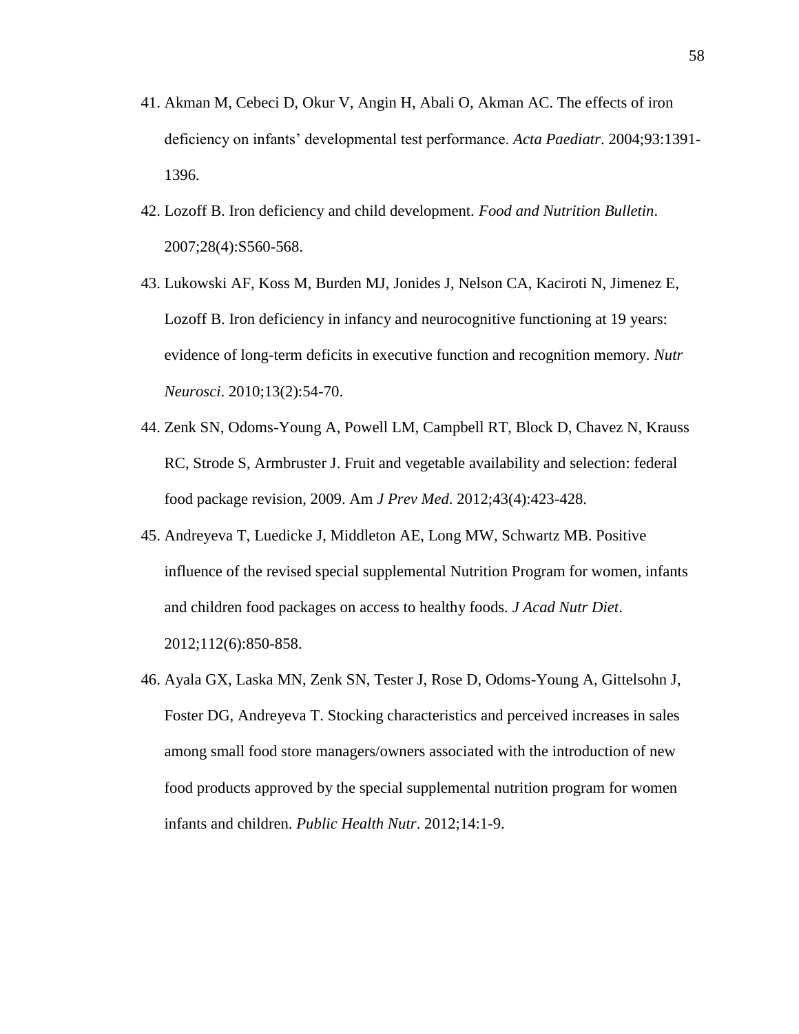41. Akman M, Cebeci D, Okur V, Angin H, Abali O, Akman AC. The effects of iron deficiency on infants' developmental test performance. *Acta Paediatr*. 2004;93:1391-1396.

42. Lozoff B. Iron deficiency and child development. *Food and Nutrition Bulletin*. 2007;28(4):S560-568.

43. Lukowski AF, Koss M, Burden MJ, Jonides J, Nelson CA, Kaciroti N, Jimenez E, Lozoff B. Iron deficiency in infancy and neurocognitive functioning at 19 years: evidence of long-term deficits in executive function and recognition memory. *Nutr Neurosci*. 2010;13(2):54-70.

44. Zenk SN, Odoms-Young A, Powell LM, Campbell RT, Block D, Chavez N, Krauss RC, Strode S, Armbruster J. Fruit and vegetable availability and selection: federal food package revision, 2009. Am *J Prev Med*. 2012;43(4):423-428.

45. Andreyeva T, Luedicke J, Middleton AE, Long MW, Schwartz MB. Positive influence of the revised special supplemental Nutrition Program for women, infants and children food packages on access to healthy foods. *J Acad Nutr Diet*. 2012;112(6):850-858.

46. Ayala GX, Laska MN, Zenk SN, Tester J, Rose D, Odoms-Young A, Gittelsohn J, Foster DG, Andreyeva T. Stocking characteristics and perceived increases in sales among small food store managers/owners associated with the introduction of new food products approved by the special supplemental nutrition program for women infants and children. *Public Health Nutr*. 2012;14:1-9.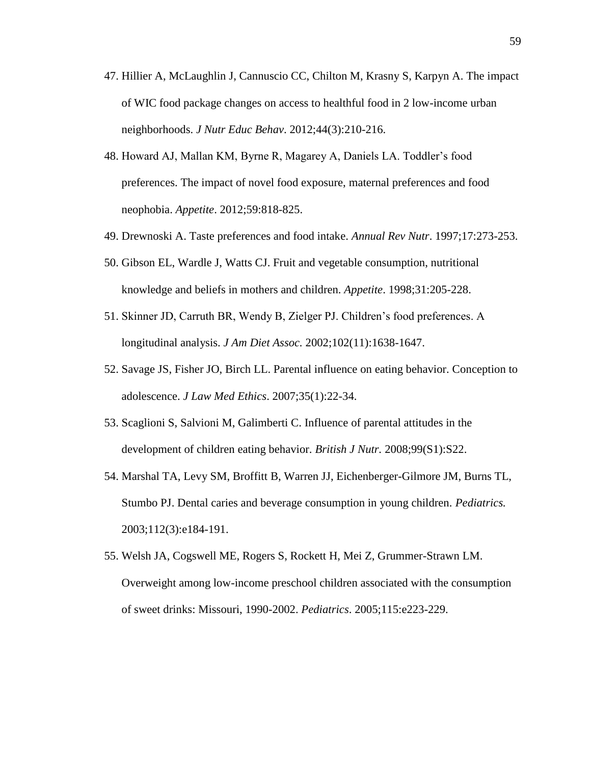47. Hillier A, McLaughlin J, Cannuscio CC, Chilton M, Krasny S, Karpyn A. The impact of WIC food package changes on access to healthful food in 2 low-income urban neighborhoods. *J Nutr Educ Behav*. 2012;44(3):210-216.
48. Howard AJ, Mallan KM, Byrne R, Magarey A, Daniels LA. Toddler's food preferences. The impact of novel food exposure, maternal preferences and food neophobia. *Appetite*. 2012;59:818-825.
49. Drewnoski A. Taste preferences and food intake. *Annual Rev Nutr*. 1997;17:273-253.
50. Gibson EL, Wardle J, Watts CJ. Fruit and vegetable consumption, nutritional knowledge and beliefs in mothers and children. *Appetite*. 1998;31:205-228.
51. Skinner JD, Carruth BR, Wendy B, Zielger PJ. Children's food preferences. A longitudinal analysis. *J Am Diet Assoc.* 2002;102(11):1638-1647.
52. Savage JS, Fisher JO, Birch LL. Parental influence on eating behavior. Conception to adolescence. *J Law Med Ethics*. 2007;35(1):22-34.
53. Scaglioni S, Salvioni M, Galimberti C. Influence of parental attitudes in the development of children eating behavior. *British J Nutr.* 2008;99(S1):S22.
54. Marshal TA, Levy SM, Broffitt B, Warren JJ, Eichenberger-Gilmore JM, Burns TL, Stumbo PJ. Dental caries and beverage consumption in young children. *Pediatrics.* 2003;112(3):e184-191.
55. Welsh JA, Cogswell ME, Rogers S, Rockett H, Mei Z, Grummer-Strawn LM. Overweight among low-income preschool children associated with the consumption of sweet drinks: Missouri, 1990-2002. *Pediatrics*. 2005;115:e223-229.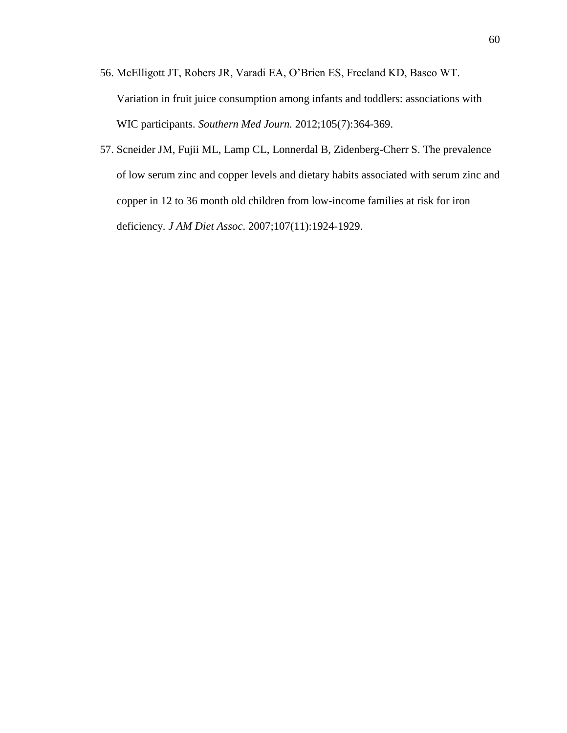56. McElligott JT, Robers JR, Varadi EA, O’Brien ES, Freeland KD, Basco WT. Variation in fruit juice consumption among infants and toddlers: associations with WIC participants. *Southern Med Journ.* 2012;105(7):364-369.
57. Scneider JM, Fujii ML, Lamp CL, Lonnerdal B, Zidenberg-Cherr S. The prevalence of low serum zinc and copper levels and dietary habits associated with serum zinc and copper in 12 to 36 month old children from low-income families at risk for iron deficiency. *J AM Diet Assoc*. 2007;107(11):1924-1929.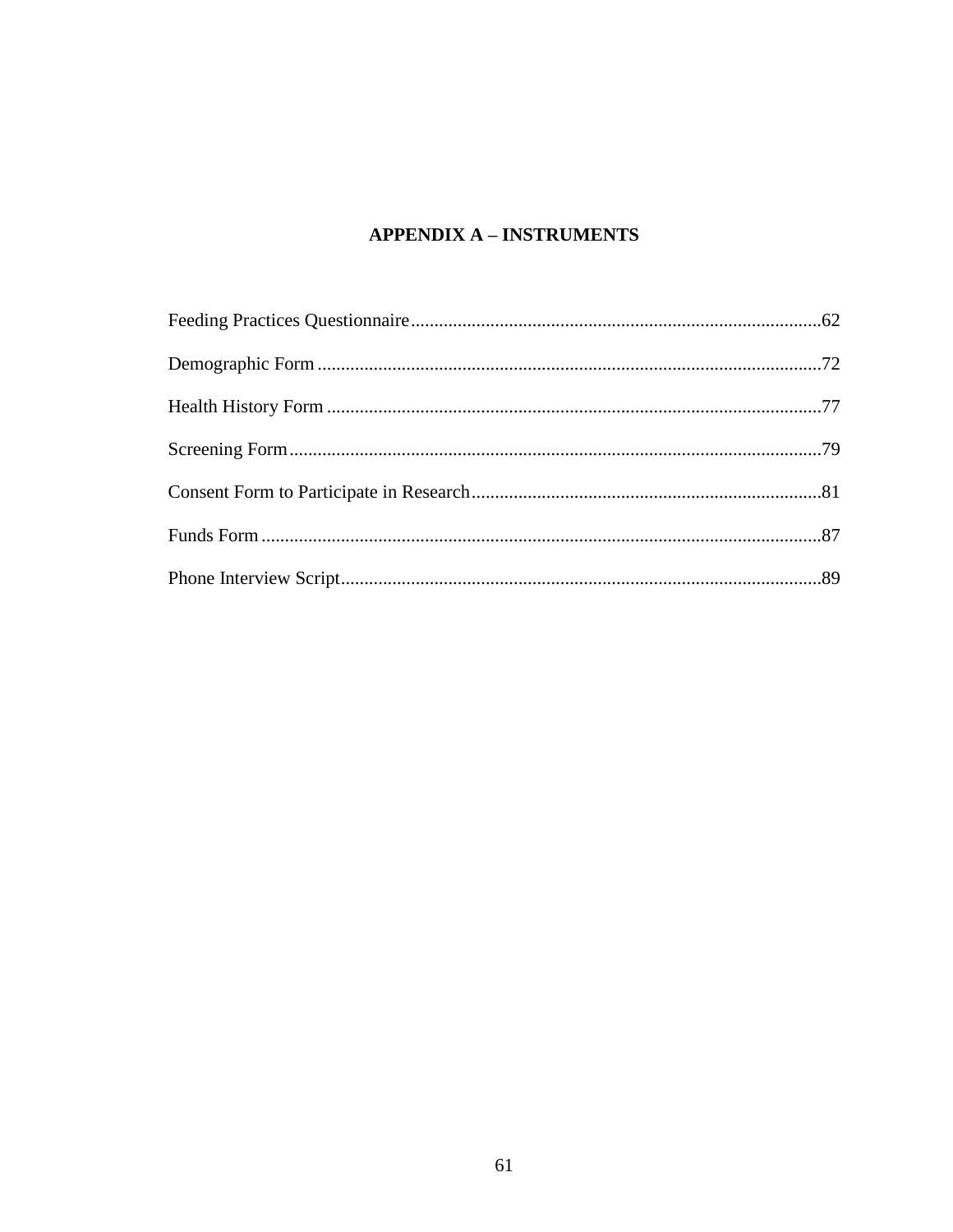# APPENDIX A – INSTRUMENTS

Feeding Practices Questionnaire.......................................................................................62

Demographic Form ...........................................................................................................72

Health History Form .........................................................................................................77

Screening Form.................................................................................................................79

Consent Form to Participate in Research..........................................................................81

Funds Form .......................................................................................................................87

Phone Interview Script......................................................................................................89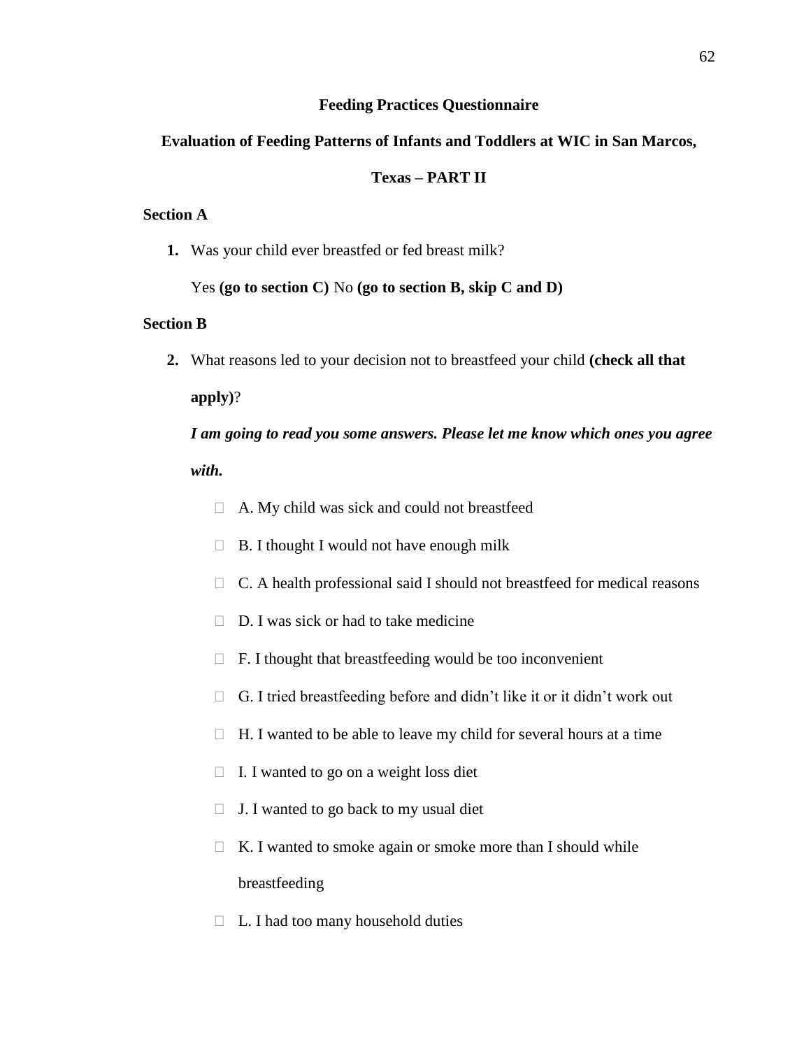**Feeding Practices Questionnaire**

**Evaluation of Feeding Patterns of Infants and Toddlers at WIC in San Marcos, Texas – PART II**

**Section A**

**1.** Was your child ever breastfed or fed breast milk?

Yes **(go to section C)** No **(go to section B, skip C and D)**

**Section B**

**2.** What reasons led to your decision not to breastfeed your child **(check all that apply)**?

***I am going to read you some answers. Please let me know which ones you agree with.***

- ☐ A. My child was sick and could not breastfeed
- ☐ B. I thought I would not have enough milk
- ☐ C. A health professional said I should not breastfeed for medical reasons
- ☐ D. I was sick or had to take medicine
- ☐ F. I thought that breastfeeding would be too inconvenient
- ☐ G. I tried breastfeeding before and didn't like it or it didn't work out
- ☐ H. I wanted to be able to leave my child for several hours at a time
- ☐ I. I wanted to go on a weight loss diet
- ☐ J. I wanted to go back to my usual diet
- ☐ K. I wanted to smoke again or smoke more than I should while breastfeeding
- ☐ L. I had too many household duties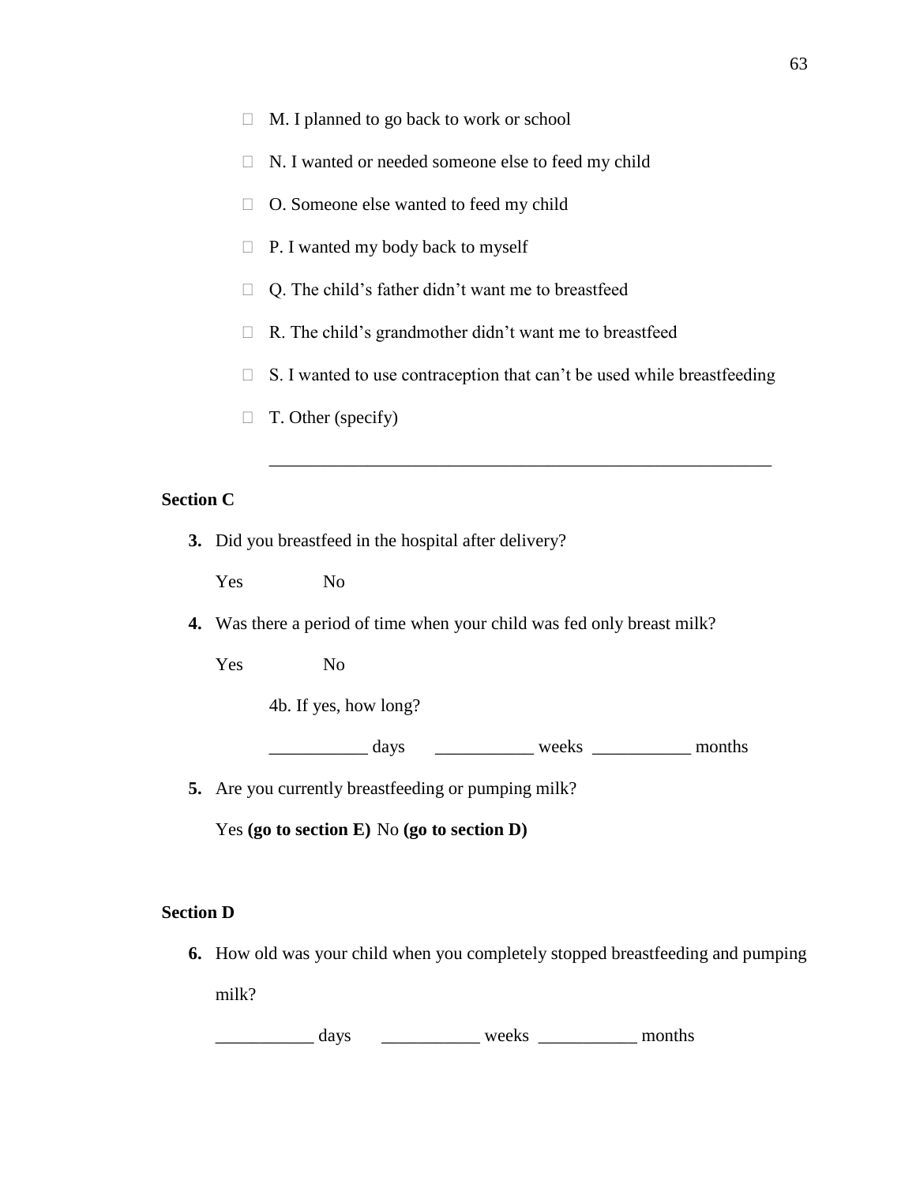- M. I planned to go back to work or school
- N. I wanted or needed someone else to feed my child
- O. Someone else wanted to feed my child
- P. I wanted my body back to myself
- Q. The child's father didn't want me to breastfeed
- R. The child's grandmother didn't want me to breastfeed
- S. I wanted to use contraception that can't be used while breastfeeding
- T. Other (specify)

  ____________________________________________________________

**Section C**

**3.** Did you breastfeed in the hospital after delivery?

Yes No

**4.** Was there a period of time when your child was fed only breast milk?

Yes No

4b. If yes, how long?

___________ days ___________ weeks ___________ months

**5.** Are you currently breastfeeding or pumping milk?

Yes **(go to section E)** No **(go to section D)**

**Section D**

**6.** How old was your child when you completely stopped breastfeeding and pumping milk?

___________ days ___________ weeks ___________ months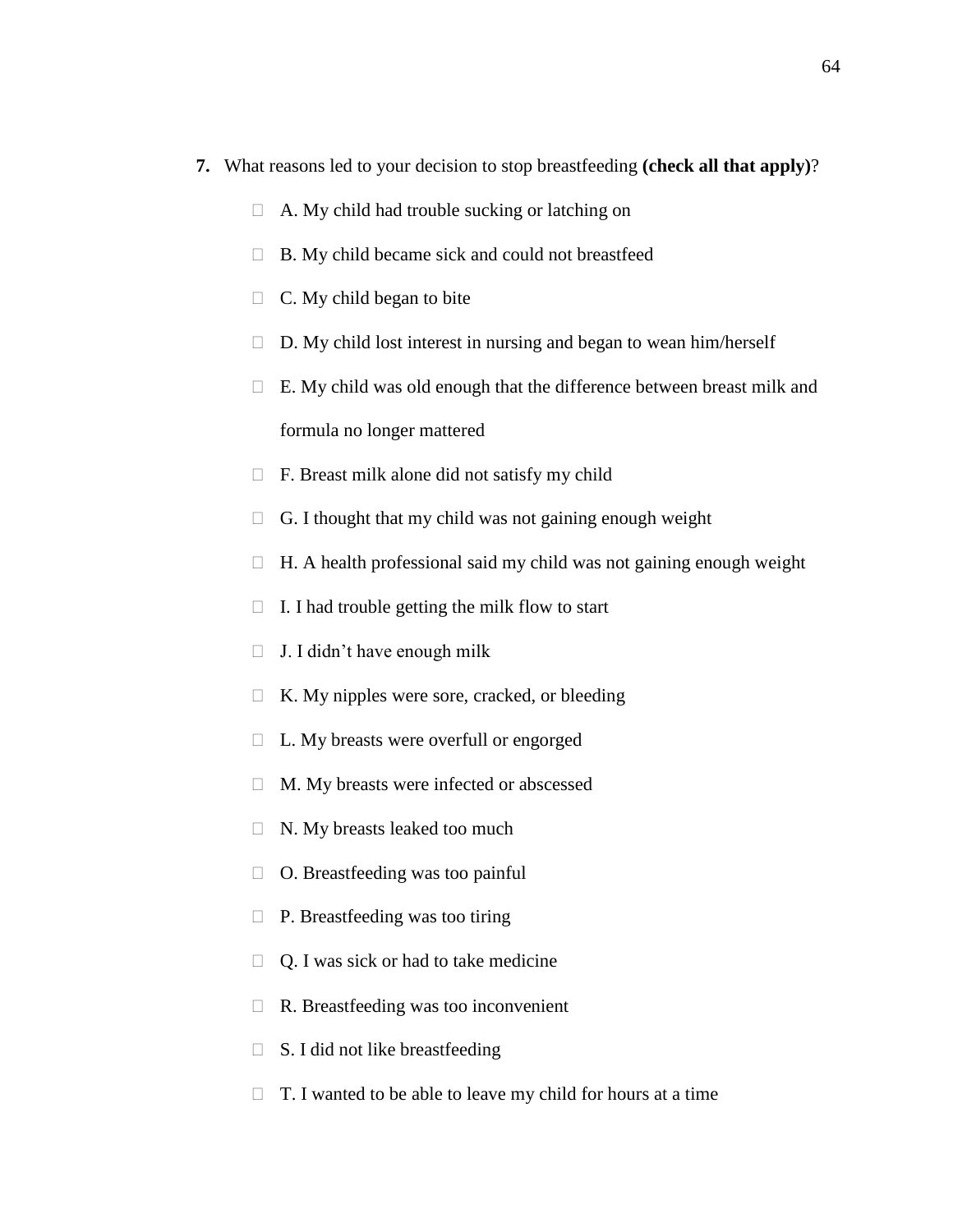**7.** What reasons led to your decision to stop breastfeeding **(check all that apply)**?

- ☐ A. My child had trouble sucking or latching on
- ☐ B. My child became sick and could not breastfeed
- ☐ C. My child began to bite
- ☐ D. My child lost interest in nursing and began to wean him/herself
- ☐ E. My child was old enough that the difference between breast milk and formula no longer mattered
- ☐ F. Breast milk alone did not satisfy my child
- ☐ G. I thought that my child was not gaining enough weight
- ☐ H. A health professional said my child was not gaining enough weight
- ☐ I. I had trouble getting the milk flow to start
- ☐ J. I didn't have enough milk
- ☐ K. My nipples were sore, cracked, or bleeding
- ☐ L. My breasts were overfull or engorged
- ☐ M. My breasts were infected or abscessed
- ☐ N. My breasts leaked too much
- ☐ O. Breastfeeding was too painful
- ☐ P. Breastfeeding was too tiring
- ☐ Q. I was sick or had to take medicine
- ☐ R. Breastfeeding was too inconvenient
- ☐ S. I did not like breastfeeding
- ☐ T. I wanted to be able to leave my child for hours at a time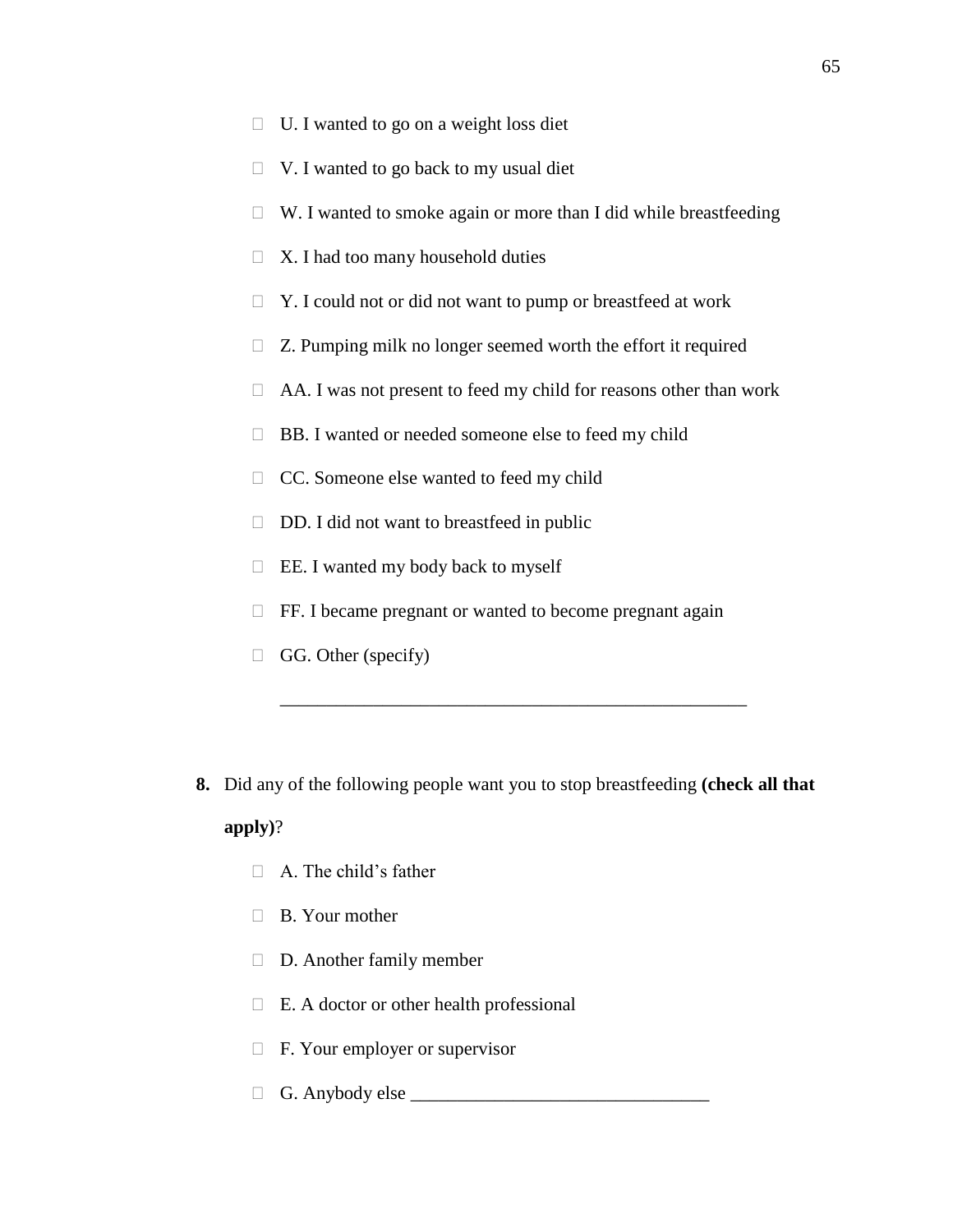- U. I wanted to go on a weight loss diet
- V. I wanted to go back to my usual diet
- W. I wanted to smoke again or more than I did while breastfeeding
- X. I had too many household duties
- Y. I could not or did not want to pump or breastfeed at work
- Z. Pumping milk no longer seemed worth the effort it required
- AA. I was not present to feed my child for reasons other than work
- BB. I wanted or needed someone else to feed my child
- CC. Someone else wanted to feed my child
- DD. I did not want to breastfeed in public
- EE. I wanted my body back to myself
- FF. I became pregnant or wanted to become pregnant again
- GG. Other (specify)

  ___________________________________________________

**8.** Did any of the following people want you to stop breastfeeding **(check all that apply)**?

- A. The child's father
- B. Your mother
- D. Another family member
- E. A doctor or other health professional
- F. Your employer or supervisor
- G. Anybody else ________________________________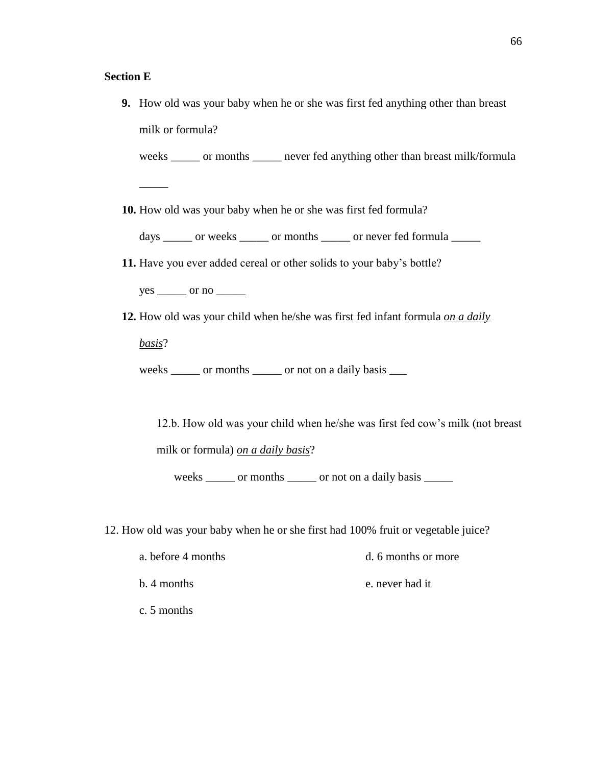**Section E**

**9.** How old was your baby when he or she was first fed anything other than breast milk or formula?

weeks _____ or months _____ never fed anything other than breast milk/formula _____

**10.** How old was your baby when he or she was first fed formula?

days _____ or weeks _____ or months _____ or never fed formula _____

**11.** Have you ever added cereal or other solids to your baby's bottle?

yes _____ or no _____

**12.** How old was your child when he/she was first fed infant formula ***on a daily basis***?

weeks _____ or months _____ or not on a daily basis ___

12.b. How old was your child when he/she was first fed cow's milk (not breast milk or formula) ***on a daily basis***?

weeks _____ or months _____ or not on a daily basis _____

12. How old was your baby when he or she first had 100% fruit or vegetable juice?

a. before 4 months

b. 4 months

c. 5 months

d. 6 months or more

e. never had it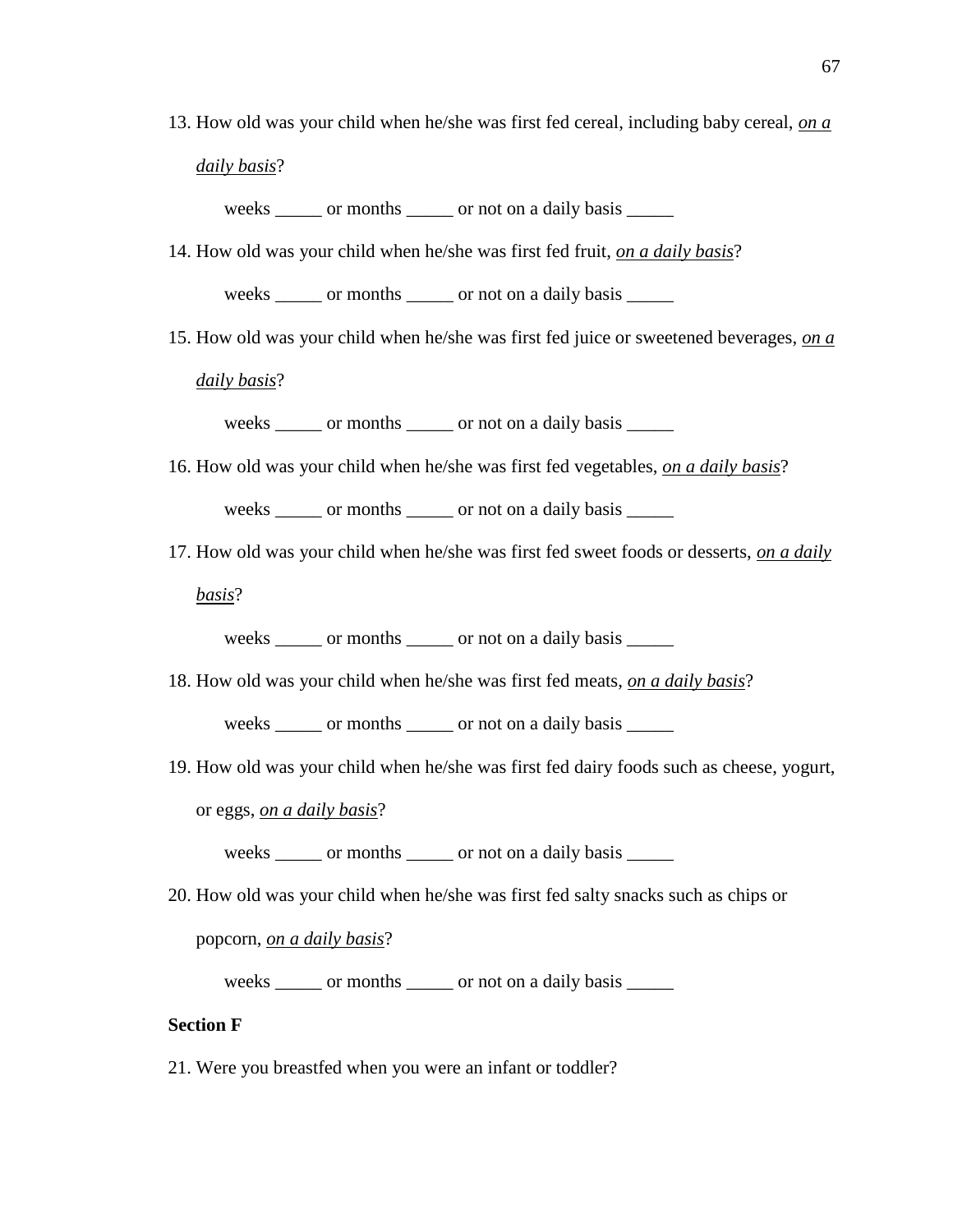13. How old was your child when he/she was first fed cereal, including baby cereal, *on a daily basis*?

    weeks _____ or months _____ or not on a daily basis _____

14. How old was your child when he/she was first fed fruit, *on a daily basis*?

    weeks _____ or months _____ or not on a daily basis _____

15. How old was your child when he/she was first fed juice or sweetened beverages, *on a daily basis*?

    weeks _____ or months _____ or not on a daily basis _____

16. How old was your child when he/she was first fed vegetables, *on a daily basis*?

    weeks _____ or months _____ or not on a daily basis _____

17. How old was your child when he/she was first fed sweet foods or desserts, *on a daily basis*?

    weeks _____ or months _____ or not on a daily basis _____

18. How old was your child when he/she was first fed meats, *on a daily basis*?

    weeks _____ or months _____ or not on a daily basis _____

19. How old was your child when he/she was first fed dairy foods such as cheese, yogurt, or eggs, *on a daily basis*?

    weeks _____ or months _____ or not on a daily basis _____

20. How old was your child when he/she was first fed salty snacks such as chips or popcorn, *on a daily basis*?

    weeks _____ or months _____ or not on a daily basis _____

**Section F**

21. Were you breastfed when you were an infant or toddler?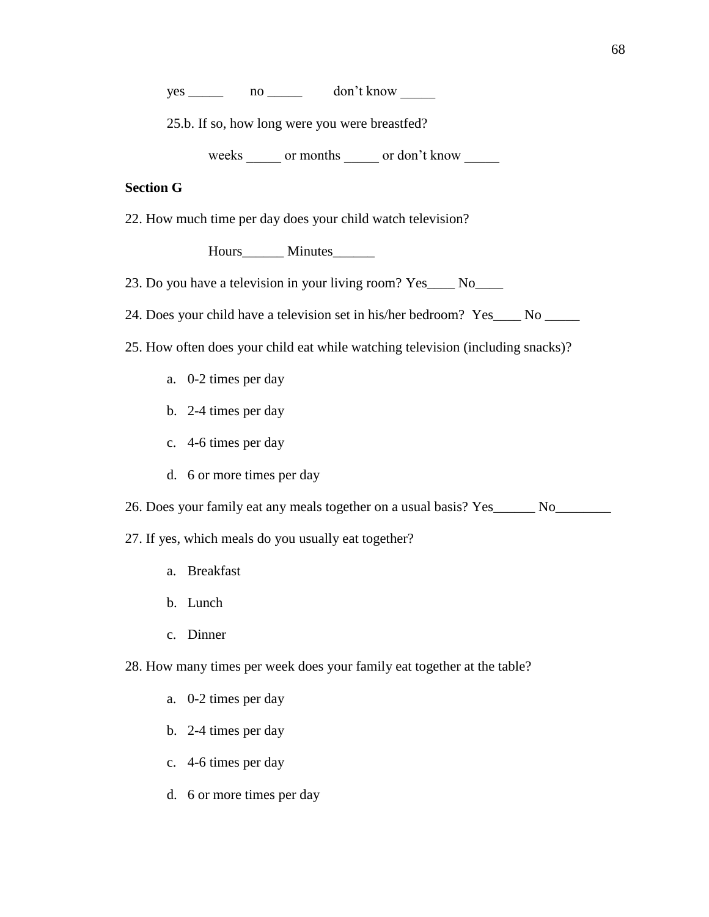yes _____ no _____ don't know _____

25.b. If so, how long were you were breastfed?

weeks _____ or months _____ or don't know _____

**Section G**

22. How much time per day does your child watch television?

Hours______ Minutes______

23. Do you have a television in your living room? Yes____ No____

24. Does your child have a television set in his/her bedroom? Yes____ No _____

25. How often does your child eat while watching television (including snacks)?

   a. 0-2 times per day
   b. 2-4 times per day
   c. 4-6 times per day
   d. 6 or more times per day

26. Does your family eat any meals together on a usual basis? Yes______ No________

27. If yes, which meals do you usually eat together?

   a. Breakfast
   b. Lunch
   c. Dinner

28. How many times per week does your family eat together at the table?

   a. 0-2 times per day
   b. 2-4 times per day
   c. 4-6 times per day
   d. 6 or more times per day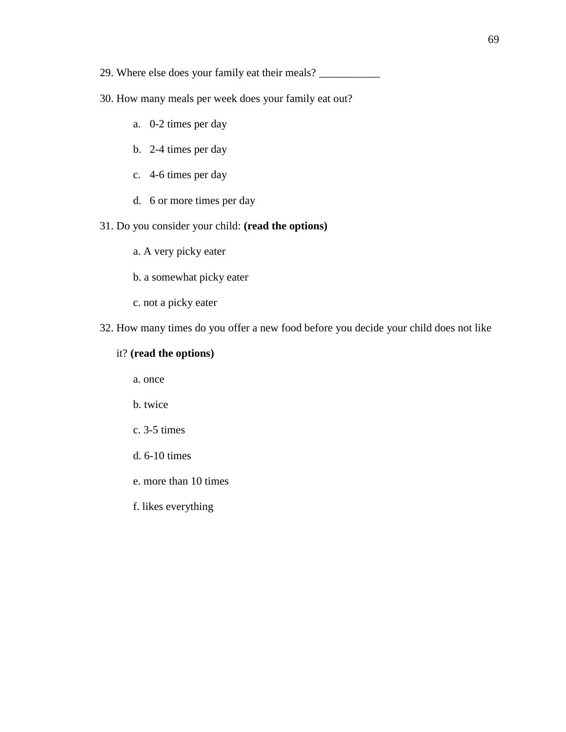29. Where else does your family eat their meals? ___________

30. How many meals per week does your family eat out?

    a. 0-2 times per day

    b. 2-4 times per day

    c. 4-6 times per day

    d. 6 or more times per day

31. Do you consider your child: **(read the options)**

    a. A very picky eater

    b. a somewhat picky eater

    c. not a picky eater

32. How many times do you offer a new food before you decide your child does not like it? **(read the options)**

    a. once

    b. twice

    c. 3-5 times

    d. 6-10 times

    e. more than 10 times

    f. likes everything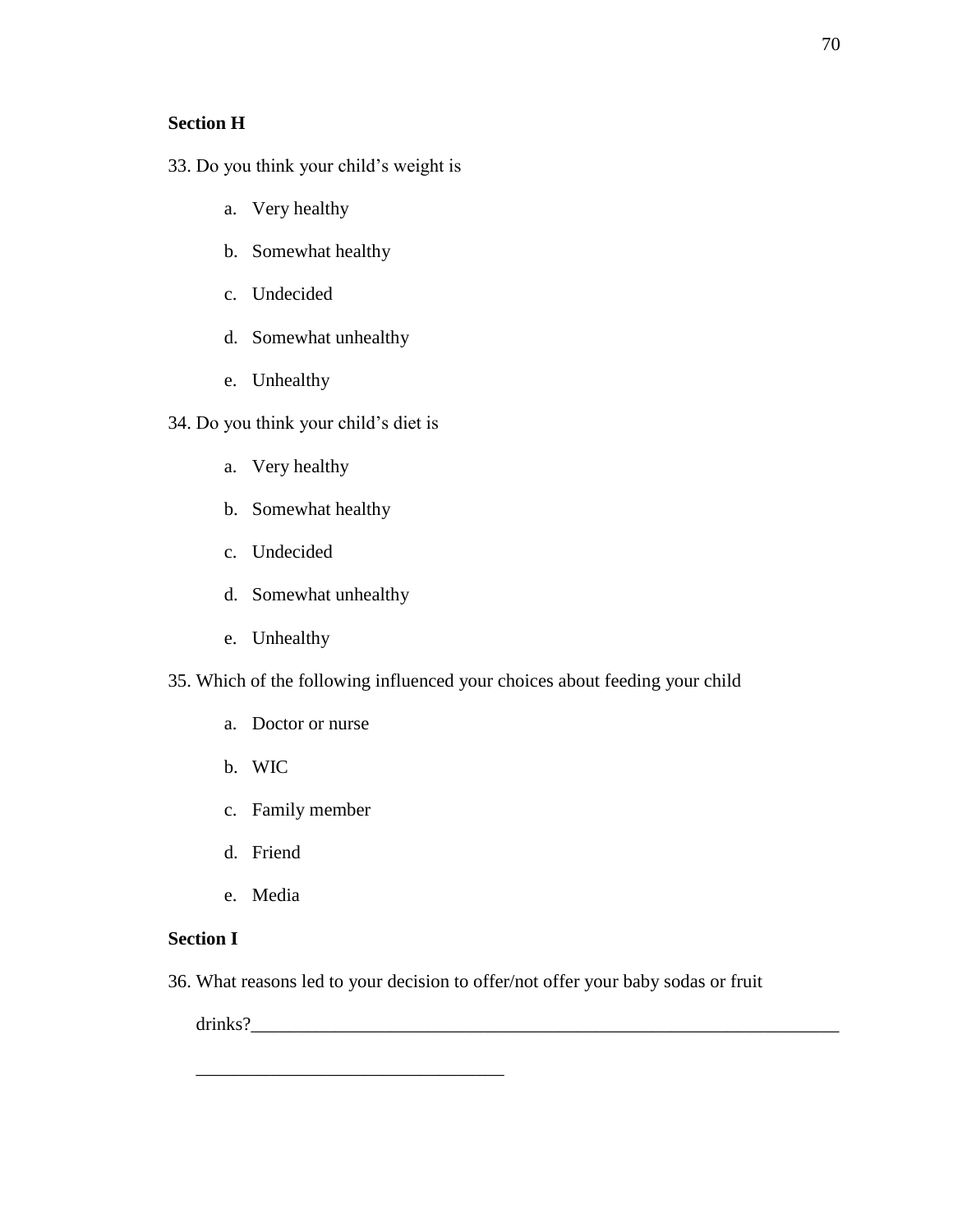**Section H**

33. Do you think your child's weight is

    a. Very healthy
    b. Somewhat healthy
    c. Undecided
    d. Somewhat unhealthy
    e. Unhealthy

34. Do you think your child's diet is

    a. Very healthy
    b. Somewhat healthy
    c. Undecided
    d. Somewhat unhealthy
    e. Unhealthy

35. Which of the following influenced your choices about feeding your child

    a. Doctor or nurse
    b. WIC
    c. Family member
    d. Friend
    e. Media

**Section I**

36. What reasons led to your decision to offer/not offer your baby sodas or fruit drinks?_________________________________________________________________

    _________________________________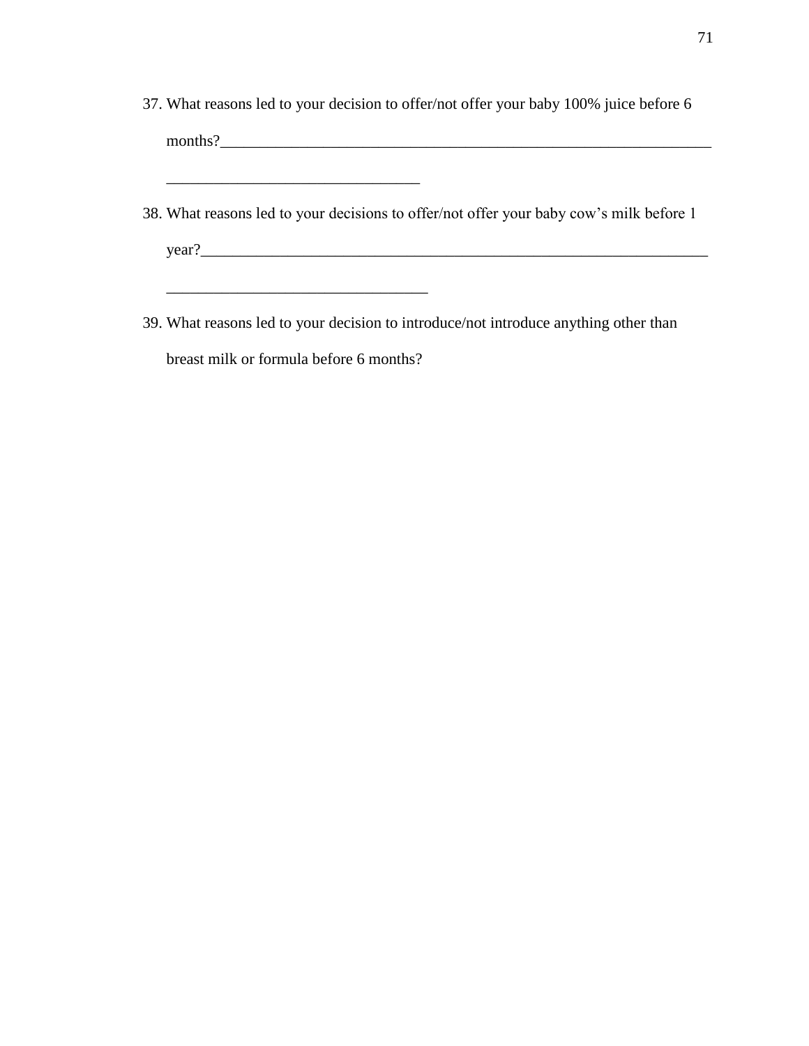37. What reasons led to your decision to offer/not offer your baby 100% juice before 6 months?_________________________________________________________________

________________________________

38. What reasons led to your decisions to offer/not offer your baby cow's milk before 1 year?___________________________________________________________________

_________________________________

39. What reasons led to your decision to introduce/not introduce anything other than breast milk or formula before 6 months?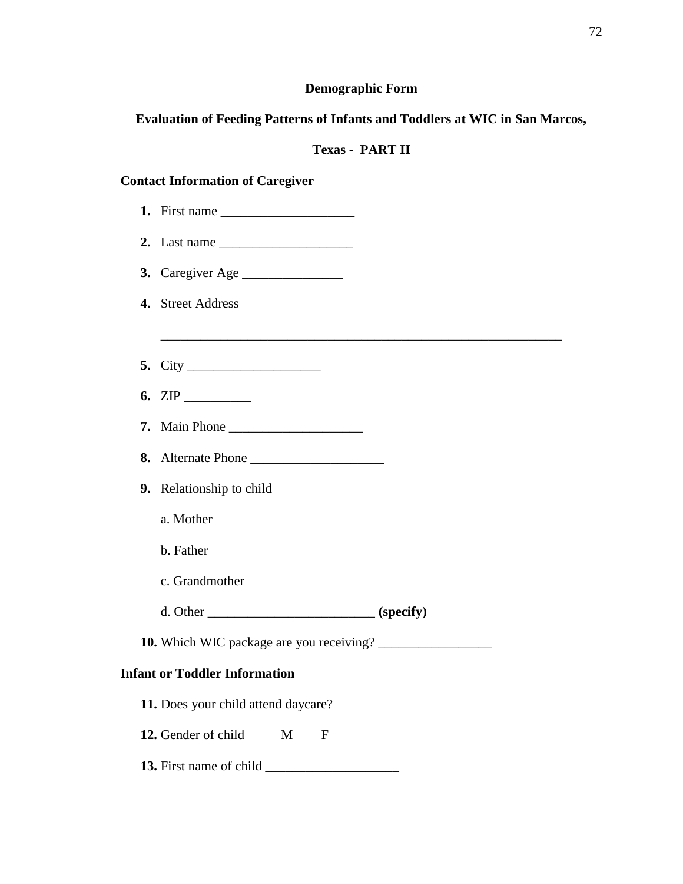**Demographic Form**

**Evaluation of Feeding Patterns of Infants and Toddlers at WIC in San Marcos, Texas - PART II**

**Contact Information of Caregiver**

**1.** First name ____________________

**2.** Last name ____________________

**3.** Caregiver Age _______________

**4.** Street Address

____________________________________________________________

**5.** City ____________________

**6.** ZIP __________

**7.** Main Phone ____________________

**8.** Alternate Phone ____________________

**9.** Relationship to child

a. Mother

b. Father

c. Grandmother

d. Other _________________________ **(specify)**

**10.** Which WIC package are you receiving? _________________

**Infant or Toddler Information**

**11.** Does your child attend daycare?

**12.** Gender of child M F

**13.** First name of child ____________________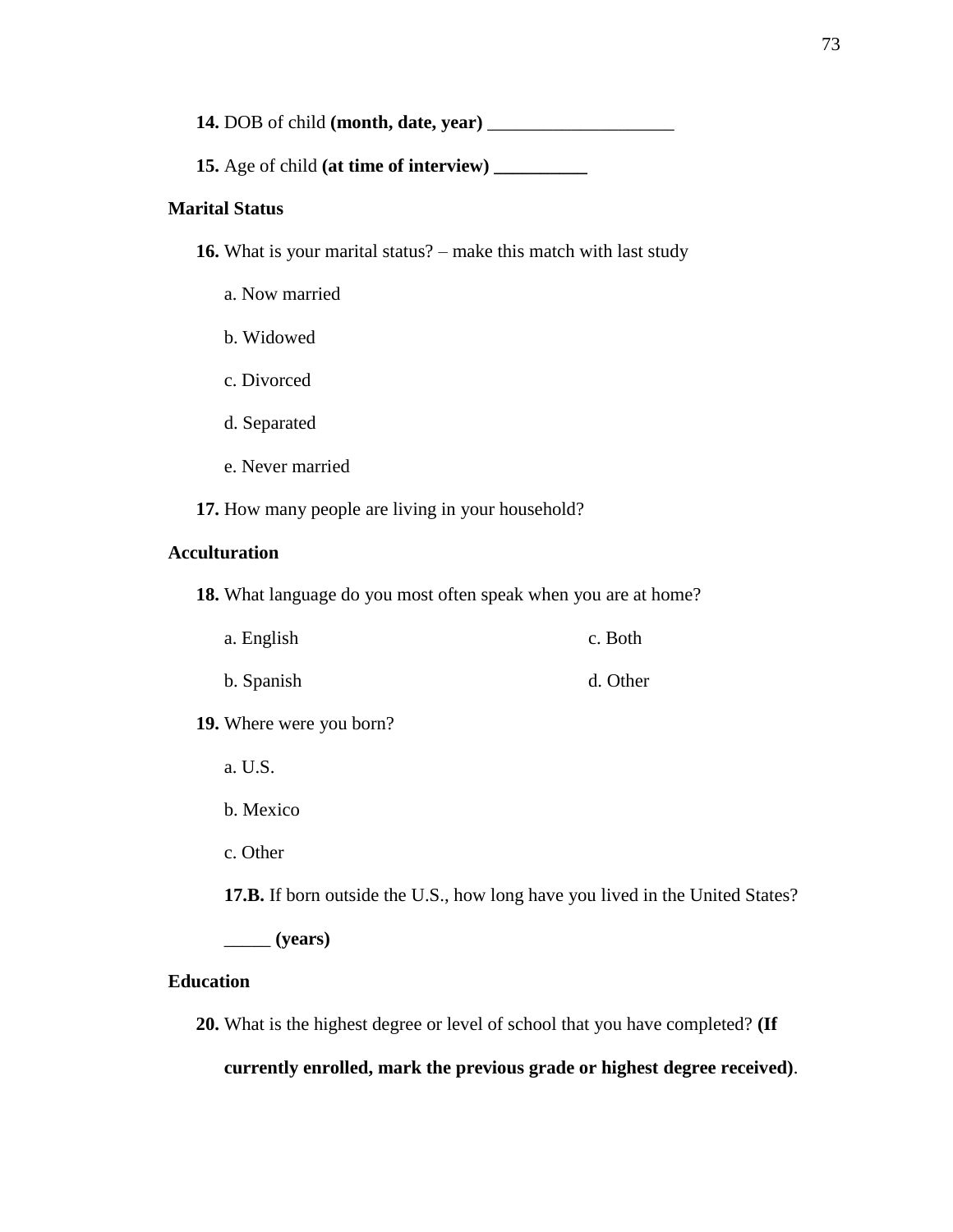**14.** DOB of child **(month, date, year)** ____________________

**15.** Age of child **(at time of interview) __________**

**Marital Status**

**16.** What is your marital status? – make this match with last study

a. Now married

b. Widowed

c. Divorced

d. Separated

e. Never married

**17.** How many people are living in your household?

**Acculturation**

**18.** What language do you most often speak when you are at home?

a. English

b. Spanish

c. Both

d. Other

**19.** Where were you born?

a. U.S.

b. Mexico

c. Other

**17.B.** If born outside the U.S., how long have you lived in the United States?

_____ **(years)**

**Education**

**20.** What is the highest degree or level of school that you have completed? **(If currently enrolled, mark the previous grade or highest degree received)**.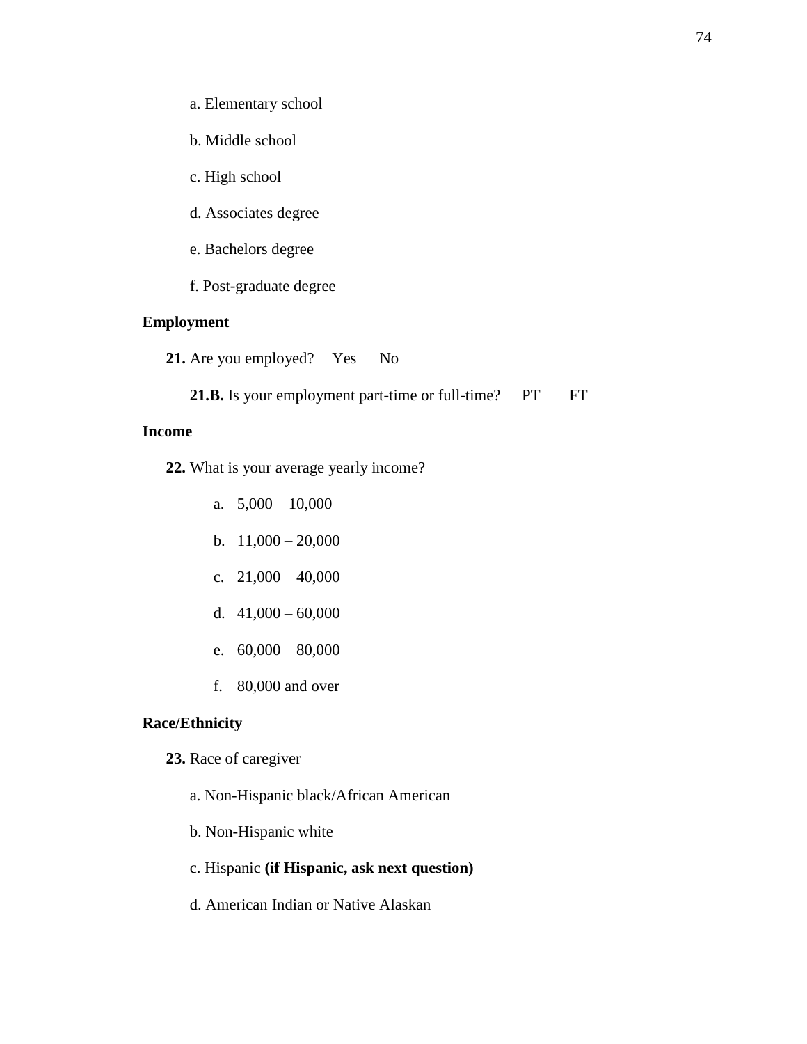a. Elementary school

b. Middle school

c. High school

d. Associates degree

e. Bachelors degree

f. Post-graduate degree

**Employment**

**21.** Are you employed? Yes No

**21.B.** Is your employment part-time or full-time? PT FT

**Income**

**22.** What is your average yearly income?

a. 5,000 – 10,000

b. 11,000 – 20,000

c. 21,000 – 40,000

d. 41,000 – 60,000

e. 60,000 – 80,000

f. 80,000 and over

**Race/Ethnicity**

**23.** Race of caregiver

a. Non-Hispanic black/African American

b. Non-Hispanic white

c. Hispanic **(if Hispanic, ask next question)**

d. American Indian or Native Alaskan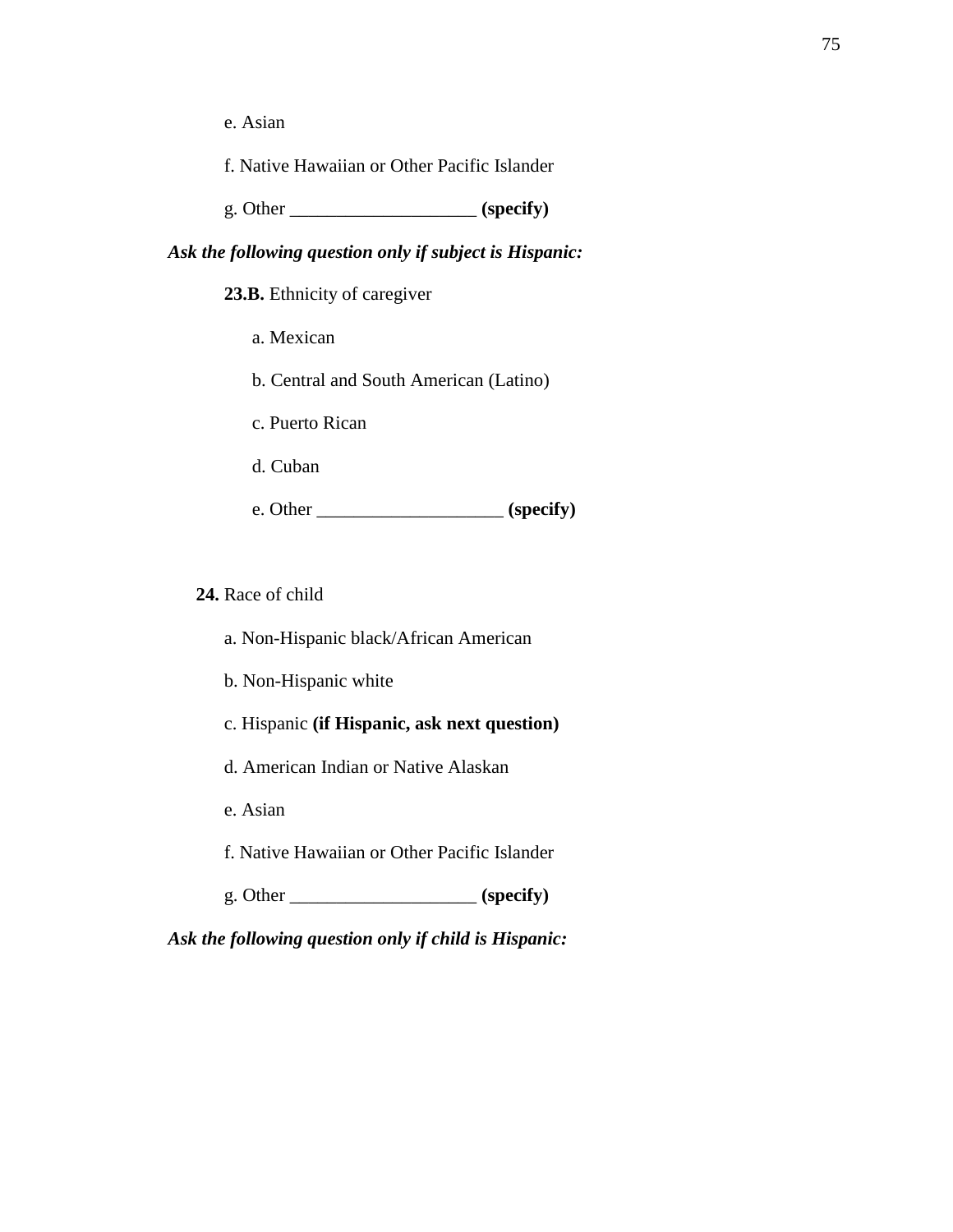e. Asian

f. Native Hawaiian or Other Pacific Islander

g. Other ___________________ **(specify)**

***Ask the following question only if subject is Hispanic:***

**23.B.** Ethnicity of caregiver

a. Mexican

b. Central and South American (Latino)

c. Puerto Rican

d. Cuban

e. Other ___________________ **(specify)**

**24.** Race of child

a. Non-Hispanic black/African American

b. Non-Hispanic white

c. Hispanic **(if Hispanic, ask next question)**

d. American Indian or Native Alaskan

e. Asian

f. Native Hawaiian or Other Pacific Islander

g. Other ___________________ **(specify)**

***Ask the following question only if child is Hispanic:***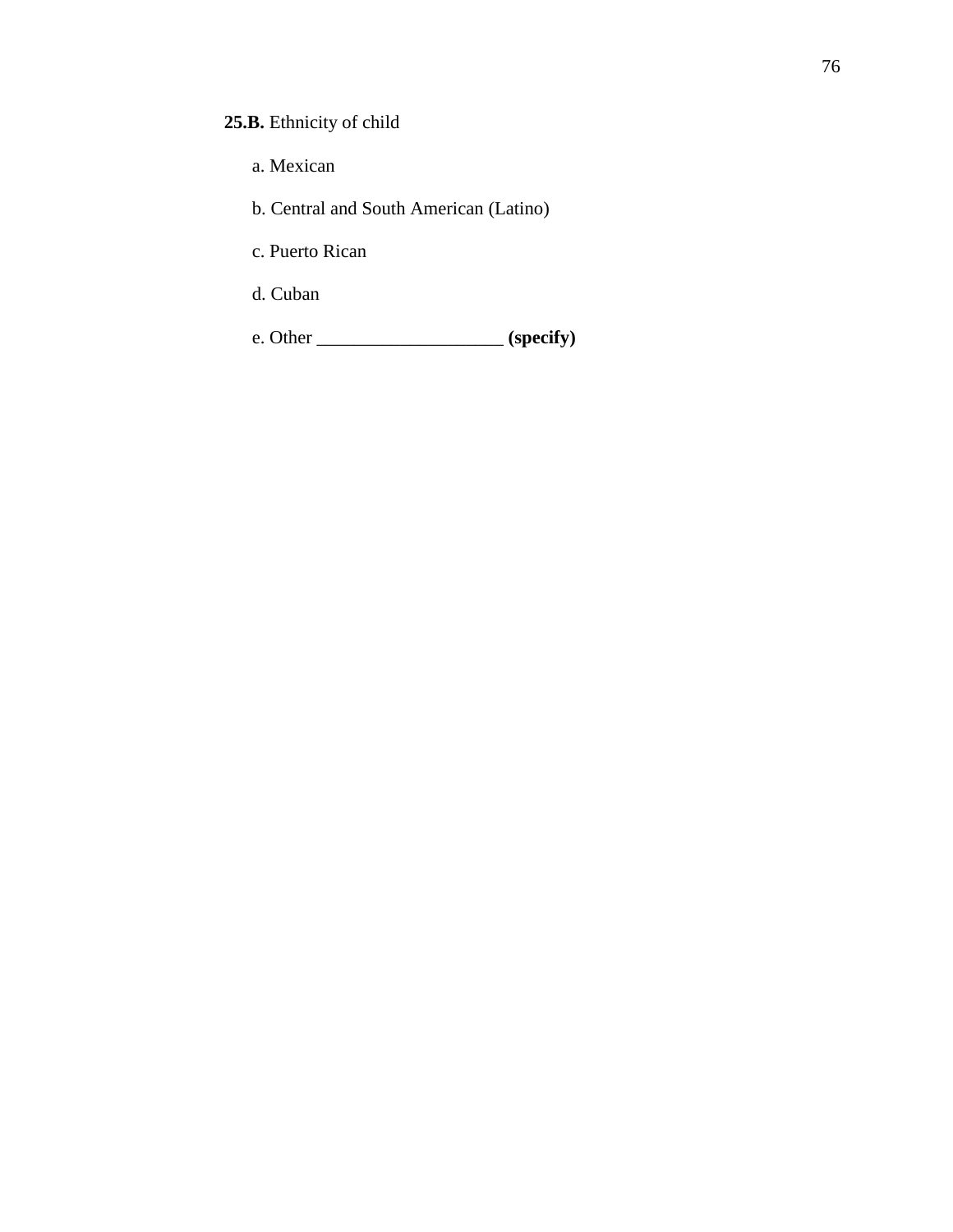**25.B.** Ethnicity of child

a. Mexican

b. Central and South American (Latino)

c. Puerto Rican

d. Cuban

e. Other ____________________ **(specify)**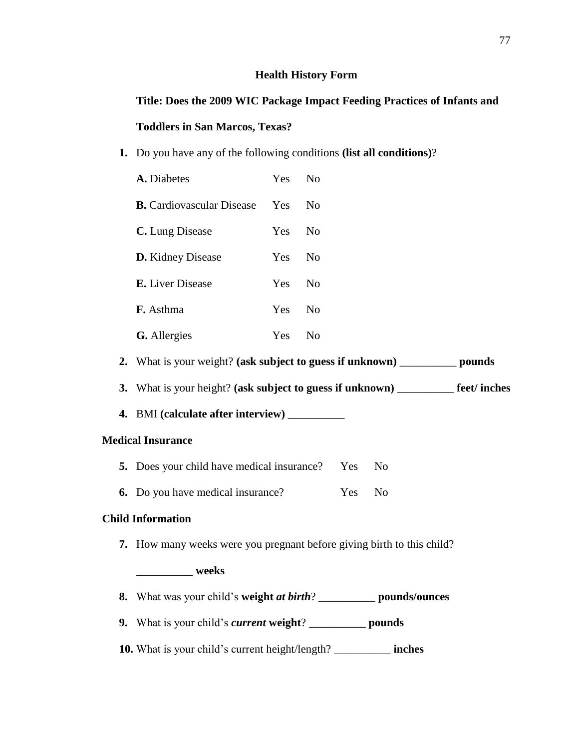## Health History Form

**Title: Does the 2009 WIC Package Impact Feeding Practices of Infants and Toddlers in San Marcos, Texas?**

**1.** Do you have any of the following conditions **(list all conditions)**?

| | | |
|---|---|---|
| **A.** Diabetes | Yes | No |
| **B.** Cardiovascular Disease | Yes | No |
| **C.** Lung Disease | Yes | No |
| **D.** Kidney Disease | Yes | No |
| **E.** Liver Disease | Yes | No |
| **F.** Asthma | Yes | No |
| **G.** Allergies | Yes | No |

**2.** What is your weight? **(ask subject to guess if unknown)** __________ **pounds**

**3.** What is your height? **(ask subject to guess if unknown)** __________ **feet/ inches**

**4.** BMI **(calculate after interview)** __________

### Medical Insurance

**5.** Does your child have medical insurance? Yes No

**6.** Do you have medical insurance? Yes No

### Child Information

**7.** How many weeks were you pregnant before giving birth to this child?

__________ **weeks**

**8.** What was your child's **weight *at birth***? __________ **pounds/ounces**

**9.** What is your child's ***current* weight**? __________ **pounds**

**10.** What is your child's current height/length? __________ **inches**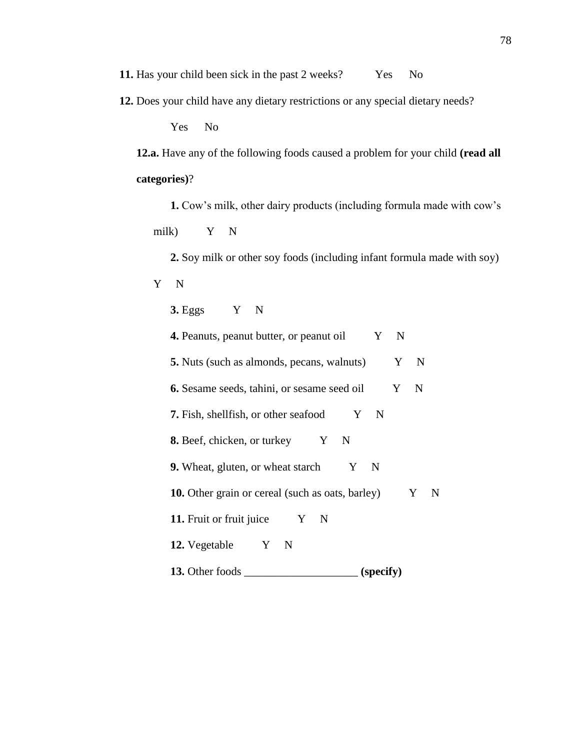**11.** Has your child been sick in the past 2 weeks? Yes No

**12.** Does your child have any dietary restrictions or any special dietary needs?

Yes No

**12.a.** Have any of the following foods caused a problem for your child **(read all categories)**?

**1.** Cow's milk, other dairy products (including formula made with cow's milk) Y N

**2.** Soy milk or other soy foods (including infant formula made with soy) Y N

**3.** Eggs Y N

**4.** Peanuts, peanut butter, or peanut oil Y N

**5.** Nuts (such as almonds, pecans, walnuts) Y N

**6.** Sesame seeds, tahini, or sesame seed oil Y N

**7.** Fish, shellfish, or other seafood Y N

**8.** Beef, chicken, or turkey Y N

**9.** Wheat, gluten, or wheat starch Y N

**10.** Other grain or cereal (such as oats, barley) Y N

**11.** Fruit or fruit juice Y N

**12.** Vegetable Y N

**13.** Other foods ____________________ **(specify)**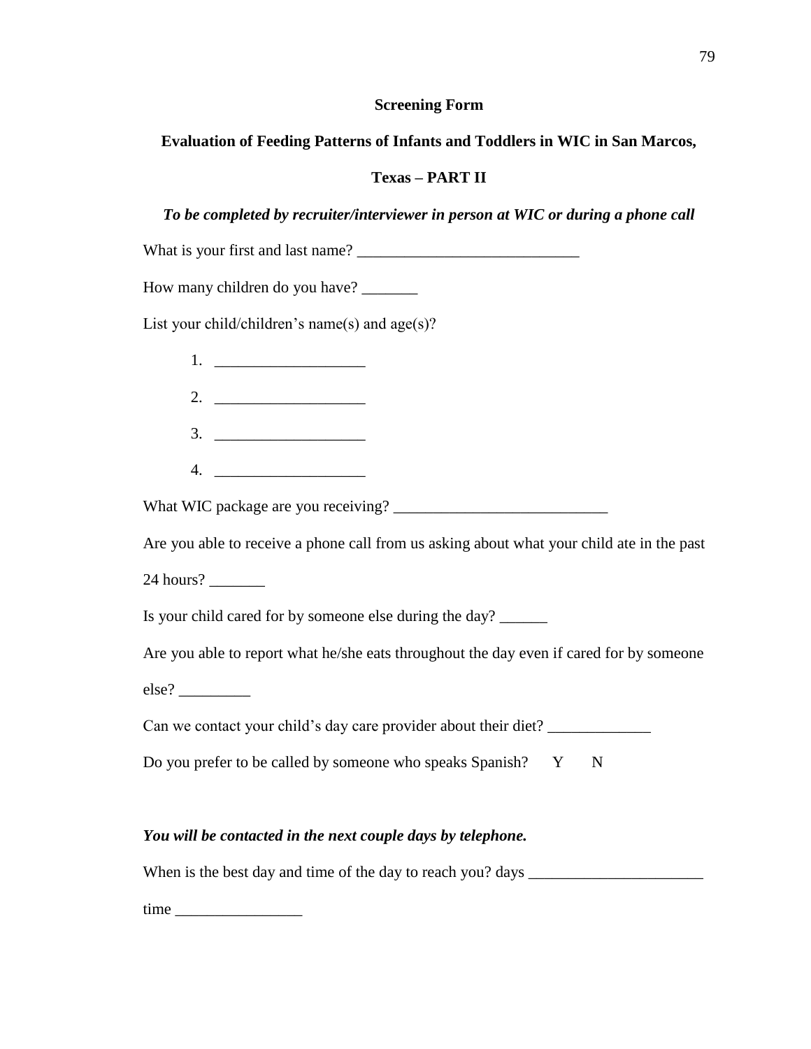**Screening Form**

**Evaluation of Feeding Patterns of Infants and Toddlers in WIC in San Marcos, Texas – PART II**

***To be completed by recruiter/interviewer in person at WIC or during a phone call***

What is your first and last name? ____________________________

How many children do you have? _______

List your child/children's name(s) and age(s)?

1. ___________________
2. ___________________
3. ___________________
4. ___________________

What WIC package are you receiving? ___________________________

Are you able to receive a phone call from us asking about what your child ate in the past 24 hours? _______

Is your child cared for by someone else during the day? ______

Are you able to report what he/she eats throughout the day even if cared for by someone else? _________

Can we contact your child's day care provider about their diet? _____________

Do you prefer to be called by someone who speaks Spanish? Y N

***You will be contacted in the next couple days by telephone.***

When is the best day and time of the day to reach you? days ______________________

time ________________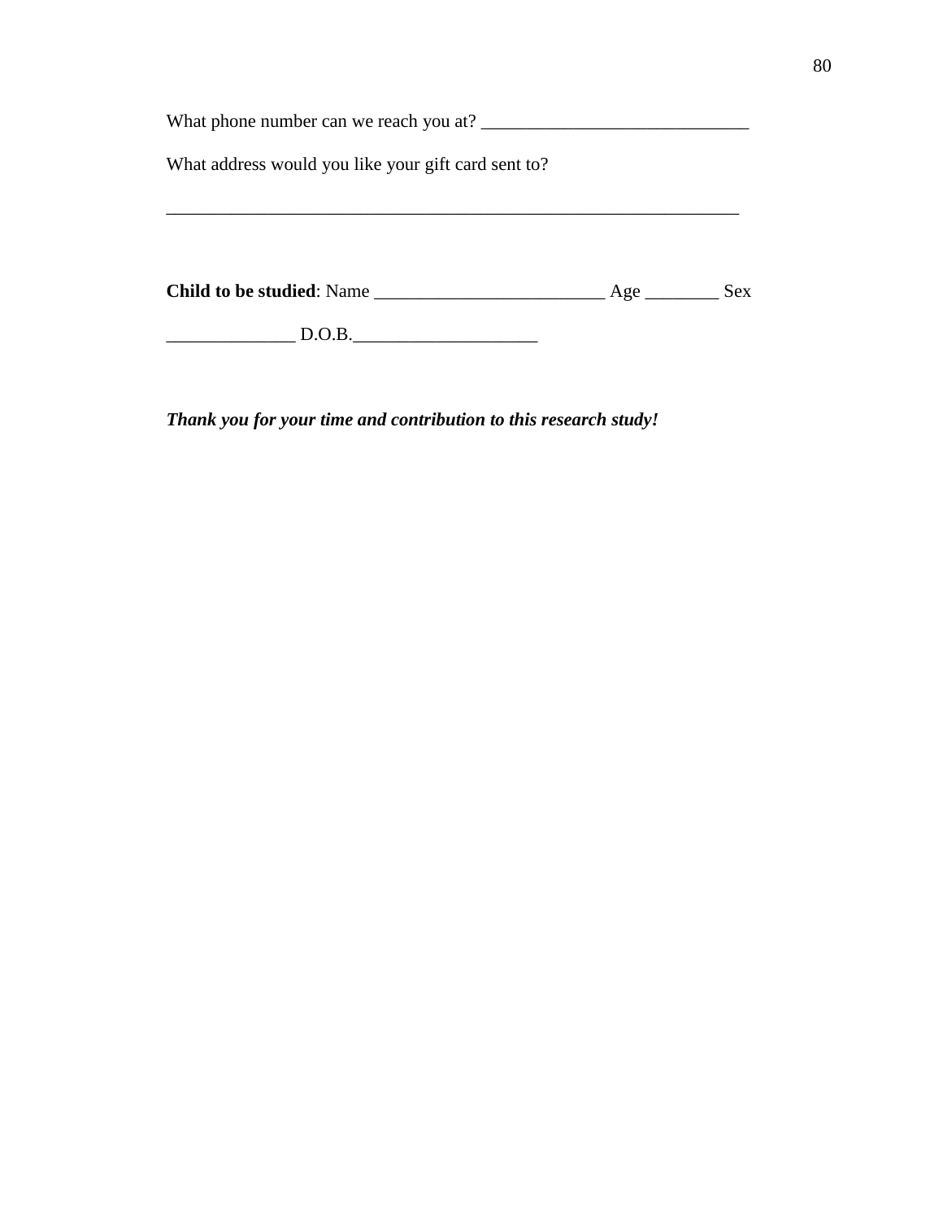What phone number can we reach you at? ______________________________

What address would you like your gift card sent to?

_________________________________________________________________

**Child to be studied**: Name __________________________ Age ________ Sex ______________ D.O.B.____________________

***Thank you for your time and contribution to this research study!***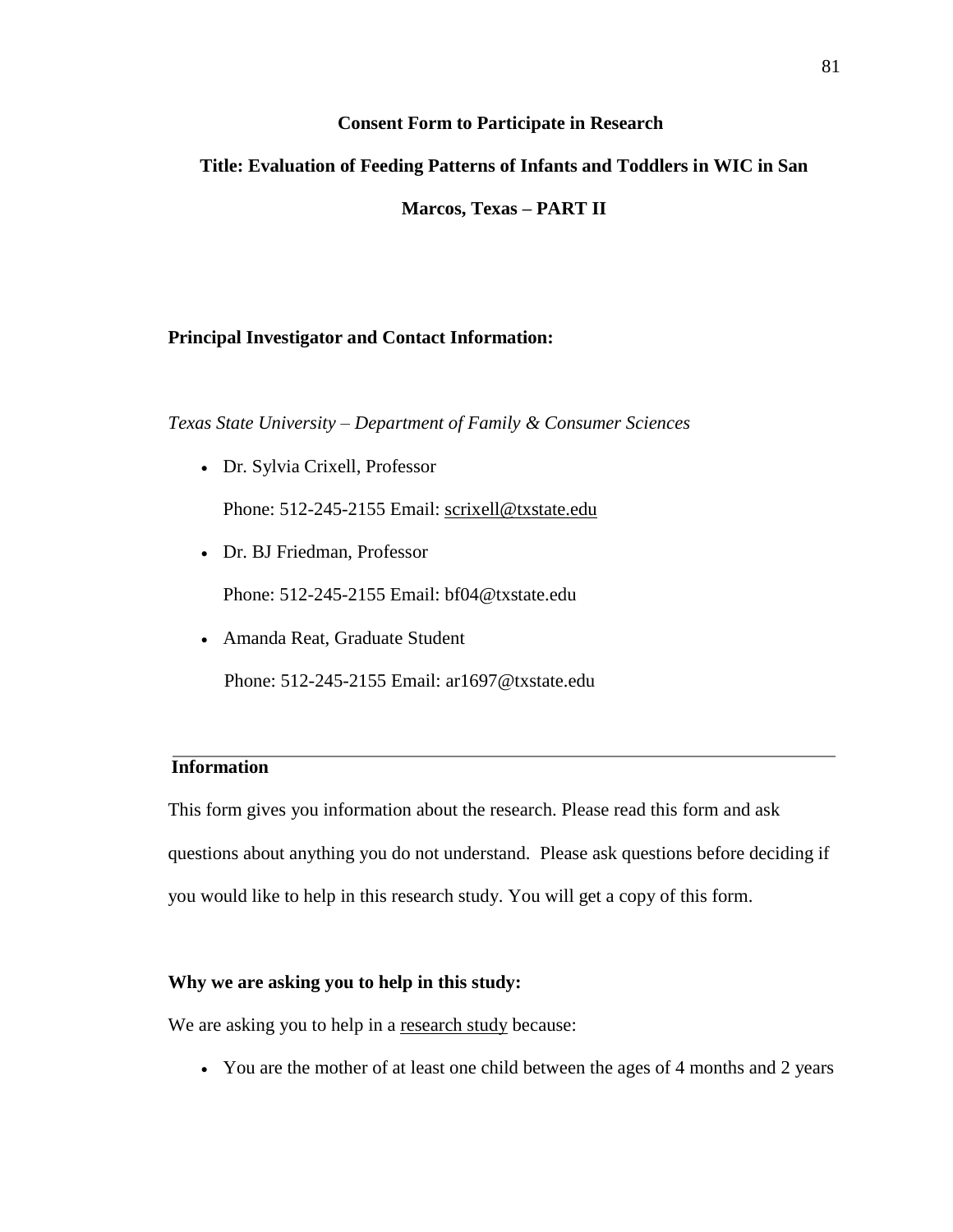**Consent Form to Participate in Research**

**Title: Evaluation of Feeding Patterns of Infants and Toddlers in WIC in San Marcos, Texas – PART II**

**Principal Investigator and Contact Information:**

*Texas State University – Department of Family & Consumer Sciences*

- Dr. Sylvia Crixell, Professor
  Phone: 512-245-2155 Email: scrixell@txstate.edu
- Dr. BJ Friedman, Professor
  Phone: 512-245-2155 Email: bf04@txstate.edu
- Amanda Reat, Graduate Student
  Phone: 512-245-2155 Email: ar1697@txstate.edu

---

**Information**

This form gives you information about the research. Please read this form and ask questions about anything you do not understand. Please ask questions before deciding if you would like to help in this research study. You will get a copy of this form.

**Why we are asking you to help in this study:**

We are asking you to help in a research study because:

- You are the mother of at least one child between the ages of 4 months and 2 years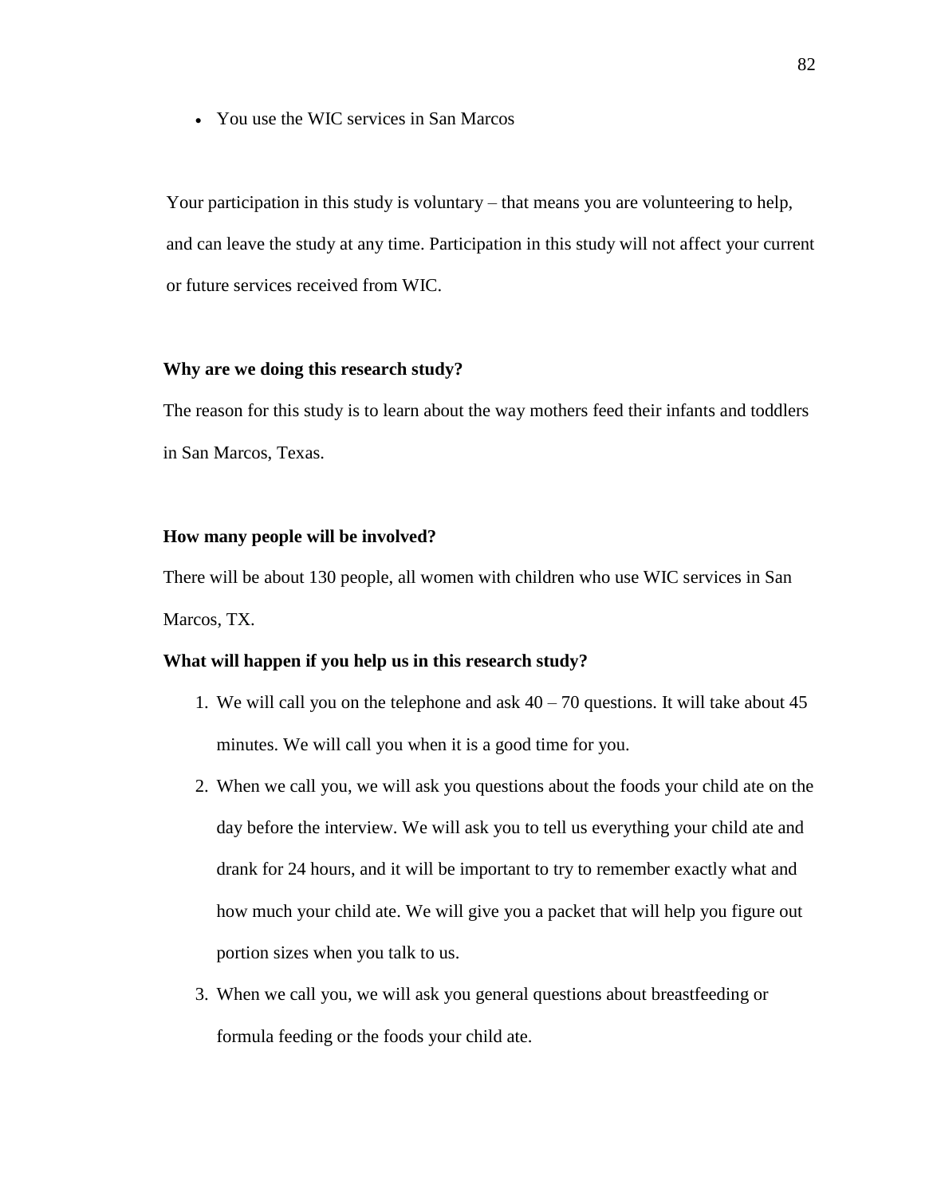- You use the WIC services in San Marcos

Your participation in this study is voluntary – that means you are volunteering to help, and can leave the study at any time. Participation in this study will not affect your current or future services received from WIC.

**Why are we doing this research study?**

The reason for this study is to learn about the way mothers feed their infants and toddlers in San Marcos, Texas.

**How many people will be involved?**

There will be about 130 people, all women with children who use WIC services in San Marcos, TX.

**What will happen if you help us in this research study?**

1. We will call you on the telephone and ask 40 – 70 questions. It will take about 45 minutes. We will call you when it is a good time for you.
2. When we call you, we will ask you questions about the foods your child ate on the day before the interview. We will ask you to tell us everything your child ate and drank for 24 hours, and it will be important to try to remember exactly what and how much your child ate. We will give you a packet that will help you figure out portion sizes when you talk to us.
3. When we call you, we will ask you general questions about breastfeeding or formula feeding or the foods your child ate.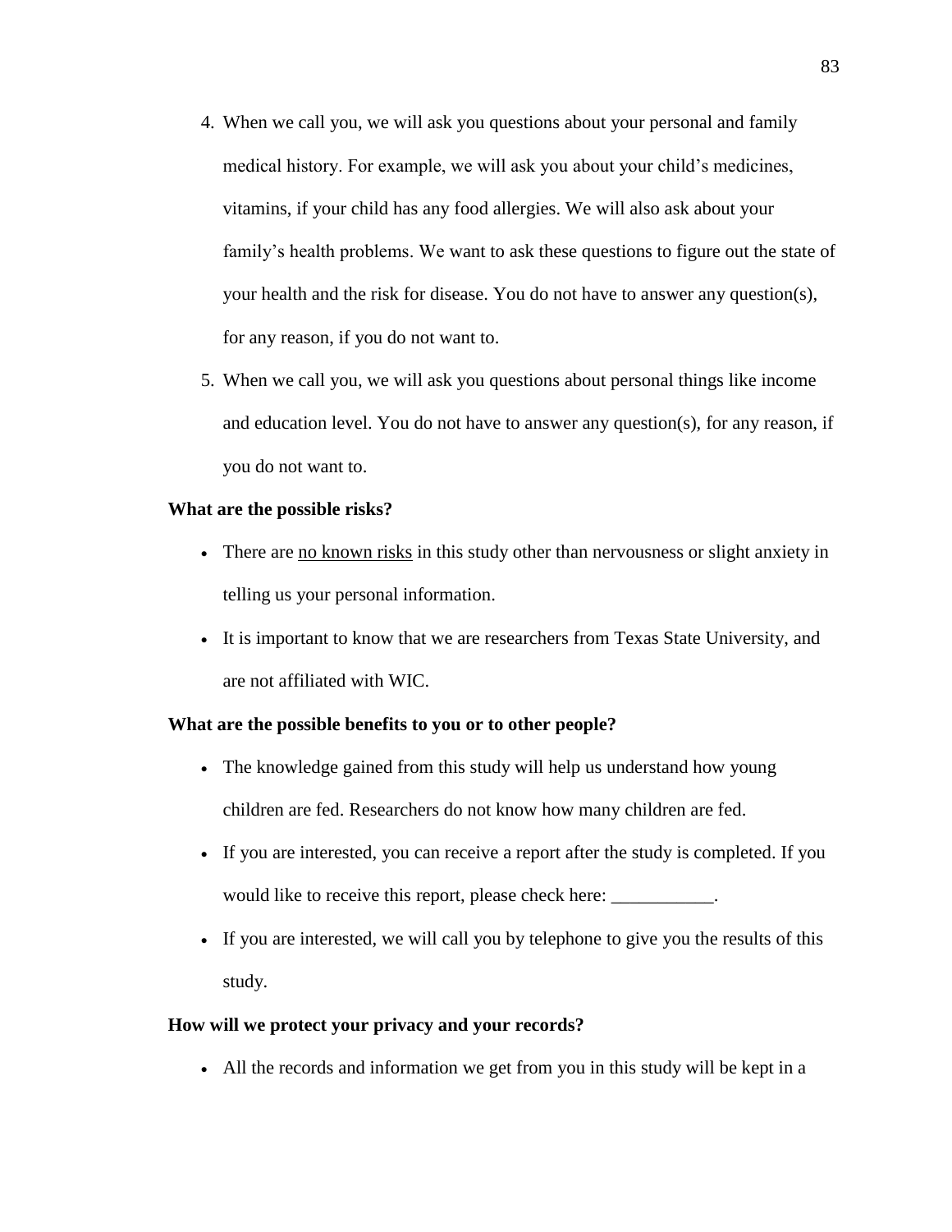4. When we call you, we will ask you questions about your personal and family medical history. For example, we will ask you about your child's medicines, vitamins, if your child has any food allergies. We will also ask about your family's health problems. We want to ask these questions to figure out the state of your health and the risk for disease. You do not have to answer any question(s), for any reason, if you do not want to.
5. When we call you, we will ask you questions about personal things like income and education level. You do not have to answer any question(s), for any reason, if you do not want to.

**What are the possible risks?**

- There are <u>no known risks</u> in this study other than nervousness or slight anxiety in telling us your personal information.
- It is important to know that we are researchers from Texas State University, and are not affiliated with WIC.

**What are the possible benefits to you or to other people?**

- The knowledge gained from this study will help us understand how young children are fed. Researchers do not know how many children are fed.
- If you are interested, you can receive a report after the study is completed. If you would like to receive this report, please check here: ___________.
- If you are interested, we will call you by telephone to give you the results of this study.

**How will we protect your privacy and your records?**

- All the records and information we get from you in this study will be kept in a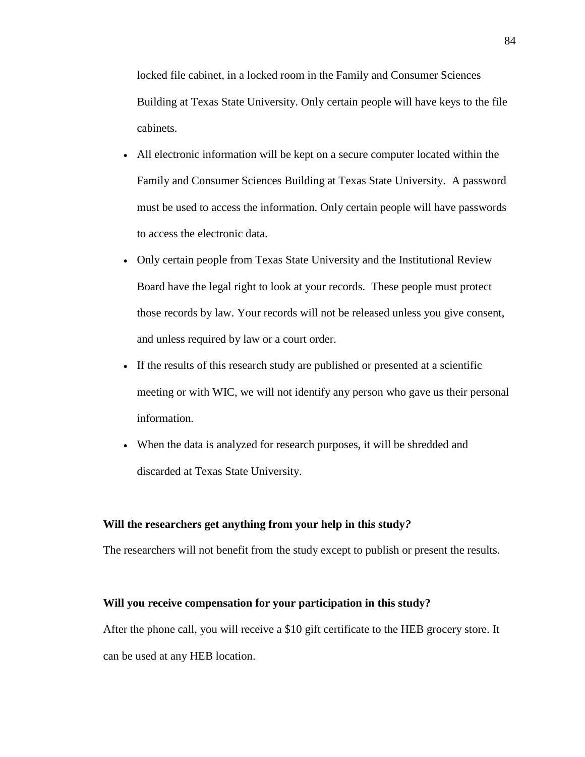locked file cabinet, in a locked room in the Family and Consumer Sciences Building at Texas State University. Only certain people will have keys to the file cabinets.

- All electronic information will be kept on a secure computer located within the Family and Consumer Sciences Building at Texas State University. A password must be used to access the information. Only certain people will have passwords to access the electronic data.
- Only certain people from Texas State University and the Institutional Review Board have the legal right to look at your records. These people must protect those records by law. Your records will not be released unless you give consent, and unless required by law or a court order.
- If the results of this research study are published or presented at a scientific meeting or with WIC, we will not identify any person who gave us their personal information.
- When the data is analyzed for research purposes, it will be shredded and discarded at Texas State University.

**Will the researchers get anything from your help in this study?**

The researchers will not benefit from the study except to publish or present the results.

**Will you receive compensation for your participation in this study?**

After the phone call, you will receive a $10 gift certificate to the HEB grocery store. It can be used at any HEB location.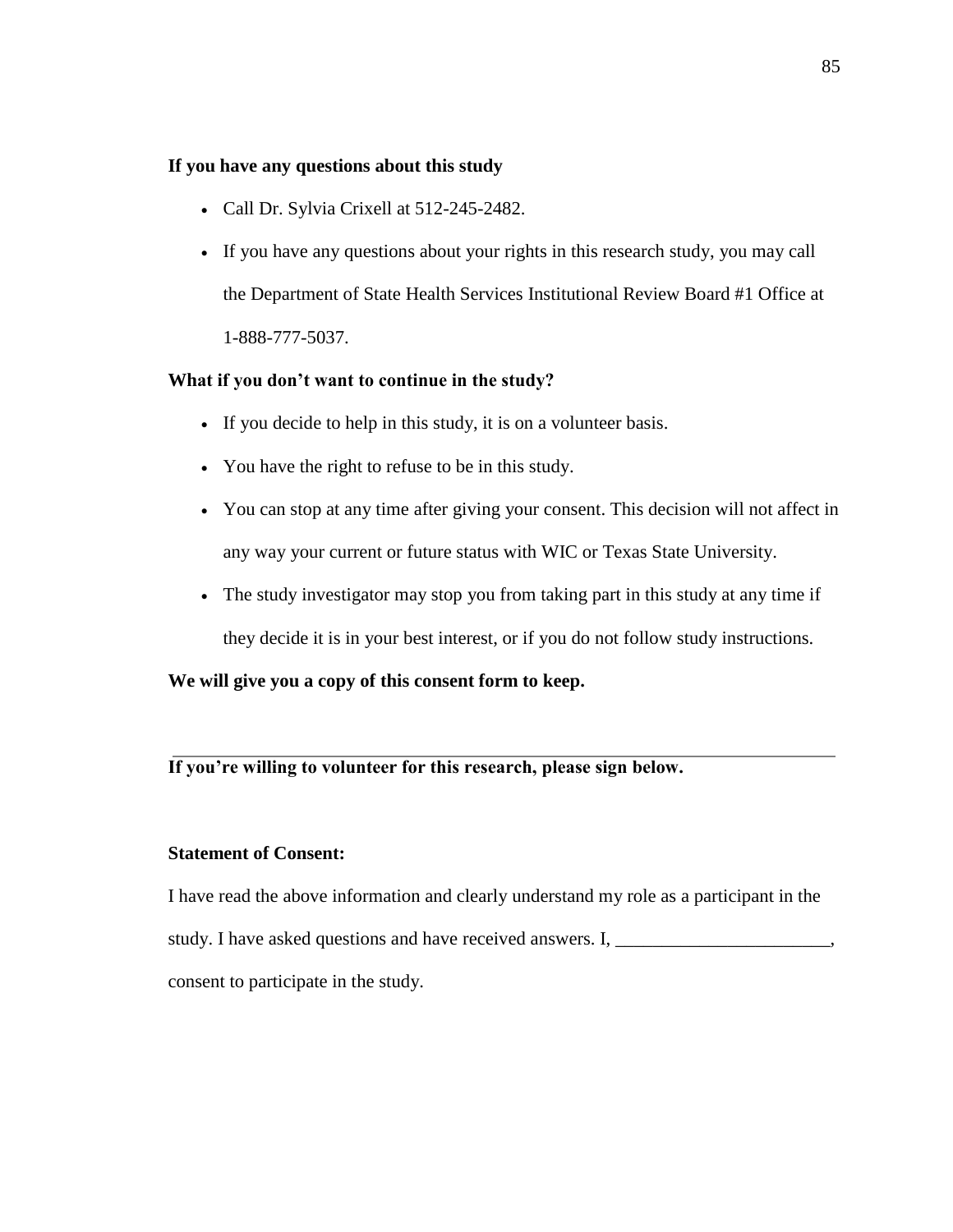**If you have any questions about this study**

- Call Dr. Sylvia Crixell at 512-245-2482.
- If you have any questions about your rights in this research study, you may call the Department of State Health Services Institutional Review Board #1 Office at 1-888-777-5037.

**What if you don't want to continue in the study?**

- If you decide to help in this study, it is on a volunteer basis.
- You have the right to refuse to be in this study.
- You can stop at any time after giving your consent. This decision will not affect in any way your current or future status with WIC or Texas State University.
- The study investigator may stop you from taking part in this study at any time if they decide it is in your best interest, or if you do not follow study instructions.

**We will give you a copy of this consent form to keep.**

---

**If you're willing to volunteer for this research, please sign below.**

**Statement of Consent:**

I have read the above information and clearly understand my role as a participant in the study. I have asked questions and have received answers. I, _______________________, consent to participate in the study.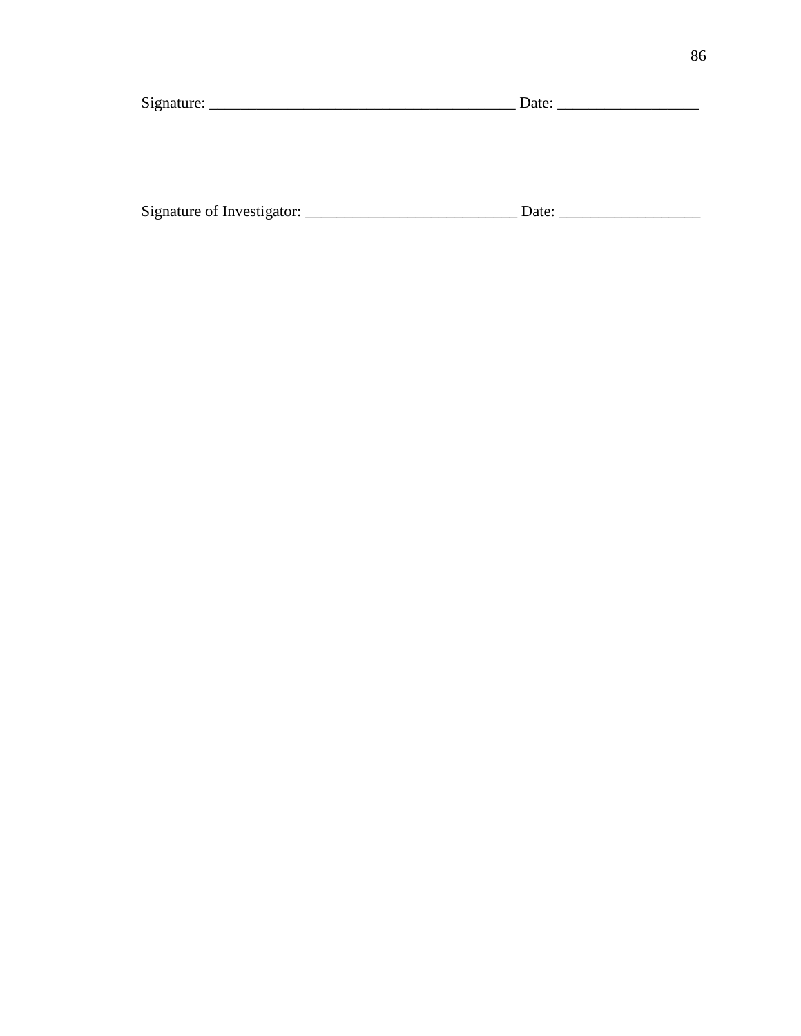Signature: ________________________________________ Date: __________________

Signature of Investigator: ___________________________ Date: __________________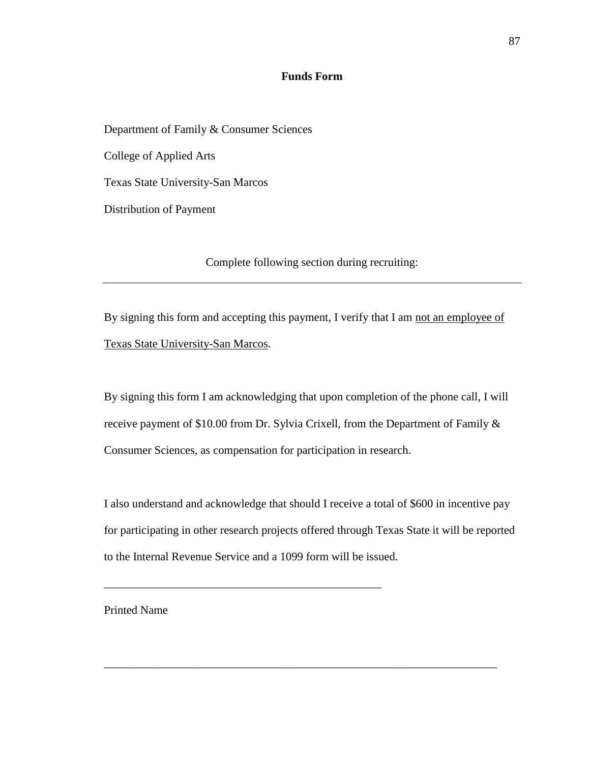**Funds Form**

Department of Family & Consumer Sciences

College of Applied Arts

Texas State University-San Marcos

Distribution of Payment

Complete following section during recruiting:

---

By signing this form and accepting this payment, I verify that I am <u>not an employee of Texas State University-San Marcos</u>.

By signing this form I am acknowledging that upon completion of the phone call, I will receive payment of $10.00 from Dr. Sylvia Crixell, from the Department of Family & Consumer Sciences, as compensation for participation in research.

I also understand and acknowledge that should I receive a total of $600 in incentive pay for participating in other research projects offered through Texas State it will be reported to the Internal Revenue Service and a 1099 form will be issued.

_________________________________________________

Printed Name

_____________________________________________________________________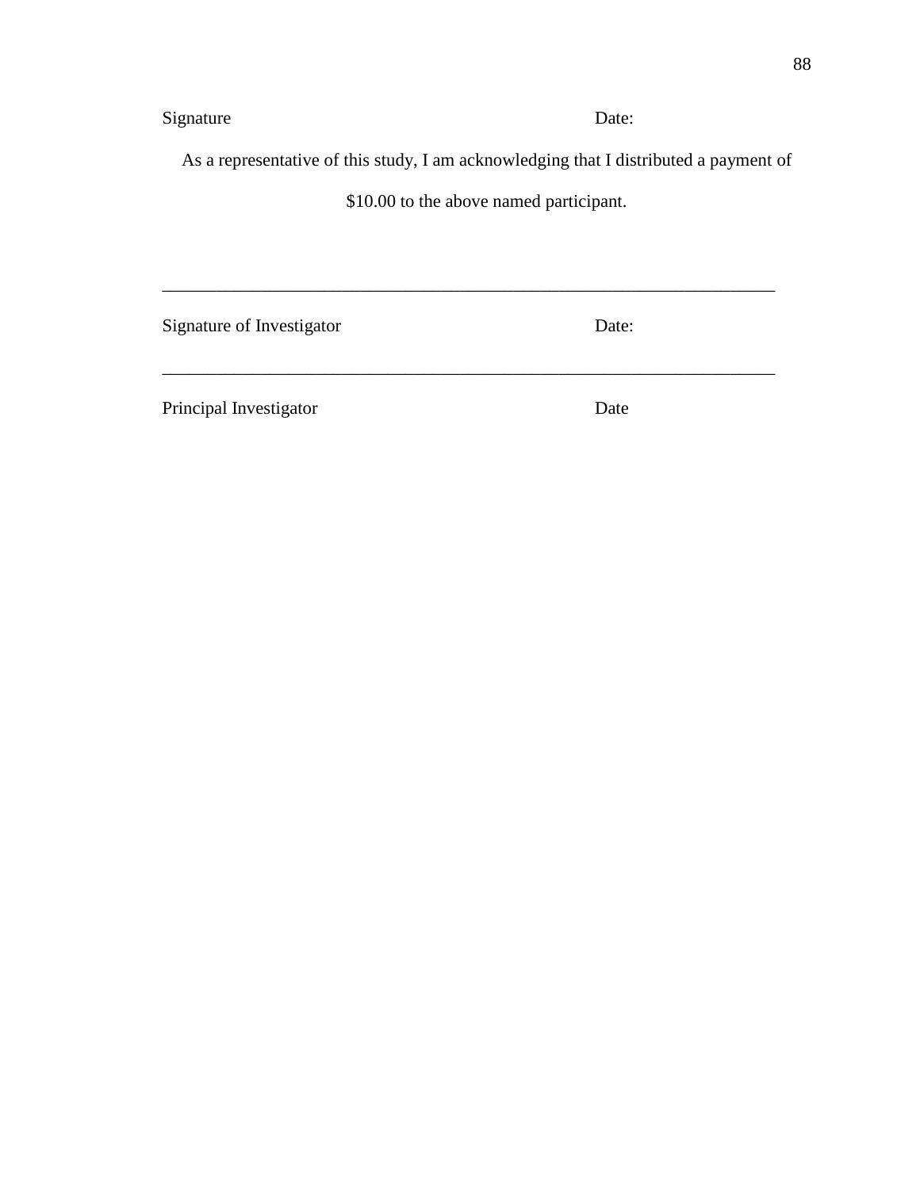Signature Date:

As a representative of this study, I am acknowledging that I distributed a payment of $10.00 to the above named participant.

______________________________________________________________________

Signature of Investigator Date:

______________________________________________________________________

Principal Investigator Date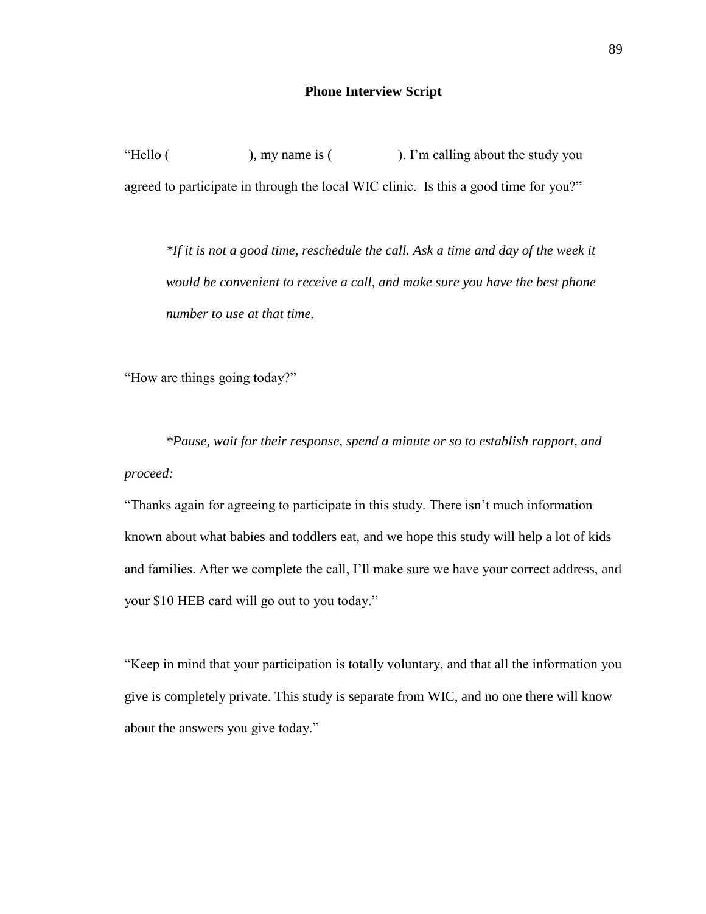**Phone Interview Script**

"Hello (                    ), my name is (                 ). I'm calling about the study you agreed to participate in through the local WIC clinic. Is this a good time for you?"

> *\*If it is not a good time, reschedule the call. Ask a time and day of the week it would be convenient to receive a call, and make sure you have the best phone number to use at that time.*

"How are things going today?"

*\*Pause, wait for their response, spend a minute or so to establish rapport, and proceed:*

"Thanks again for agreeing to participate in this study. There isn't much information known about what babies and toddlers eat, and we hope this study will help a lot of kids and families. After we complete the call, I'll make sure we have your correct address, and your $10 HEB card will go out to you today."

"Keep in mind that your participation is totally voluntary, and that all the information you give is completely private. This study is separate from WIC, and no one there will know about the answers you give today."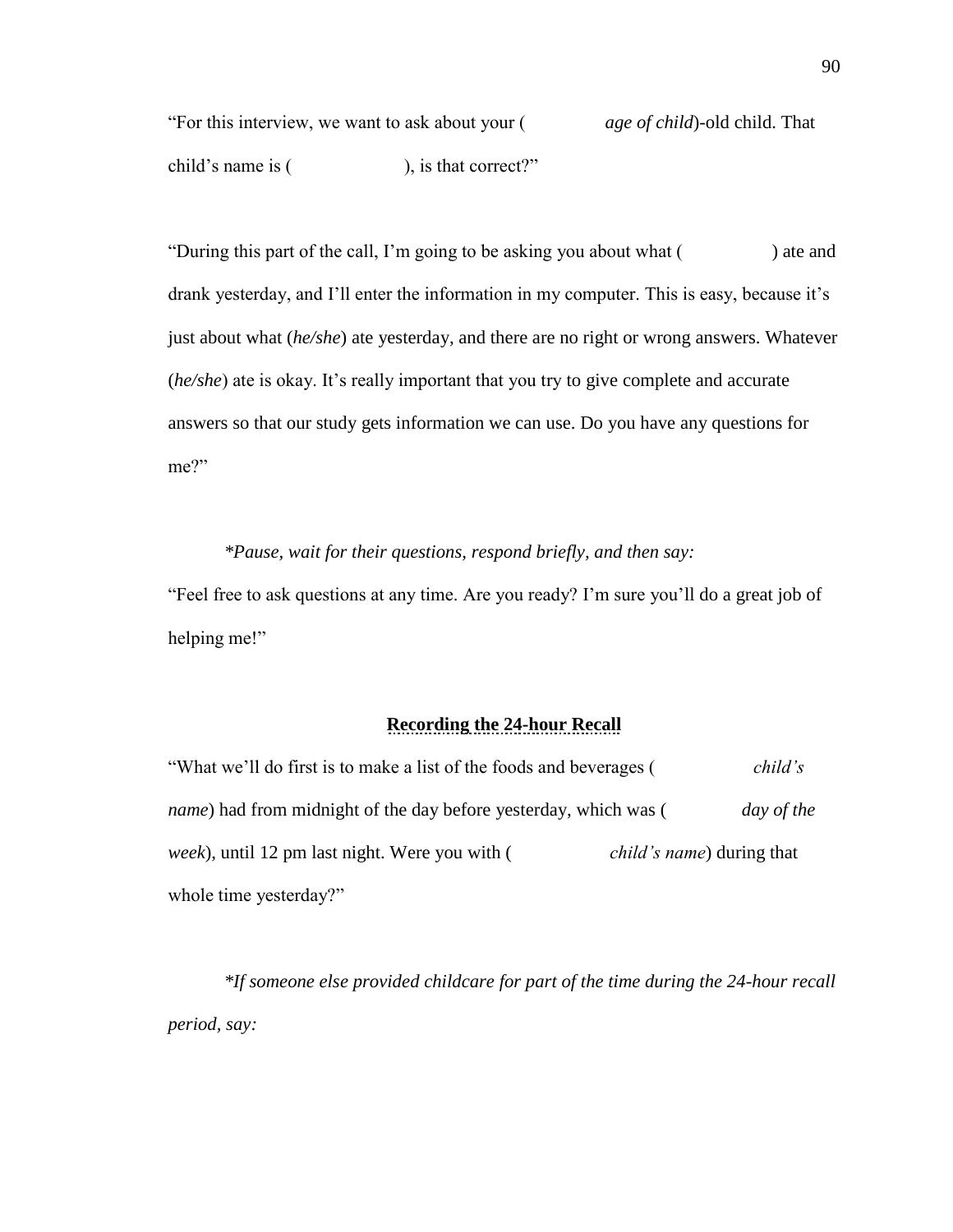"For this interview, we want to ask about your ( *age of child*)-old child. That child's name is ( ), is that correct?"

"During this part of the call, I'm going to be asking you about what ( ) ate and drank yesterday, and I'll enter the information in my computer. This is easy, because it's just about what (*he/she*) ate yesterday, and there are no right or wrong answers. Whatever (*he/she*) ate is okay. It's really important that you try to give complete and accurate answers so that our study gets information we can use. Do you have any questions for me?"

*\*Pause, wait for their questions, respond briefly, and then say:*

"Feel free to ask questions at any time. Are you ready? I'm sure you'll do a great job of helping me!"

## Recording the 24-hour Recall

"What we'll do first is to make a list of the foods and beverages ( *child's name*) had from midnight of the day before yesterday, which was ( *day of the week*), until 12 pm last night. Were you with ( *child's name*) during that whole time yesterday?"

*\*If someone else provided childcare for part of the time during the 24-hour recall period, say:*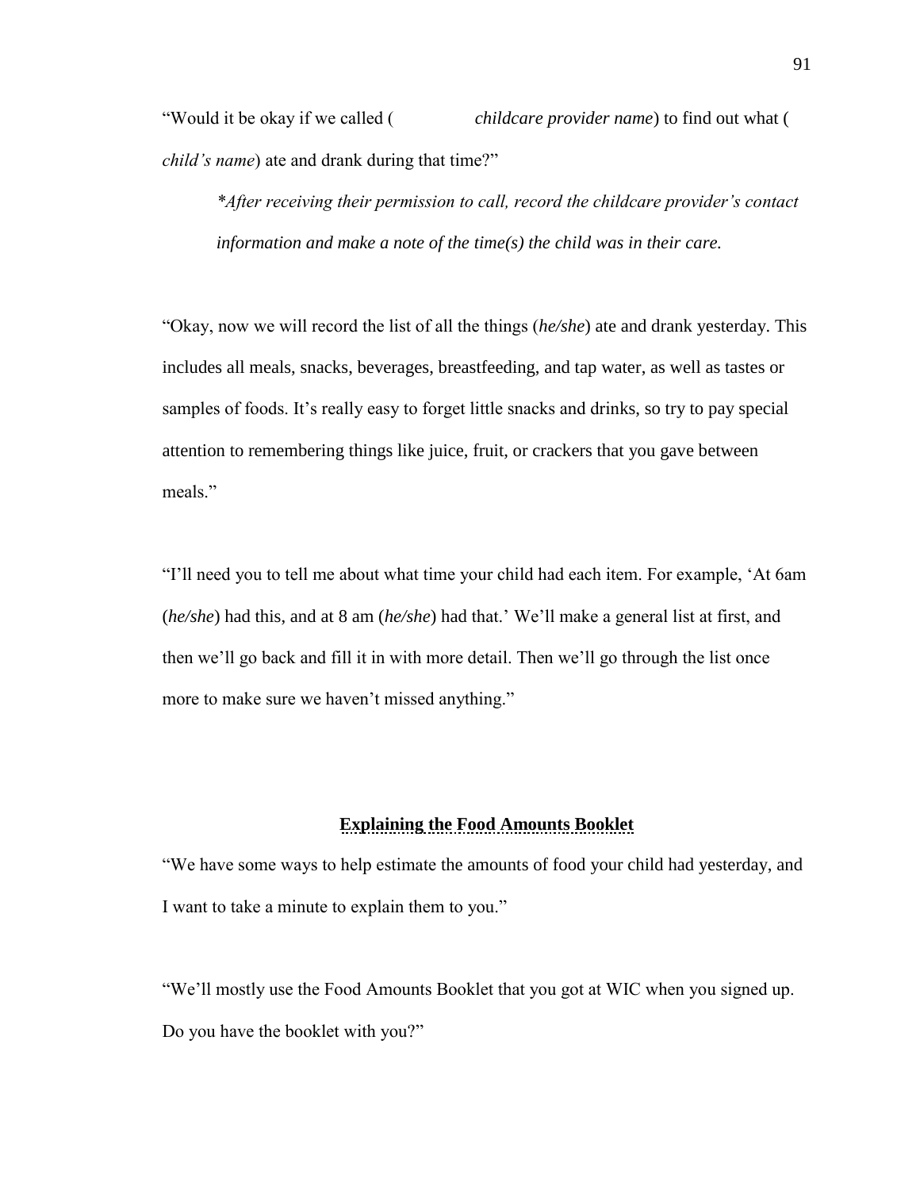"Would it be okay if we called (                *childcare provider name*) to find out what ( *child's name*) ate and drank during that time?"

> **After receiving their permission to call, record the childcare provider's contact information and make a note of the time(s) the child was in their care.*

"Okay, now we will record the list of all the things (*he/she*) ate and drank yesterday. This includes all meals, snacks, beverages, breastfeeding, and tap water, as well as tastes or samples of foods. It's really easy to forget little snacks and drinks, so try to pay special attention to remembering things like juice, fruit, or crackers that you gave between meals."

"I'll need you to tell me about what time your child had each item. For example, 'At 6am (*he/she*) had this, and at 8 am (*he/she*) had that.' We'll make a general list at first, and then we'll go back and fill it in with more detail. Then we'll go through the list once more to make sure we haven't missed anything."

## Explaining the Food Amounts Booklet

"We have some ways to help estimate the amounts of food your child had yesterday, and I want to take a minute to explain them to you."

"We'll mostly use the Food Amounts Booklet that you got at WIC when you signed up. Do you have the booklet with you?"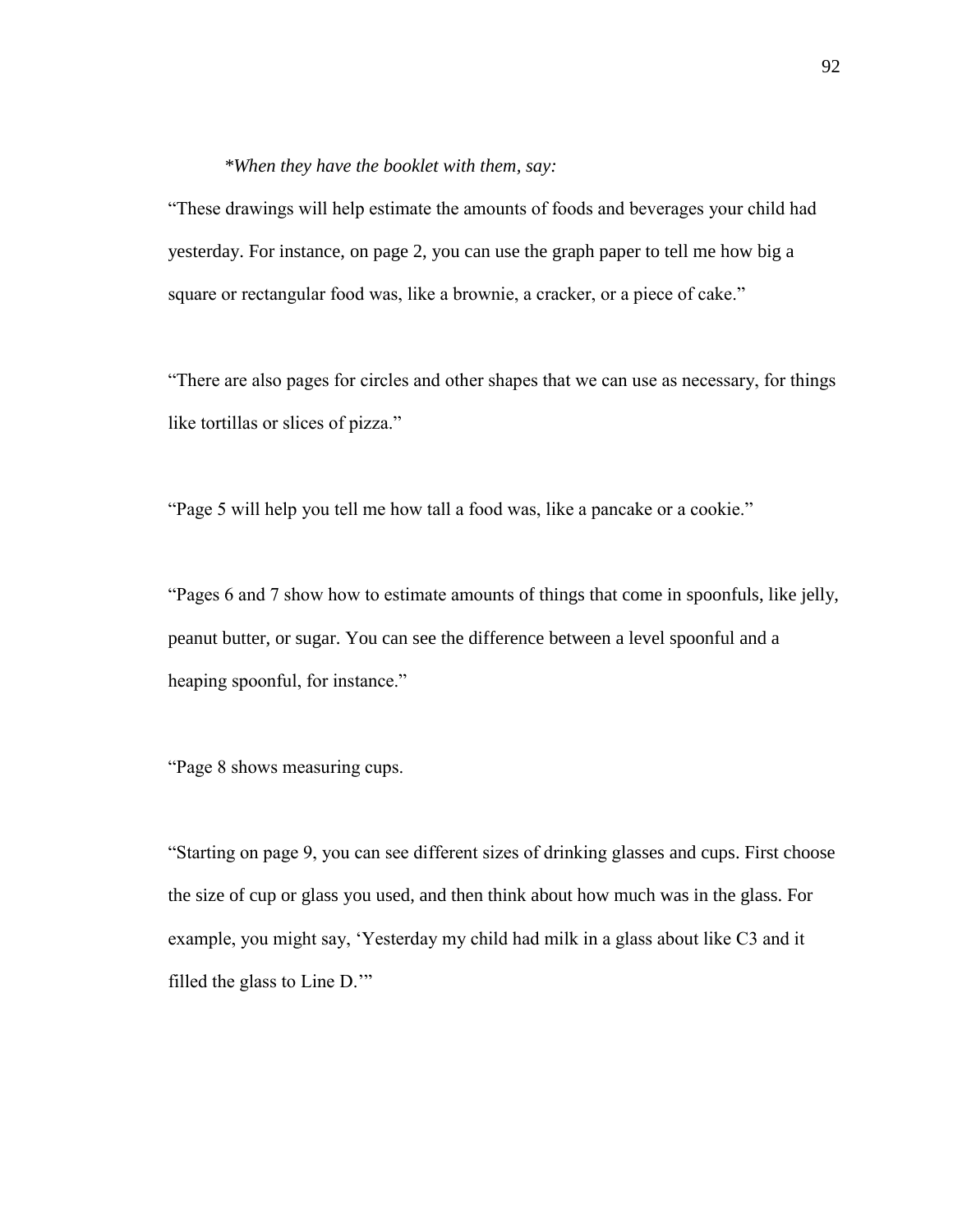*\*When they have the booklet with them, say:*

"These drawings will help estimate the amounts of foods and beverages your child had yesterday. For instance, on page 2, you can use the graph paper to tell me how big a square or rectangular food was, like a brownie, a cracker, or a piece of cake."

"There are also pages for circles and other shapes that we can use as necessary, for things like tortillas or slices of pizza."

"Page 5 will help you tell me how tall a food was, like a pancake or a cookie."

"Pages 6 and 7 show how to estimate amounts of things that come in spoonfuls, like jelly, peanut butter, or sugar. You can see the difference between a level spoonful and a heaping spoonful, for instance."

"Page 8 shows measuring cups.

"Starting on page 9, you can see different sizes of drinking glasses and cups. First choose the size of cup or glass you used, and then think about how much was in the glass. For example, you might say, 'Yesterday my child had milk in a glass about like C3 and it filled the glass to Line D.'"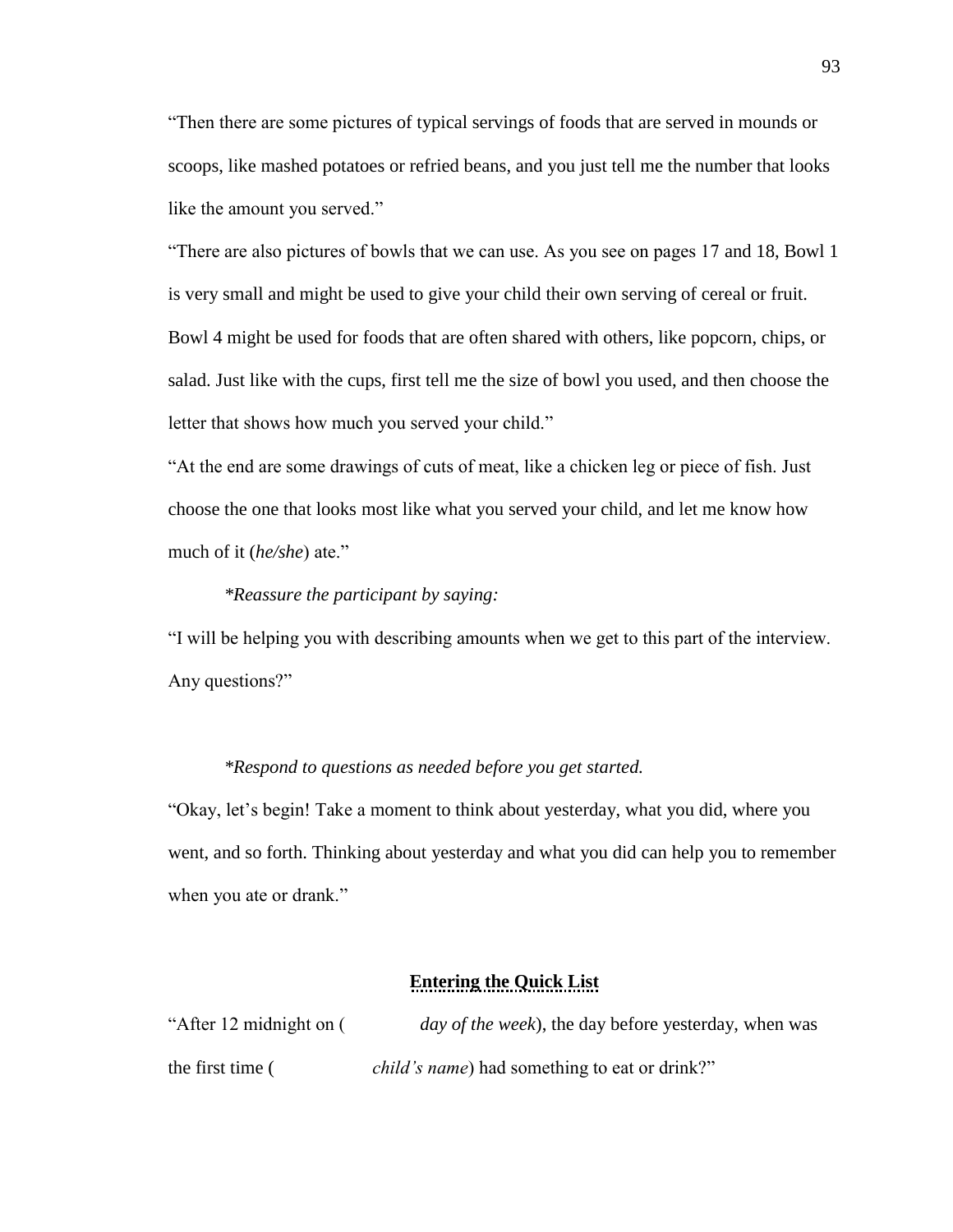"Then there are some pictures of typical servings of foods that are served in mounds or scoops, like mashed potatoes or refried beans, and you just tell me the number that looks like the amount you served."

"There are also pictures of bowls that we can use. As you see on pages 17 and 18, Bowl 1 is very small and might be used to give your child their own serving of cereal or fruit. Bowl 4 might be used for foods that are often shared with others, like popcorn, chips, or salad. Just like with the cups, first tell me the size of bowl you used, and then choose the letter that shows how much you served your child."

"At the end are some drawings of cuts of meat, like a chicken leg or piece of fish. Just choose the one that looks most like what you served your child, and let me know how much of it (*he/she*) ate."

*\*Reassure the participant by saying:*

"I will be helping you with describing amounts when we get to this part of the interview. Any questions?"

*\*Respond to questions as needed before you get started.*

"Okay, let's begin! Take a moment to think about yesterday, what you did, where you went, and so forth. Thinking about yesterday and what you did can help you to remember when you ate or drank."

## Entering the Quick List

"After 12 midnight on ( *day of the week*), the day before yesterday, when was the first time ( *child's name*) had something to eat or drink?"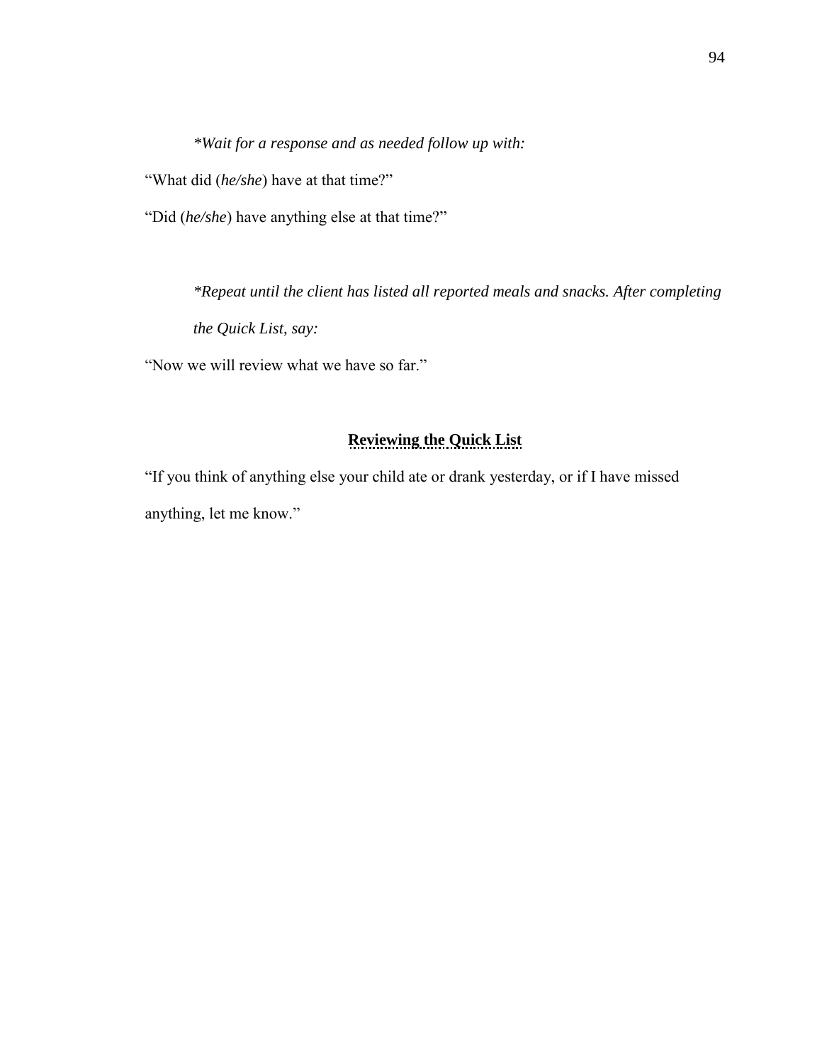*\*Wait for a response and as needed follow up with:*

"What did (*he/she*) have at that time?"

"Did (*he/she*) have anything else at that time?"

*\*Repeat until the client has listed all reported meals and snacks. After completing the Quick List, say:*

"Now we will review what we have so far."

## Reviewing the Quick List

"If you think of anything else your child ate or drank yesterday, or if I have missed anything, let me know."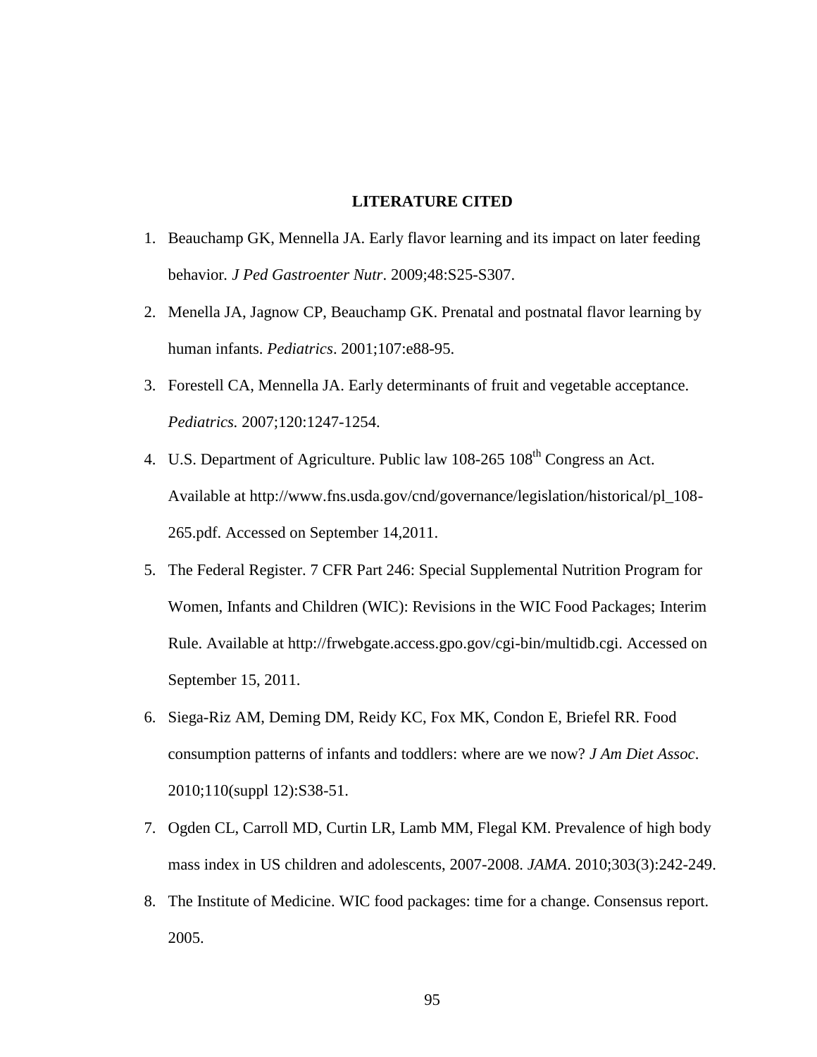# LITERATURE CITED

1. Beauchamp GK, Mennella JA. Early flavor learning and its impact on later feeding behavior. *J Ped Gastroenter Nutr*. 2009;48:S25-S307.
2. Menella JA, Jagnow CP, Beauchamp GK. Prenatal and postnatal flavor learning by human infants. *Pediatrics*. 2001;107:e88-95.
3. Forestell CA, Mennella JA. Early determinants of fruit and vegetable acceptance. *Pediatrics.* 2007;120:1247-1254.
4. U.S. Department of Agriculture. Public law 108-265 108th Congress an Act. Available at http://www.fns.usda.gov/cnd/governance/legislation/historical/pl_108-265.pdf. Accessed on September 14,2011.
5. The Federal Register. 7 CFR Part 246: Special Supplemental Nutrition Program for Women, Infants and Children (WIC): Revisions in the WIC Food Packages; Interim Rule. Available at http://frwebgate.access.gpo.gov/cgi-bin/multidb.cgi. Accessed on September 15, 2011.
6. Siega-Riz AM, Deming DM, Reidy KC, Fox MK, Condon E, Briefel RR. Food consumption patterns of infants and toddlers: where are we now? *J Am Diet Assoc*. 2010;110(suppl 12):S38-51.
7. Ogden CL, Carroll MD, Curtin LR, Lamb MM, Flegal KM. Prevalence of high body mass index in US children and adolescents, 2007-2008. *JAMA*. 2010;303(3):242-249.
8. The Institute of Medicine. WIC food packages: time for a change. Consensus report. 2005.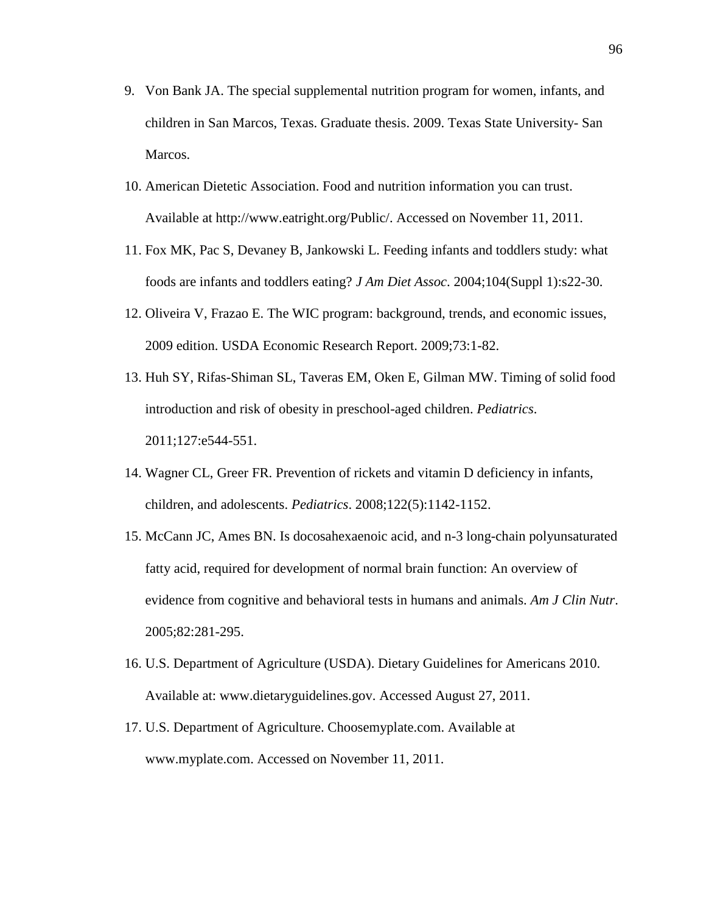9. Von Bank JA. The special supplemental nutrition program for women, infants, and children in San Marcos, Texas. Graduate thesis. 2009. Texas State University- San Marcos.
10. American Dietetic Association. Food and nutrition information you can trust. Available at http://www.eatright.org/Public/. Accessed on November 11, 2011.
11. Fox MK, Pac S, Devaney B, Jankowski L. Feeding infants and toddlers study: what foods are infants and toddlers eating? *J Am Diet Assoc*. 2004;104(Suppl 1):s22-30.
12. Oliveira V, Frazao E. The WIC program: background, trends, and economic issues, 2009 edition. USDA Economic Research Report. 2009;73:1-82.
13. Huh SY, Rifas-Shiman SL, Taveras EM, Oken E, Gilman MW. Timing of solid food introduction and risk of obesity in preschool-aged children. *Pediatrics*. 2011;127:e544-551.
14. Wagner CL, Greer FR. Prevention of rickets and vitamin D deficiency in infants, children, and adolescents. *Pediatrics*. 2008;122(5):1142-1152.
15. McCann JC, Ames BN. Is docosahexaenoic acid, and n-3 long-chain polyunsaturated fatty acid, required for development of normal brain function: An overview of evidence from cognitive and behavioral tests in humans and animals. *Am J Clin Nutr*. 2005;82:281-295.
16. U.S. Department of Agriculture (USDA). Dietary Guidelines for Americans 2010. Available at: www.dietaryguidelines.gov. Accessed August 27, 2011.
17. U.S. Department of Agriculture. Choosemyplate.com. Available at www.myplate.com. Accessed on November 11, 2011.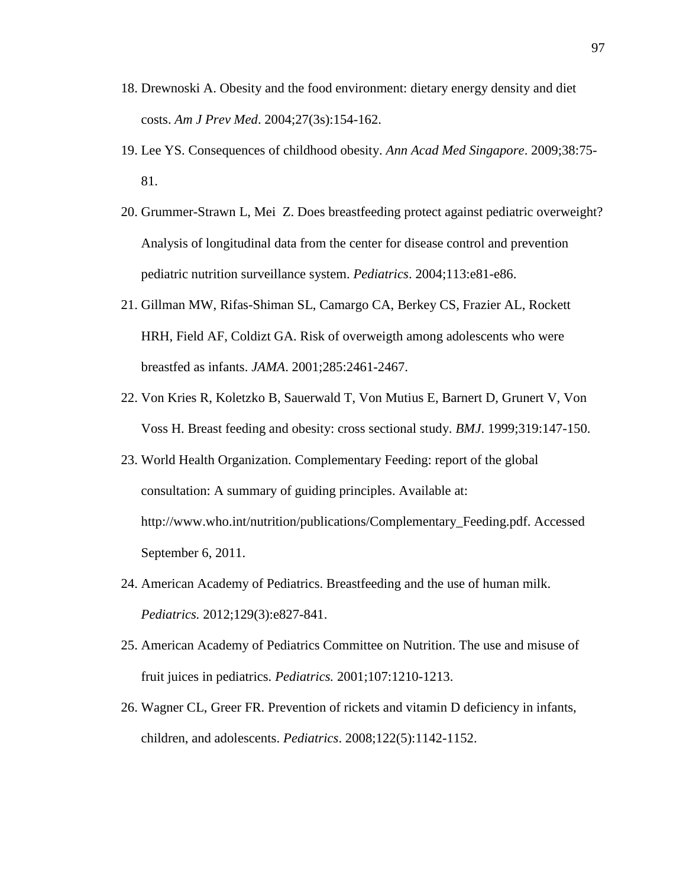18. Drewnoski A. Obesity and the food environment: dietary energy density and diet costs. *Am J Prev Med*. 2004;27(3s):154-162.
19. Lee YS. Consequences of childhood obesity. *Ann Acad Med Singapore*. 2009;38:75-81.
20. Grummer-Strawn L, Mei Z. Does breastfeeding protect against pediatric overweight? Analysis of longitudinal data from the center for disease control and prevention pediatric nutrition surveillance system. *Pediatrics*. 2004;113:e81-e86.
21. Gillman MW, Rifas-Shiman SL, Camargo CA, Berkey CS, Frazier AL, Rockett HRH, Field AF, Coldizt GA. Risk of overweigth among adolescents who were breastfed as infants. *JAMA*. 2001;285:2461-2467.
22. Von Kries R, Koletzko B, Sauerwald T, Von Mutius E, Barnert D, Grunert V, Von Voss H. Breast feeding and obesity: cross sectional study. *BMJ*. 1999;319:147-150.
23. World Health Organization. Complementary Feeding: report of the global consultation: A summary of guiding principles. Available at: http://www.who.int/nutrition/publications/Complementary_Feeding.pdf. Accessed September 6, 2011.
24. American Academy of Pediatrics. Breastfeeding and the use of human milk. *Pediatrics.* 2012;129(3):e827-841.
25. American Academy of Pediatrics Committee on Nutrition. The use and misuse of fruit juices in pediatrics. *Pediatrics.* 2001;107:1210-1213.
26. Wagner CL, Greer FR. Prevention of rickets and vitamin D deficiency in infants, children, and adolescents. *Pediatrics*. 2008;122(5):1142-1152.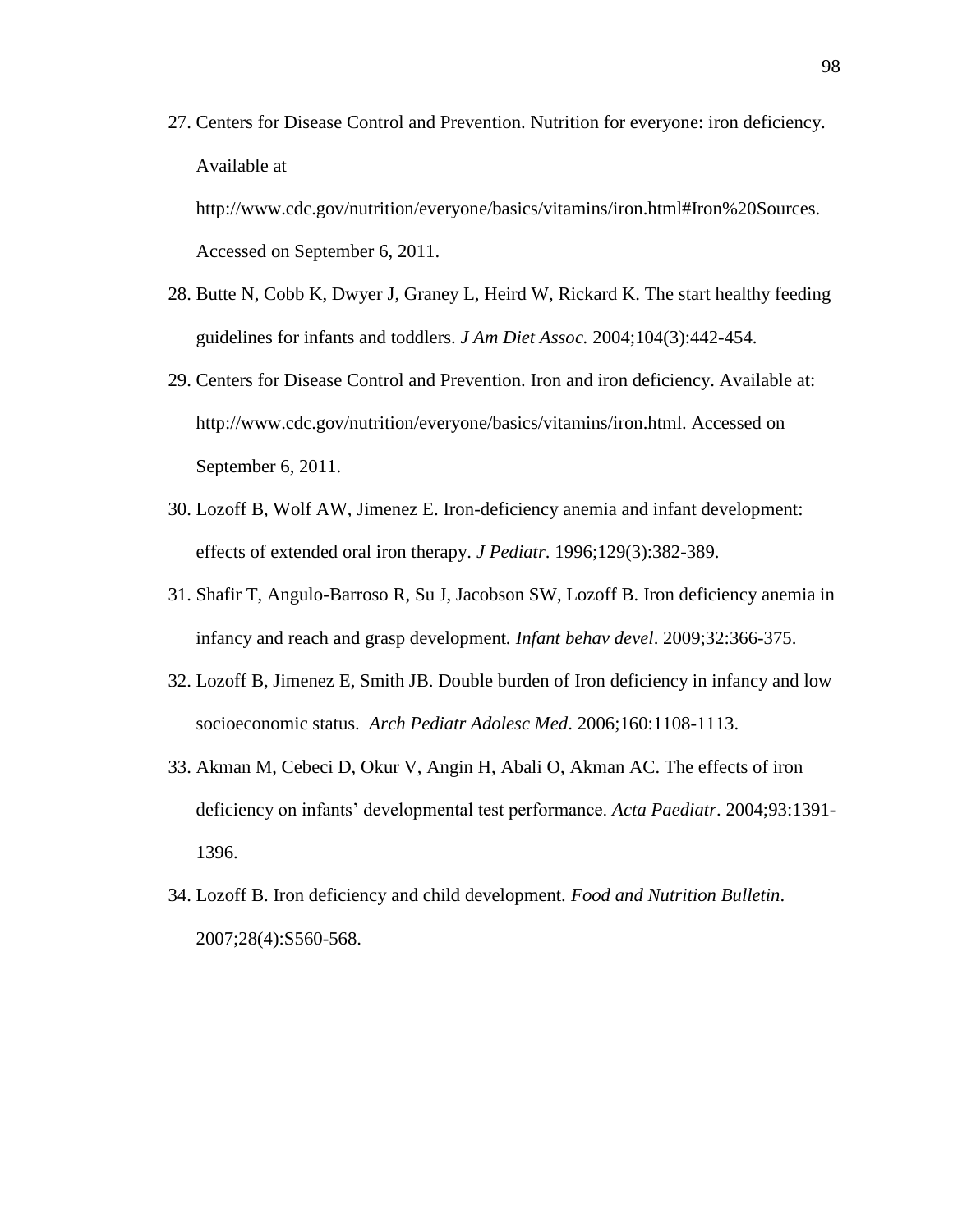27. Centers for Disease Control and Prevention. Nutrition for everyone: iron deficiency. Available at http://www.cdc.gov/nutrition/everyone/basics/vitamins/iron.html#Iron%20Sources. Accessed on September 6, 2011.
28. Butte N, Cobb K, Dwyer J, Graney L, Heird W, Rickard K. The start healthy feeding guidelines for infants and toddlers. *J Am Diet Assoc.* 2004;104(3):442-454.
29. Centers for Disease Control and Prevention. Iron and iron deficiency. Available at: http://www.cdc.gov/nutrition/everyone/basics/vitamins/iron.html. Accessed on September 6, 2011.
30. Lozoff B, Wolf AW, Jimenez E. Iron-deficiency anemia and infant development: effects of extended oral iron therapy. *J Pediatr*. 1996;129(3):382-389.
31. Shafir T, Angulo-Barroso R, Su J, Jacobson SW, Lozoff B. Iron deficiency anemia in infancy and reach and grasp development. *Infant behav devel*. 2009;32:366-375.
32. Lozoff B, Jimenez E, Smith JB. Double burden of Iron deficiency in infancy and low socioeconomic status. *Arch Pediatr Adolesc Med*. 2006;160:1108-1113.
33. Akman M, Cebeci D, Okur V, Angin H, Abali O, Akman AC. The effects of iron deficiency on infants' developmental test performance. *Acta Paediatr*. 2004;93:1391-1396.
34. Lozoff B. Iron deficiency and child development. *Food and Nutrition Bulletin*. 2007;28(4):S560-568.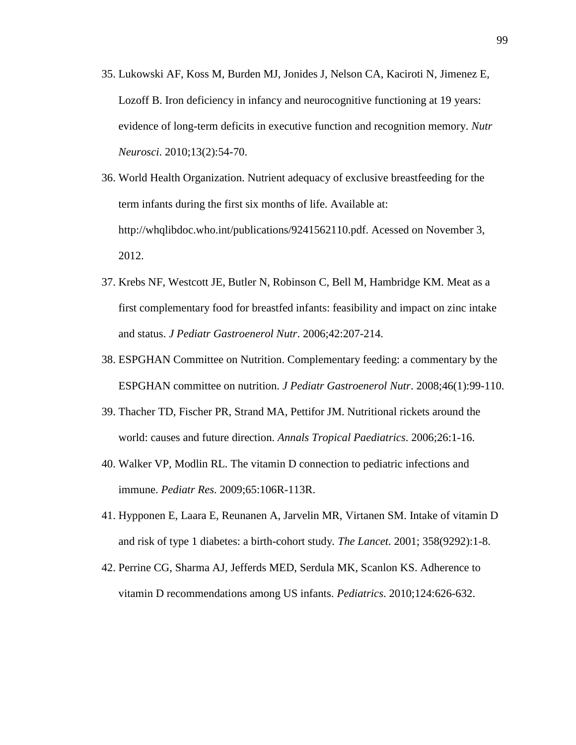35. Lukowski AF, Koss M, Burden MJ, Jonides J, Nelson CA, Kaciroti N, Jimenez E, Lozoff B. Iron deficiency in infancy and neurocognitive functioning at 19 years: evidence of long-term deficits in executive function and recognition memory. *Nutr Neurosci*. 2010;13(2):54-70.
36. World Health Organization. Nutrient adequacy of exclusive breastfeeding for the term infants during the first six months of life. Available at: http://whqlibdoc.who.int/publications/9241562110.pdf. Acessed on November 3, 2012.
37. Krebs NF, Westcott JE, Butler N, Robinson C, Bell M, Hambridge KM. Meat as a first complementary food for breastfed infants: feasibility and impact on zinc intake and status. *J Pediatr Gastroenerol Nutr*. 2006;42:207-214.
38. ESPGHAN Committee on Nutrition. Complementary feeding: a commentary by the ESPGHAN committee on nutrition. *J Pediatr Gastroenerol Nutr*. 2008;46(1):99-110.
39. Thacher TD, Fischer PR, Strand MA, Pettifor JM. Nutritional rickets around the world: causes and future direction. *Annals Tropical Paediatrics*. 2006;26:1-16.
40. Walker VP, Modlin RL. The vitamin D connection to pediatric infections and immune. *Pediatr Res*. 2009;65:106R-113R.
41. Hypponen E, Laara E, Reunanen A, Jarvelin MR, Virtanen SM. Intake of vitamin D and risk of type 1 diabetes: a birth-cohort study. *The Lancet*. 2001; 358(9292):1-8.
42. Perrine CG, Sharma AJ, Jefferds MED, Serdula MK, Scanlon KS. Adherence to vitamin D recommendations among US infants. *Pediatrics*. 2010;124:626-632.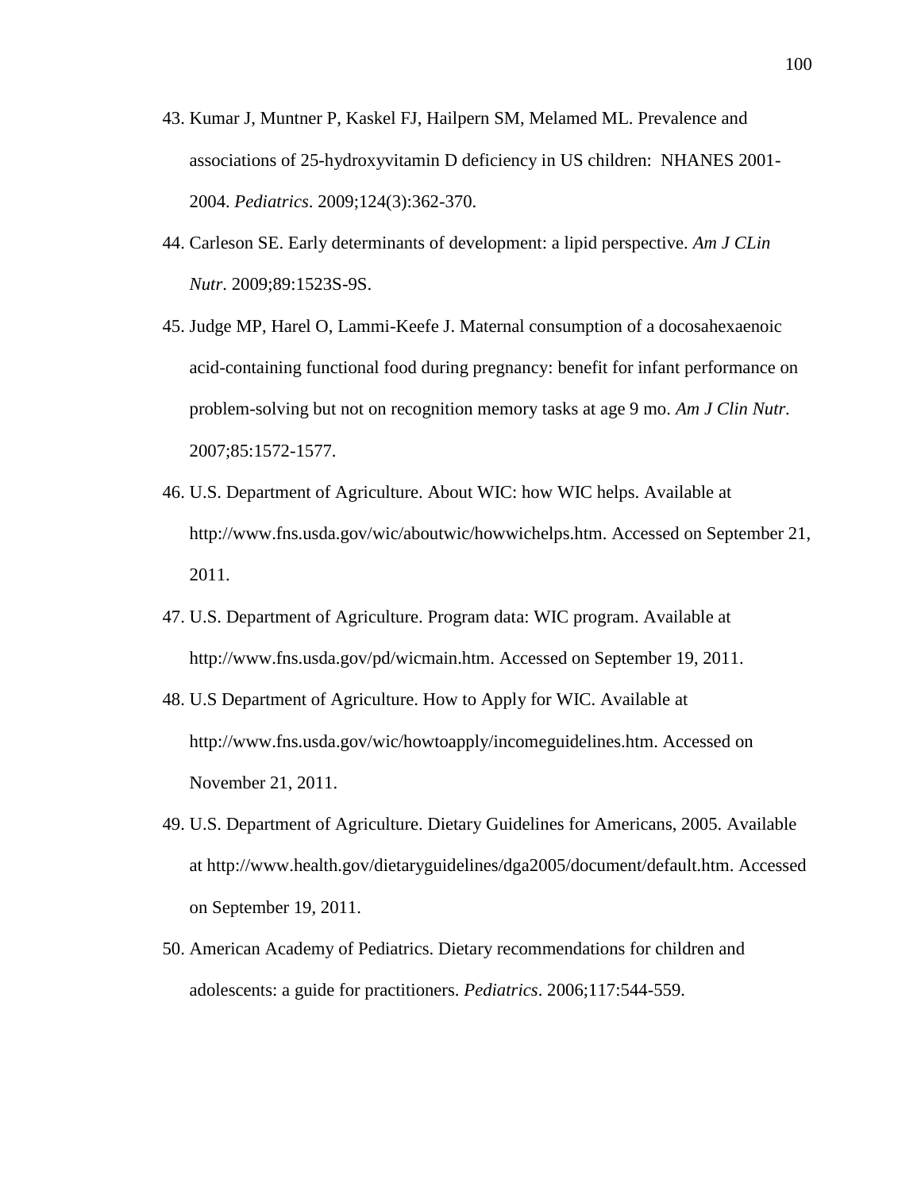43. Kumar J, Muntner P, Kaskel FJ, Hailpern SM, Melamed ML. Prevalence and associations of 25-hydroxyvitamin D deficiency in US children: NHANES 2001-2004. *Pediatrics*. 2009;124(3):362-370.

44. Carleson SE. Early determinants of development: a lipid perspective. *Am J CLin Nutr*. 2009;89:1523S-9S.

45. Judge MP, Harel O, Lammi-Keefe J. Maternal consumption of a docosahexaenoic acid-containing functional food during pregnancy: benefit for infant performance on problem-solving but not on recognition memory tasks at age 9 mo. *Am J Clin Nutr.* 2007;85:1572-1577.

46. U.S. Department of Agriculture. About WIC: how WIC helps. Available at http://www.fns.usda.gov/wic/aboutwic/howwichelps.htm. Accessed on September 21, 2011.

47. U.S. Department of Agriculture. Program data: WIC program. Available at http://www.fns.usda.gov/pd/wicmain.htm. Accessed on September 19, 2011.

48. U.S Department of Agriculture. How to Apply for WIC. Available at http://www.fns.usda.gov/wic/howtoapply/incomeguidelines.htm. Accessed on November 21, 2011.

49. U.S. Department of Agriculture. Dietary Guidelines for Americans, 2005. Available at http://www.health.gov/dietaryguidelines/dga2005/document/default.htm. Accessed on September 19, 2011.

50. American Academy of Pediatrics. Dietary recommendations for children and adolescents: a guide for practitioners. *Pediatrics*. 2006;117:544-559.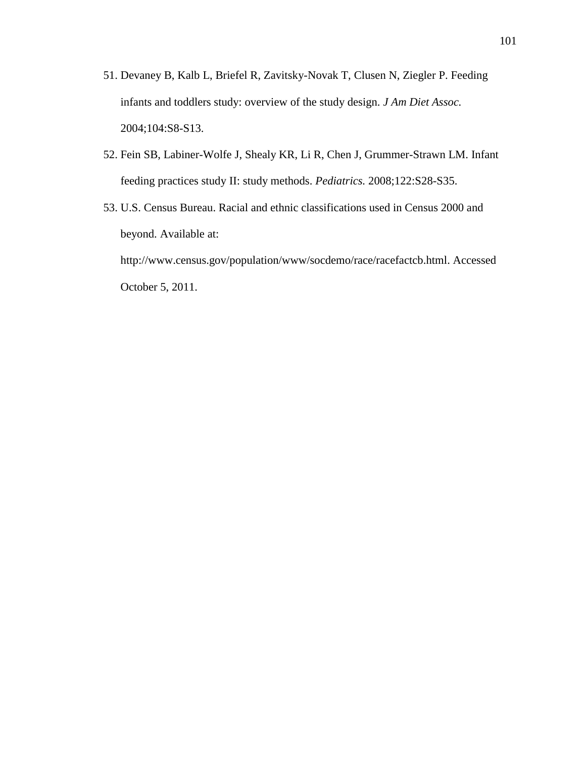51. Devaney B, Kalb L, Briefel R, Zavitsky-Novak T, Clusen N, Ziegler P. Feeding infants and toddlers study: overview of the study design. *J Am Diet Assoc.* 2004;104:S8-S13.
52. Fein SB, Labiner-Wolfe J, Shealy KR, Li R, Chen J, Grummer-Strawn LM. Infant feeding practices study II: study methods. *Pediatrics.* 2008;122:S28-S35.
53. U.S. Census Bureau. Racial and ethnic classifications used in Census 2000 and beyond. Available at: http://www.census.gov/population/www/socdemo/race/racefactcb.html. Accessed October 5, 2011.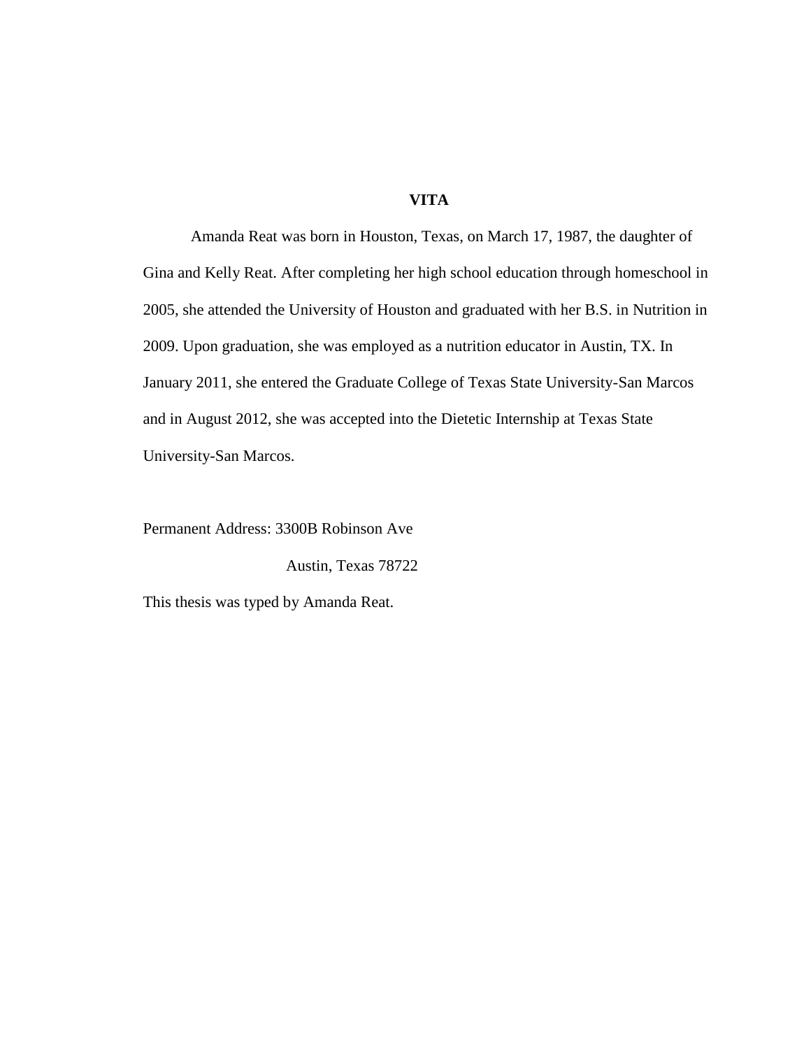## VITA

Amanda Reat was born in Houston, Texas, on March 17, 1987, the daughter of Gina and Kelly Reat. After completing her high school education through homeschool in 2005, she attended the University of Houston and graduated with her B.S. in Nutrition in 2009. Upon graduation, she was employed as a nutrition educator in Austin, TX. In January 2011, she entered the Graduate College of Texas State University-San Marcos and in August 2012, she was accepted into the Dietetic Internship at Texas State University-San Marcos.

Permanent Address: 3300B Robinson Ave

Austin, Texas 78722

This thesis was typed by Amanda Reat.